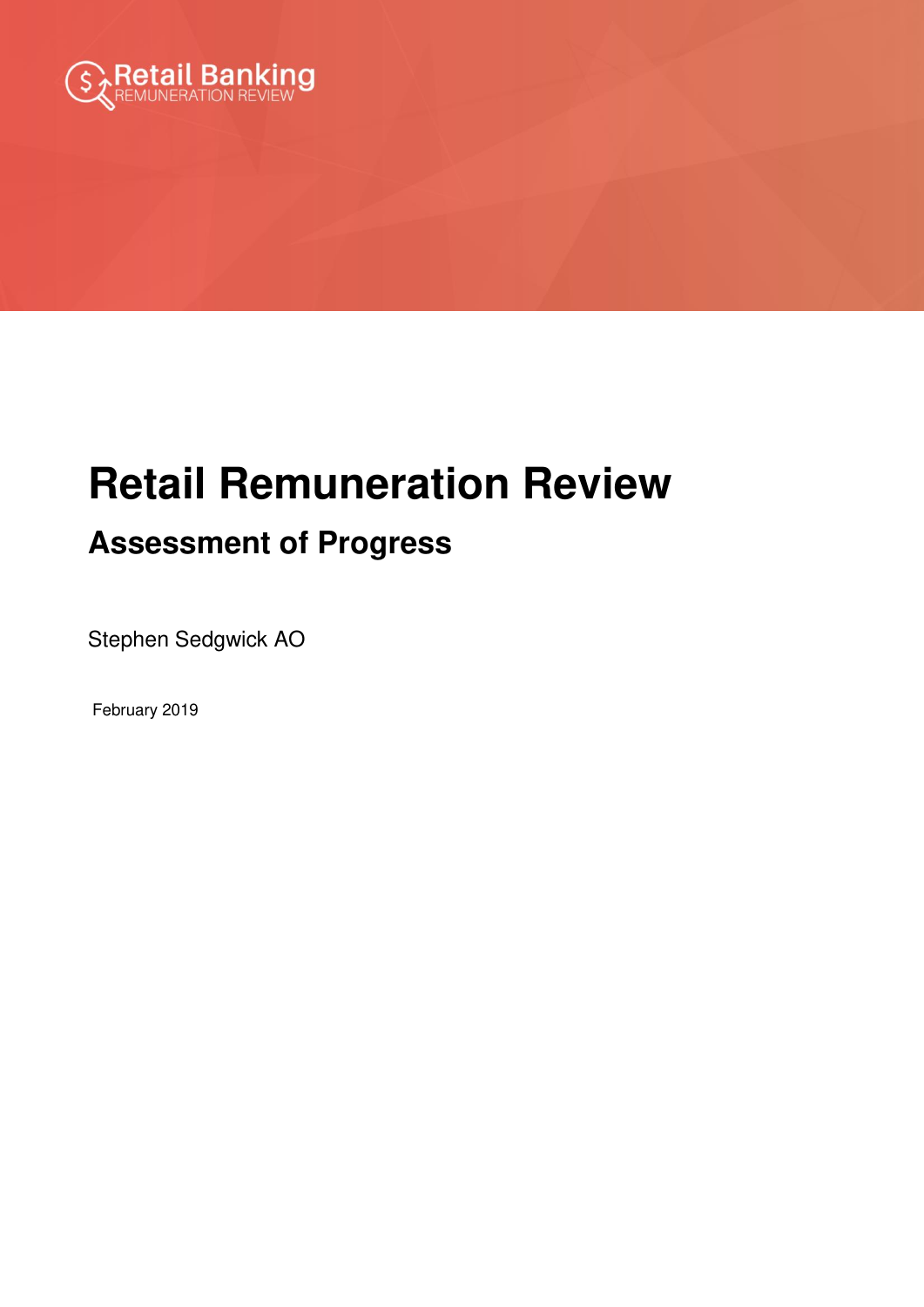Retail Banking
REMUNERATION REVIEW

# Retail Remuneration Review

## Assessment of Progress

Stephen Sedgwick AO

February 2019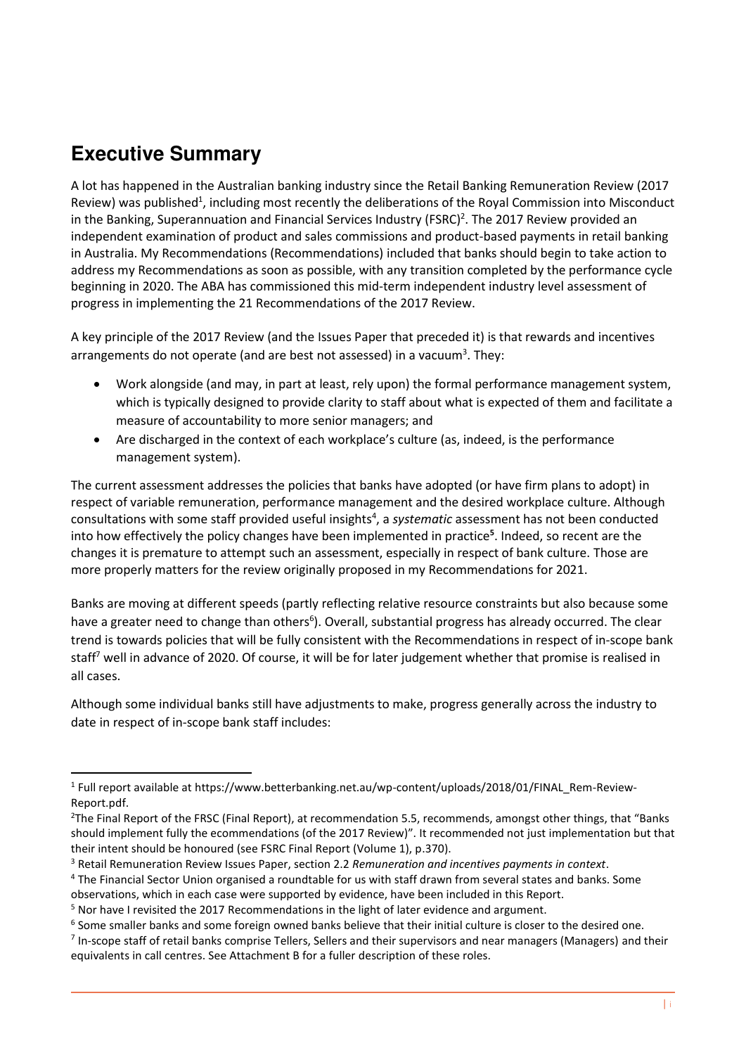# Executive Summary

A lot has happened in the Australian banking industry since the Retail Banking Remuneration Review (2017 Review) was published[1], including most recently the deliberations of the Royal Commission into Misconduct in the Banking, Superannuation and Financial Services Industry (FSRC)[2]. The 2017 Review provided an independent examination of product and sales commissions and product-based payments in retail banking in Australia. My Recommendations (Recommendations) included that banks should begin to take action to address my Recommendations as soon as possible, with any transition completed by the performance cycle beginning in 2020. The ABA has commissioned this mid-term independent industry level assessment of progress in implementing the 21 Recommendations of the 2017 Review.

A key principle of the 2017 Review (and the Issues Paper that preceded it) is that rewards and incentives arrangements do not operate (and are best not assessed) in a vacuum[3]. They:

- Work alongside (and may, in part at least, rely upon) the formal performance management system, which is typically designed to provide clarity to staff about what is expected of them and facilitate a measure of accountability to more senior managers; and
- Are discharged in the context of each workplace's culture (as, indeed, is the performance management system).

The current assessment addresses the policies that banks have adopted (or have firm plans to adopt) in respect of variable remuneration, performance management and the desired workplace culture. Although consultations with some staff provided useful insights[4], a *systematic* assessment has not been conducted into how effectively the policy changes have been implemented in practice[5]. Indeed, so recent are the changes it is premature to attempt such an assessment, especially in respect of bank culture. Those are more properly matters for the review originally proposed in my Recommendations for 2021.

Banks are moving at different speeds (partly reflecting relative resource constraints but also because some have a greater need to change than others[6]). Overall, substantial progress has already occurred. The clear trend is towards policies that will be fully consistent with the Recommendations in respect of in-scope bank staff[7] well in advance of 2020. Of course, it will be for later judgement whether that promise is realised in all cases.

Although some individual banks still have adjustments to make, progress generally across the industry to date in respect of in-scope bank staff includes:

---

[1] Full report available at https://www.betterbanking.net.au/wp-content/uploads/2018/01/FINAL_Rem-Review-Report.pdf.

[2] The Final Report of the FRSC (Final Report), at recommendation 5.5, recommends, amongst other things, that "Banks should implement fully the ecommendations (of the 2017 Review)". It recommended not just implementation but that their intent should be honoured (see FSRC Final Report (Volume 1), p.370).

[3] Retail Remuneration Review Issues Paper, section 2.2 *Remuneration and incentives payments in context*.

[4] The Financial Sector Union organised a roundtable for us with staff drawn from several states and banks. Some observations, which in each case were supported by evidence, have been included in this Report.

[5] Nor have I revisited the 2017 Recommendations in the light of later evidence and argument.

[6] Some smaller banks and some foreign owned banks believe that their initial culture is closer to the desired one.

[7] In-scope staff of retail banks comprise Tellers, Sellers and their supervisors and near managers (Managers) and their equivalents in call centres. See Attachment B for a fuller description of these roles.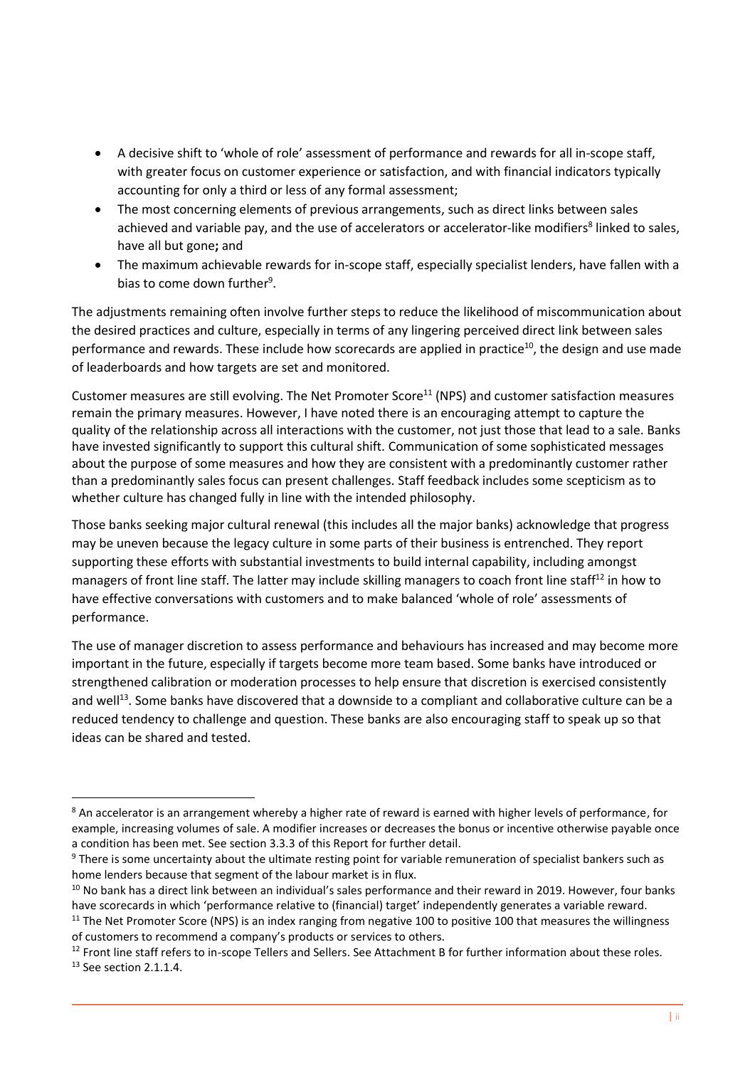- A decisive shift to 'whole of role' assessment of performance and rewards for all in-scope staff, with greater focus on customer experience or satisfaction, and with financial indicators typically accounting for only a third or less of any formal assessment;
- The most concerning elements of previous arrangements, such as direct links between sales achieved and variable pay, and the use of accelerators or accelerator-like modifiers[8] linked to sales, have all but gone**;** and
- The maximum achievable rewards for in-scope staff, especially specialist lenders, have fallen with a bias to come down further[9].

The adjustments remaining often involve further steps to reduce the likelihood of miscommunication about the desired practices and culture, especially in terms of any lingering perceived direct link between sales performance and rewards. These include how scorecards are applied in practice[10], the design and use made of leaderboards and how targets are set and monitored.

Customer measures are still evolving. The Net Promoter Score[11] (NPS) and customer satisfaction measures remain the primary measures. However, I have noted there is an encouraging attempt to capture the quality of the relationship across all interactions with the customer, not just those that lead to a sale. Banks have invested significantly to support this cultural shift. Communication of some sophisticated messages about the purpose of some measures and how they are consistent with a predominantly customer rather than a predominantly sales focus can present challenges. Staff feedback includes some scepticism as to whether culture has changed fully in line with the intended philosophy.

Those banks seeking major cultural renewal (this includes all the major banks) acknowledge that progress may be uneven because the legacy culture in some parts of their business is entrenched. They report supporting these efforts with substantial investments to build internal capability, including amongst managers of front line staff. The latter may include skilling managers to coach front line staff[12] in how to have effective conversations with customers and to make balanced 'whole of role' assessments of performance.

The use of manager discretion to assess performance and behaviours has increased and may become more important in the future, especially if targets become more team based. Some banks have introduced or strengthened calibration or moderation processes to help ensure that discretion is exercised consistently and well[13]. Some banks have discovered that a downside to a compliant and collaborative culture can be a reduced tendency to challenge and question. These banks are also encouraging staff to speak up so that ideas can be shared and tested.

---

[8] An accelerator is an arrangement whereby a higher rate of reward is earned with higher levels of performance, for example, increasing volumes of sale. A modifier increases or decreases the bonus or incentive otherwise payable once a condition has been met. See section 3.3.3 of this Report for further detail.

[9] There is some uncertainty about the ultimate resting point for variable remuneration of specialist bankers such as home lenders because that segment of the labour market is in flux.

[10] No bank has a direct link between an individual's sales performance and their reward in 2019. However, four banks have scorecards in which 'performance relative to (financial) target' independently generates a variable reward.

[11] The Net Promoter Score (NPS) is an index ranging from negative 100 to positive 100 that measures the willingness of customers to recommend a company's products or services to others.

[12] Front line staff refers to in-scope Tellers and Sellers. See Attachment B for further information about these roles.

[13] See section 2.1.1.4.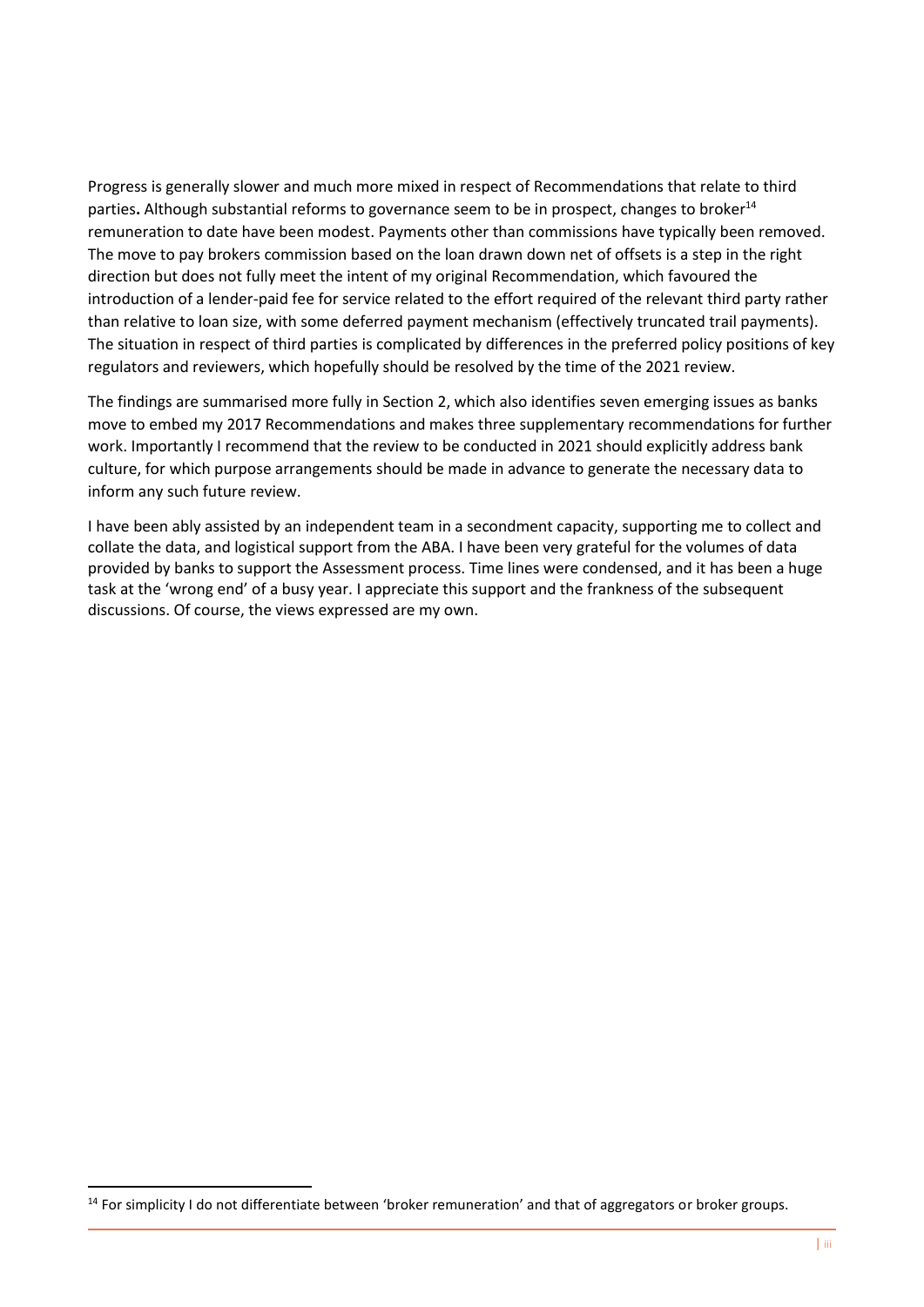Progress is generally slower and much more mixed in respect of Recommendations that relate to third parties**.** Although substantial reforms to governance seem to be in prospect, changes to broker[14] remuneration to date have been modest. Payments other than commissions have typically been removed. The move to pay brokers commission based on the loan drawn down net of offsets is a step in the right direction but does not fully meet the intent of my original Recommendation, which favoured the introduction of a lender-paid fee for service related to the effort required of the relevant third party rather than relative to loan size, with some deferred payment mechanism (effectively truncated trail payments). The situation in respect of third parties is complicated by differences in the preferred policy positions of key regulators and reviewers, which hopefully should be resolved by the time of the 2021 review.

The findings are summarised more fully in Section 2, which also identifies seven emerging issues as banks move to embed my 2017 Recommendations and makes three supplementary recommendations for further work. Importantly I recommend that the review to be conducted in 2021 should explicitly address bank culture, for which purpose arrangements should be made in advance to generate the necessary data to inform any such future review.

I have been ably assisted by an independent team in a secondment capacity, supporting me to collect and collate the data, and logistical support from the ABA. I have been very grateful for the volumes of data provided by banks to support the Assessment process. Time lines were condensed, and it has been a huge task at the 'wrong end' of a busy year. I appreciate this support and the frankness of the subsequent discussions. Of course, the views expressed are my own.

[14] For simplicity I do not differentiate between 'broker remuneration' and that of aggregators or broker groups.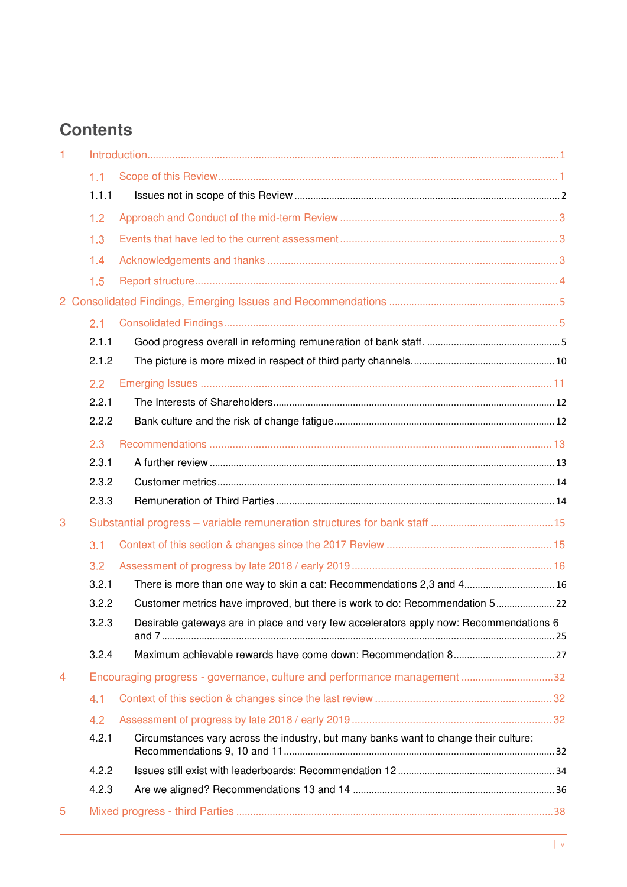# Contents

1 Introduction ........ 1

1.1 Scope of this Review ........ 1

1.1.1 Issues not in scope of this Review ........ 2

1.2 Approach and Conduct of the mid-term Review ........ 3

1.3 Events that have led to the current assessment ........ 3

1.4 Acknowledgements and thanks ........ 3

1.5 Report structure ........ 4

2 Consolidated Findings, Emerging Issues and Recommendations ........ 5

2.1 Consolidated Findings ........ 5

2.1.1 Good progress overall in reforming remuneration of bank staff. ........ 5

2.1.2 The picture is more mixed in respect of third party channels. ........ 10

2.2 Emerging Issues ........ 11

2.2.1 The Interests of Shareholders ........ 12

2.2.2 Bank culture and the risk of change fatigue ........ 12

2.3 Recommendations ........ 13

2.3.1 A further review ........ 13

2.3.2 Customer metrics ........ 14

2.3.3 Remuneration of Third Parties ........ 14

3 Substantial progress – variable remuneration structures for bank staff ........ 15

3.1 Context of this section & changes since the 2017 Review ........ 15

3.2 Assessment of progress by late 2018 / early 2019 ........ 16

3.2.1 There is more than one way to skin a cat: Recommendations 2,3 and 4 ........ 16

3.2.2 Customer metrics have improved, but there is work to do: Recommendation 5 ........ 22

3.2.3 Desirable gateways are in place and very few accelerators apply now: Recommendations 6 and 7 ........ 25

3.2.4 Maximum achievable rewards have come down: Recommendation 8 ........ 27

4 Encouraging progress - governance, culture and performance management ........ 32

4.1 Context of this section & changes since the last review ........ 32

4.2 Assessment of progress by late 2018 / early 2019 ........ 32

4.2.1 Circumstances vary across the industry, but many banks want to change their culture: Recommendations 9, 10 and 11 ........ 32

4.2.2 Issues still exist with leaderboards: Recommendation 12 ........ 34

4.2.3 Are we aligned? Recommendations 13 and 14 ........ 36

5 Mixed progress - third Parties ........ 38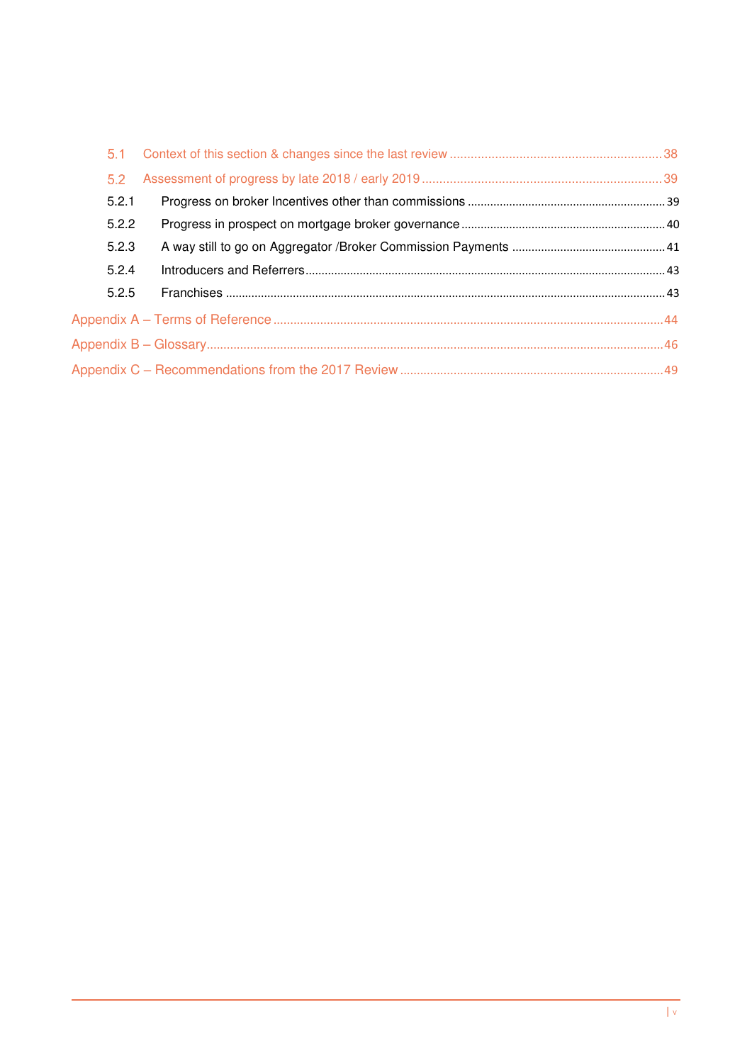5.1 Context of this section & changes since the last review ............................................................ 38

5.2 Assessment of progress by late 2018 / early 2019 .................................................................... 39

5.2.1 Progress on broker Incentives other than commissions ............................................................ 39

5.2.2 Progress in prospect on mortgage broker governance .............................................................. 40

5.2.3 A way still to go on Aggregator /Broker Commission Payments ............................................... 41

5.2.4 Introducers and Referrers ................................................................................................................ 43

5.2.5 Franchises ......................................................................................................................................... 43

Appendix A – Terms of Reference ..................................................................................................... 44

Appendix B – Glossary ......................................................................................................................... 46

Appendix C – Recommendations from the 2017 Review .............................................................. 49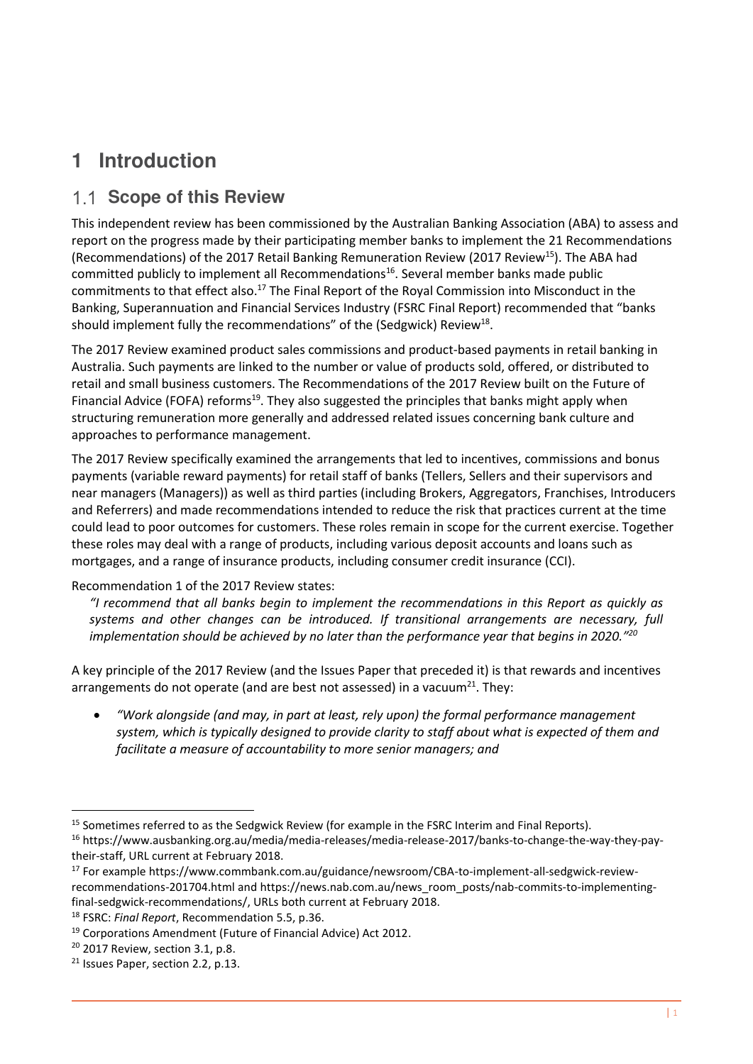# 1 Introduction

## 1.1 Scope of this Review

This independent review has been commissioned by the Australian Banking Association (ABA) to assess and report on the progress made by their participating member banks to implement the 21 Recommendations (Recommendations) of the 2017 Retail Banking Remuneration Review (2017 Review[15]). The ABA had committed publicly to implement all Recommendations[16]. Several member banks made public commitments to that effect also.[17] The Final Report of the Royal Commission into Misconduct in the Banking, Superannuation and Financial Services Industry (FSRC Final Report) recommended that "banks should implement fully the recommendations" of the (Sedgwick) Review[18].

The 2017 Review examined product sales commissions and product-based payments in retail banking in Australia. Such payments are linked to the number or value of products sold, offered, or distributed to retail and small business customers. The Recommendations of the 2017 Review built on the Future of Financial Advice (FOFA) reforms[19]. They also suggested the principles that banks might apply when structuring remuneration more generally and addressed related issues concerning bank culture and approaches to performance management.

The 2017 Review specifically examined the arrangements that led to incentives, commissions and bonus payments (variable reward payments) for retail staff of banks (Tellers, Sellers and their supervisors and near managers (Managers)) as well as third parties (including Brokers, Aggregators, Franchises, Introducers and Referrers) and made recommendations intended to reduce the risk that practices current at the time could lead to poor outcomes for customers. These roles remain in scope for the current exercise. Together these roles may deal with a range of products, including various deposit accounts and loans such as mortgages, and a range of insurance products, including consumer credit insurance (CCI).

Recommendation 1 of the 2017 Review states:

> *"I recommend that all banks begin to implement the recommendations in this Report as quickly as systems and other changes can be introduced. If transitional arrangements are necessary, full implementation should be achieved by no later than the performance year that begins in 2020."*[20]

A key principle of the 2017 Review (and the Issues Paper that preceded it) is that rewards and incentives arrangements do not operate (and are best not assessed) in a vacuum[21]. They:

- *"Work alongside (and may, in part at least, rely upon) the formal performance management system, which is typically designed to provide clarity to staff about what is expected of them and facilitate a measure of accountability to more senior managers; and*

---

[15] Sometimes referred to as the Sedgwick Review (for example in the FSRC Interim and Final Reports).

[16] https://www.ausbanking.org.au/media/media-releases/media-release-2017/banks-to-change-the-way-they-pay-their-staff, URL current at February 2018.

[17] For example https://www.commbank.com.au/guidance/newsroom/CBA-to-implement-all-sedgwick-review-recommendations-201704.html and https://news.nab.com.au/news_room_posts/nab-commits-to-implementing-final-sedgwick-recommendations/, URLs both current at February 2018.

[18] FSRC: *Final Report*, Recommendation 5.5, p.36.

[19] Corporations Amendment (Future of Financial Advice) Act 2012.

[20] 2017 Review, section 3.1, p.8.

[21] Issues Paper, section 2.2, p.13.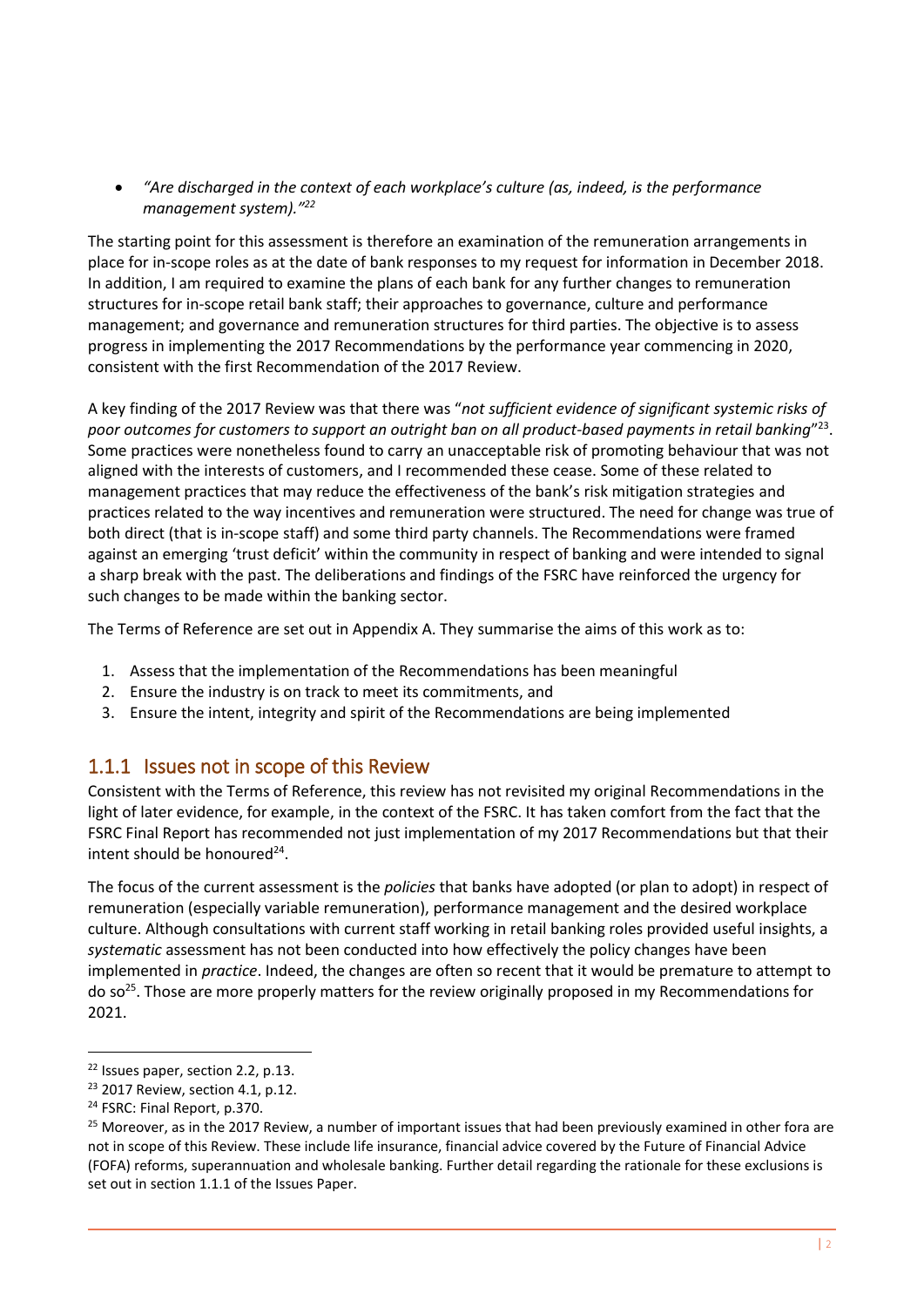- *"Are discharged in the context of each workplace's culture (as, indeed, is the performance management system)."*[22]

The starting point for this assessment is therefore an examination of the remuneration arrangements in place for in-scope roles as at the date of bank responses to my request for information in December 2018. In addition, I am required to examine the plans of each bank for any further changes to remuneration structures for in-scope retail bank staff; their approaches to governance, culture and performance management; and governance and remuneration structures for third parties. The objective is to assess progress in implementing the 2017 Recommendations by the performance year commencing in 2020, consistent with the first Recommendation of the 2017 Review.

A key finding of the 2017 Review was that there was "*not sufficient evidence of significant systemic risks of poor outcomes for customers to support an outright ban on all product-based payments in retail banking*"[23]. Some practices were nonetheless found to carry an unacceptable risk of promoting behaviour that was not aligned with the interests of customers, and I recommended these cease. Some of these related to management practices that may reduce the effectiveness of the bank's risk mitigation strategies and practices related to the way incentives and remuneration were structured. The need for change was true of both direct (that is in-scope staff) and some third party channels. The Recommendations were framed against an emerging 'trust deficit' within the community in respect of banking and were intended to signal a sharp break with the past. The deliberations and findings of the FSRC have reinforced the urgency for such changes to be made within the banking sector.

The Terms of Reference are set out in Appendix A. They summarise the aims of this work as to:

1. Assess that the implementation of the Recommendations has been meaningful
2. Ensure the industry is on track to meet its commitments, and
3. Ensure the intent, integrity and spirit of the Recommendations are being implemented

### 1.1.1 Issues not in scope of this Review

Consistent with the Terms of Reference, this review has not revisited my original Recommendations in the light of later evidence, for example, in the context of the FSRC. It has taken comfort from the fact that the FSRC Final Report has recommended not just implementation of my 2017 Recommendations but that their intent should be honoured[24].

The focus of the current assessment is the *policies* that banks have adopted (or plan to adopt) in respect of remuneration (especially variable remuneration), performance management and the desired workplace culture. Although consultations with current staff working in retail banking roles provided useful insights, a *systematic* assessment has not been conducted into how effectively the policy changes have been implemented in *practice*. Indeed, the changes are often so recent that it would be premature to attempt to do so[25]. Those are more properly matters for the review originally proposed in my Recommendations for 2021.

---

[22] Issues paper, section 2.2, p.13.

[23] 2017 Review, section 4.1, p.12.

[24] FSRC: Final Report, p.370.

[25] Moreover, as in the 2017 Review, a number of important issues that had been previously examined in other fora are not in scope of this Review. These include life insurance, financial advice covered by the Future of Financial Advice (FOFA) reforms, superannuation and wholesale banking. Further detail regarding the rationale for these exclusions is set out in section 1.1.1 of the Issues Paper.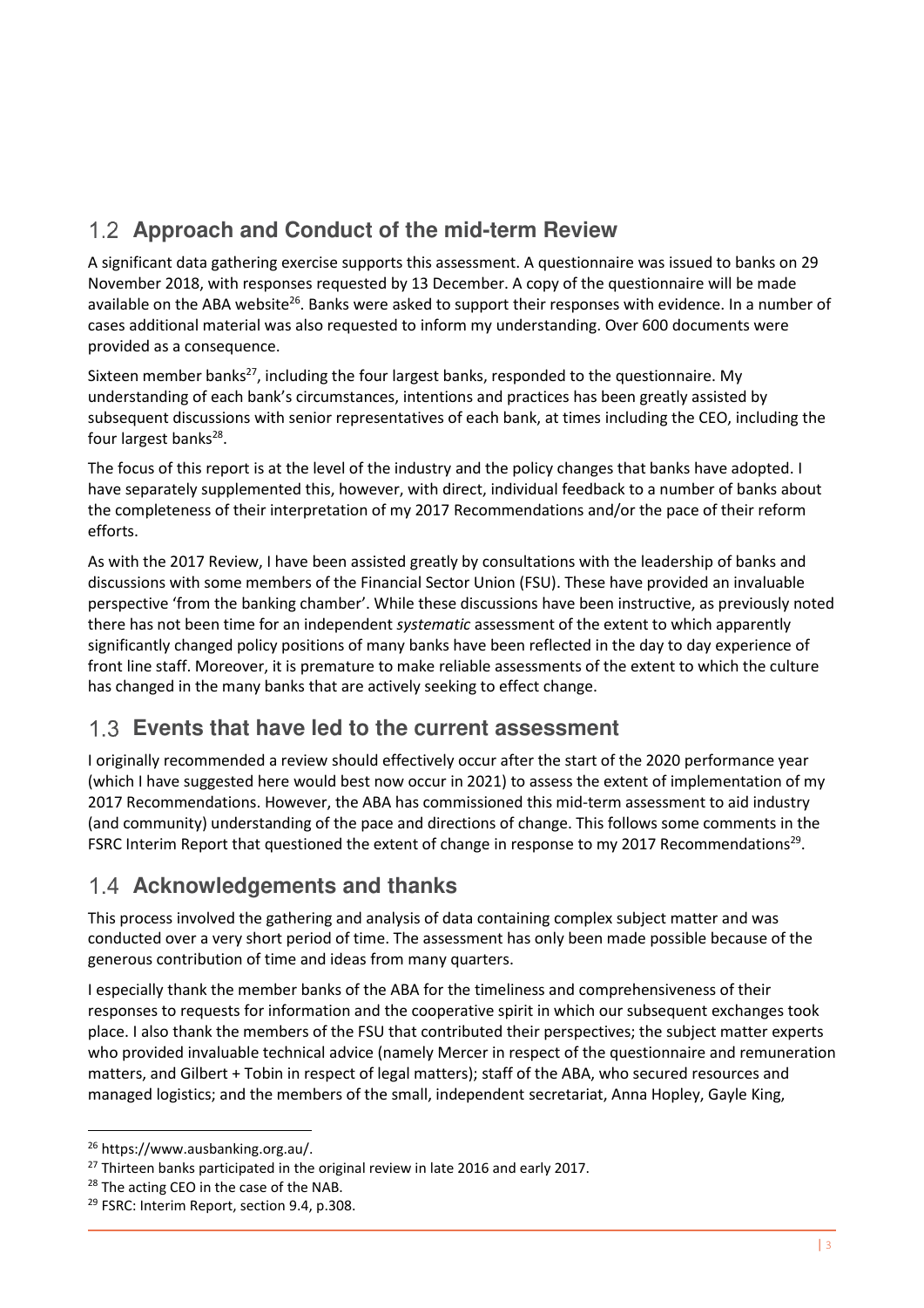## 1.2 Approach and Conduct of the mid-term Review

A significant data gathering exercise supports this assessment. A questionnaire was issued to banks on 29 November 2018, with responses requested by 13 December. A copy of the questionnaire will be made available on the ABA website[26]. Banks were asked to support their responses with evidence. In a number of cases additional material was also requested to inform my understanding. Over 600 documents were provided as a consequence.

Sixteen member banks[27], including the four largest banks, responded to the questionnaire. My understanding of each bank's circumstances, intentions and practices has been greatly assisted by subsequent discussions with senior representatives of each bank, at times including the CEO, including the four largest banks[28].

The focus of this report is at the level of the industry and the policy changes that banks have adopted. I have separately supplemented this, however, with direct, individual feedback to a number of banks about the completeness of their interpretation of my 2017 Recommendations and/or the pace of their reform efforts.

As with the 2017 Review, I have been assisted greatly by consultations with the leadership of banks and discussions with some members of the Financial Sector Union (FSU). These have provided an invaluable perspective 'from the banking chamber'. While these discussions have been instructive, as previously noted there has not been time for an independent *systematic* assessment of the extent to which apparently significantly changed policy positions of many banks have been reflected in the day to day experience of front line staff. Moreover, it is premature to make reliable assessments of the extent to which the culture has changed in the many banks that are actively seeking to effect change.

## 1.3 Events that have led to the current assessment

I originally recommended a review should effectively occur after the start of the 2020 performance year (which I have suggested here would best now occur in 2021) to assess the extent of implementation of my 2017 Recommendations. However, the ABA has commissioned this mid-term assessment to aid industry (and community) understanding of the pace and directions of change. This follows some comments in the FSRC Interim Report that questioned the extent of change in response to my 2017 Recommendations[29].

## 1.4 Acknowledgements and thanks

This process involved the gathering and analysis of data containing complex subject matter and was conducted over a very short period of time. The assessment has only been made possible because of the generous contribution of time and ideas from many quarters.

I especially thank the member banks of the ABA for the timeliness and comprehensiveness of their responses to requests for information and the cooperative spirit in which our subsequent exchanges took place. I also thank the members of the FSU that contributed their perspectives; the subject matter experts who provided invaluable technical advice (namely Mercer in respect of the questionnaire and remuneration matters, and Gilbert + Tobin in respect of legal matters); staff of the ABA, who secured resources and managed logistics; and the members of the small, independent secretariat, Anna Hopley, Gayle King,

---

[26] https://www.ausbanking.org.au/.

[27] Thirteen banks participated in the original review in late 2016 and early 2017.

[28] The acting CEO in the case of the NAB.

[29] FSRC: Interim Report, section 9.4, p.308.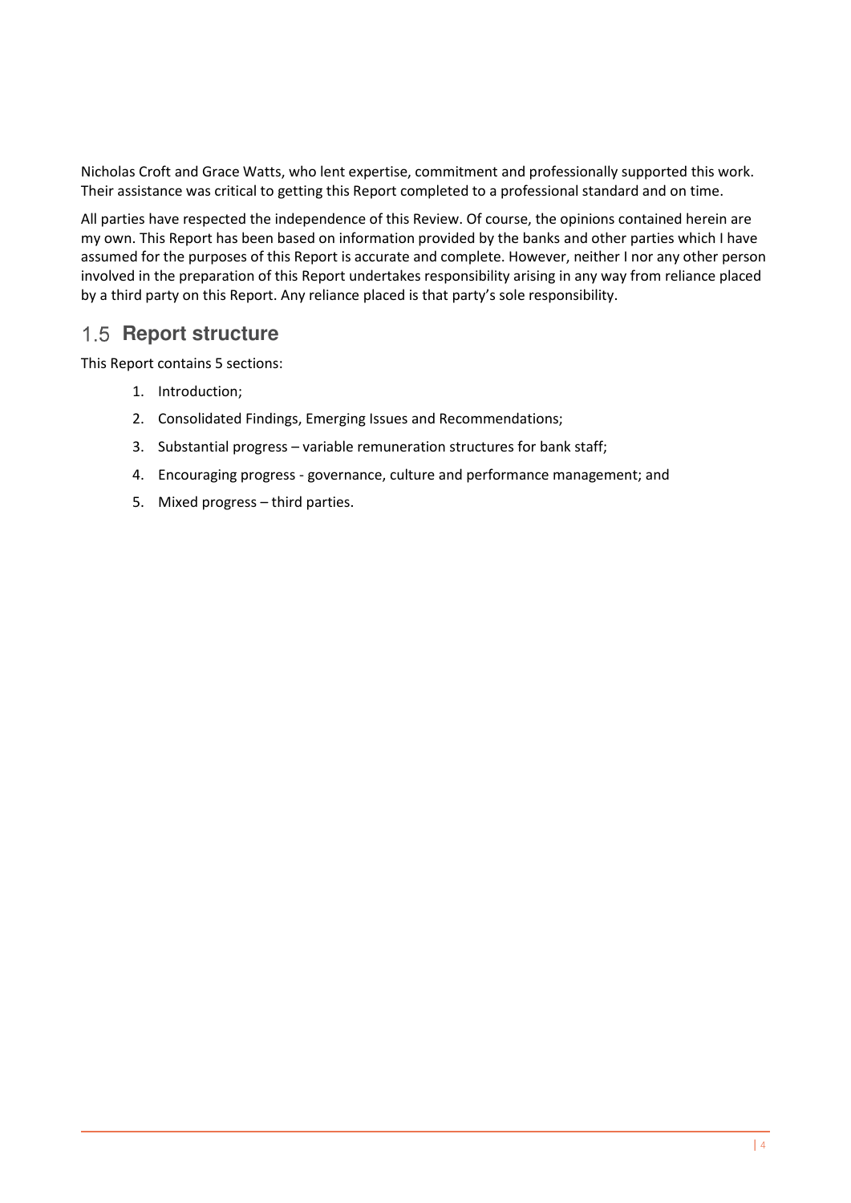Nicholas Croft and Grace Watts, who lent expertise, commitment and professionally supported this work. Their assistance was critical to getting this Report completed to a professional standard and on time.

All parties have respected the independence of this Review. Of course, the opinions contained herein are my own. This Report has been based on information provided by the banks and other parties which I have assumed for the purposes of this Report is accurate and complete. However, neither I nor any other person involved in the preparation of this Report undertakes responsibility arising in any way from reliance placed by a third party on this Report. Any reliance placed is that party's sole responsibility.

## 1.5 Report structure

This Report contains 5 sections:

1. Introduction;
2. Consolidated Findings, Emerging Issues and Recommendations;
3. Substantial progress – variable remuneration structures for bank staff;
4. Encouraging progress - governance, culture and performance management; and
5. Mixed progress – third parties.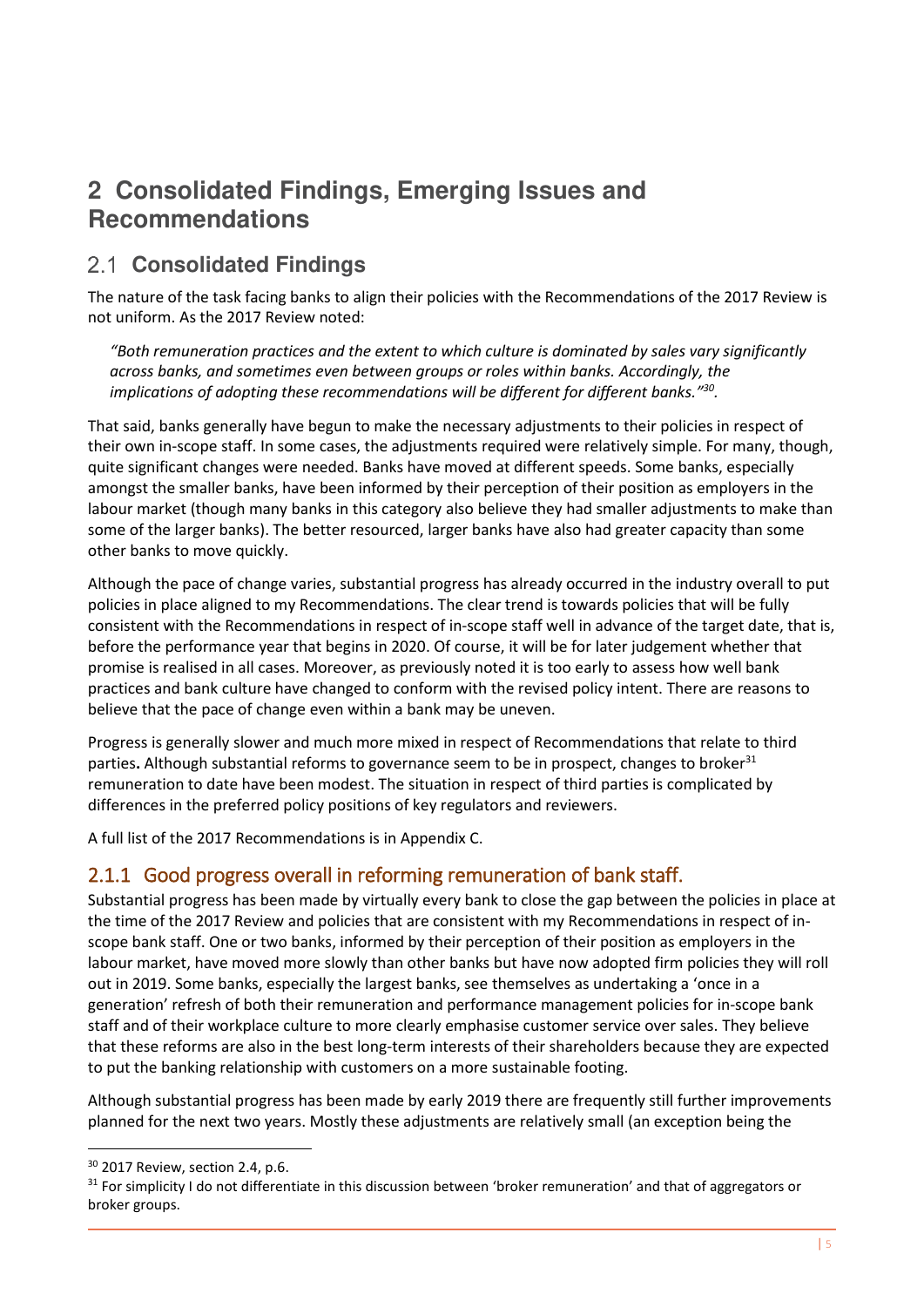# 2 Consolidated Findings, Emerging Issues and Recommendations

## 2.1 Consolidated Findings

The nature of the task facing banks to align their policies with the Recommendations of the 2017 Review is not uniform. As the 2017 Review noted:

> *"Both remuneration practices and the extent to which culture is dominated by sales vary significantly across banks, and sometimes even between groups or roles within banks. Accordingly, the implications of adopting these recommendations will be different for different banks."[30].*

That said, banks generally have begun to make the necessary adjustments to their policies in respect of their own in-scope staff. In some cases, the adjustments required were relatively simple. For many, though, quite significant changes were needed. Banks have moved at different speeds. Some banks, especially amongst the smaller banks, have been informed by their perception of their position as employers in the labour market (though many banks in this category also believe they had smaller adjustments to make than some of the larger banks). The better resourced, larger banks have also had greater capacity than some other banks to move quickly.

Although the pace of change varies, substantial progress has already occurred in the industry overall to put policies in place aligned to my Recommendations. The clear trend is towards policies that will be fully consistent with the Recommendations in respect of in-scope staff well in advance of the target date, that is, before the performance year that begins in 2020. Of course, it will be for later judgement whether that promise is realised in all cases. Moreover, as previously noted it is too early to assess how well bank practices and bank culture have changed to conform with the revised policy intent. There are reasons to believe that the pace of change even within a bank may be uneven.

Progress is generally slower and much more mixed in respect of Recommendations that relate to third parties**.** Although substantial reforms to governance seem to be in prospect, changes to broker[31] remuneration to date have been modest. The situation in respect of third parties is complicated by differences in the preferred policy positions of key regulators and reviewers.

A full list of the 2017 Recommendations is in Appendix C.

### 2.1.1 Good progress overall in reforming remuneration of bank staff.

Substantial progress has been made by virtually every bank to close the gap between the policies in place at the time of the 2017 Review and policies that are consistent with my Recommendations in respect of in-scope bank staff. One or two banks, informed by their perception of their position as employers in the labour market, have moved more slowly than other banks but have now adopted firm policies they will roll out in 2019. Some banks, especially the largest banks, see themselves as undertaking a 'once in a generation' refresh of both their remuneration and performance management policies for in-scope bank staff and of their workplace culture to more clearly emphasise customer service over sales. They believe that these reforms are also in the best long-term interests of their shareholders because they are expected to put the banking relationship with customers on a more sustainable footing.

Although substantial progress has been made by early 2019 there are frequently still further improvements planned for the next two years. Mostly these adjustments are relatively small (an exception being the

---

[30] 2017 Review, section 2.4, p.6.

[31] For simplicity I do not differentiate in this discussion between 'broker remuneration' and that of aggregators or broker groups.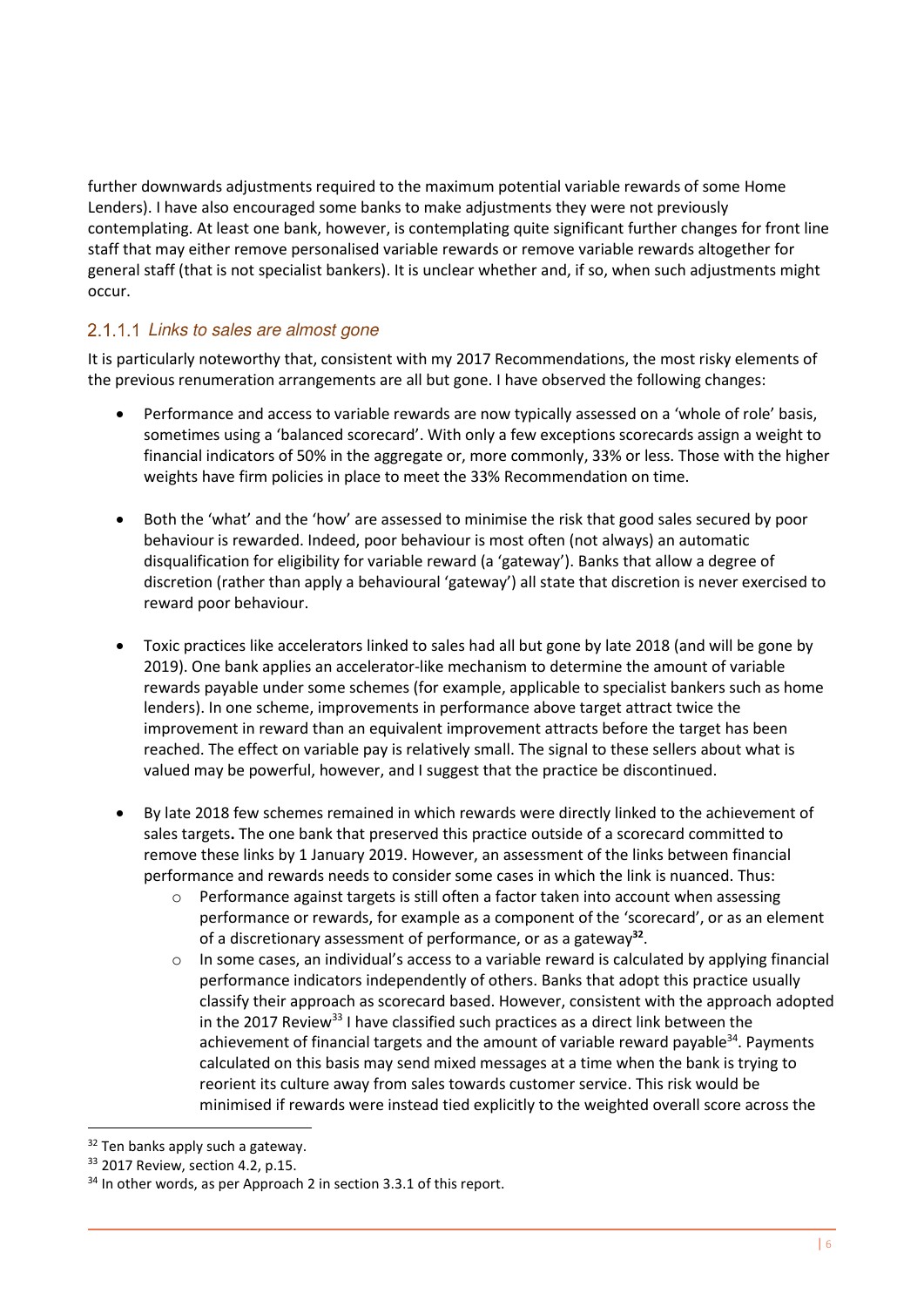further downwards adjustments required to the maximum potential variable rewards of some Home Lenders). I have also encouraged some banks to make adjustments they were not previously contemplating. At least one bank, however, is contemplating quite significant further changes for front line staff that may either remove personalised variable rewards or remove variable rewards altogether for general staff (that is not specialist bankers). It is unclear whether and, if so, when such adjustments might occur.

#### 2.1.1.1 *Links to sales are almost gone*

It is particularly noteworthy that, consistent with my 2017 Recommendations, the most risky elements of the previous renumeration arrangements are all but gone. I have observed the following changes:

- Performance and access to variable rewards are now typically assessed on a 'whole of role' basis, sometimes using a 'balanced scorecard'. With only a few exceptions scorecards assign a weight to financial indicators of 50% in the aggregate or, more commonly, 33% or less. Those with the higher weights have firm policies in place to meet the 33% Recommendation on time.

- Both the 'what' and the 'how' are assessed to minimise the risk that good sales secured by poor behaviour is rewarded. Indeed, poor behaviour is most often (not always) an automatic disqualification for eligibility for variable reward (a 'gateway'). Banks that allow a degree of discretion (rather than apply a behavioural 'gateway') all state that discretion is never exercised to reward poor behaviour.

- Toxic practices like accelerators linked to sales had all but gone by late 2018 (and will be gone by 2019). One bank applies an accelerator-like mechanism to determine the amount of variable rewards payable under some schemes (for example, applicable to specialist bankers such as home lenders). In one scheme, improvements in performance above target attract twice the improvement in reward than an equivalent improvement attracts before the target has been reached. The effect on variable pay is relatively small. The signal to these sellers about what is valued may be powerful, however, and I suggest that the practice be discontinued.

- By late 2018 few schemes remained in which rewards were directly linked to the achievement of sales targets**.** The one bank that preserved this practice outside of a scorecard committed to remove these links by 1 January 2019. However, an assessment of the links between financial performance and rewards needs to consider some cases in which the link is nuanced. Thus:
  - Performance against targets is still often a factor taken into account when assessing performance or rewards, for example as a component of the 'scorecard', or as an element of a discretionary assessment of performance, or as a gateway[32].
  - In some cases, an individual's access to a variable reward is calculated by applying financial performance indicators independently of others. Banks that adopt this practice usually classify their approach as scorecard based. However, consistent with the approach adopted in the 2017 Review[33] I have classified such practices as a direct link between the achievement of financial targets and the amount of variable reward payable[34]. Payments calculated on this basis may send mixed messages at a time when the bank is trying to reorient its culture away from sales towards customer service. This risk would be minimised if rewards were instead tied explicitly to the weighted overall score across the

---

[32] Ten banks apply such a gateway.

[33] 2017 Review, section 4.2, p.15.

[34] In other words, as per Approach 2 in section 3.3.1 of this report.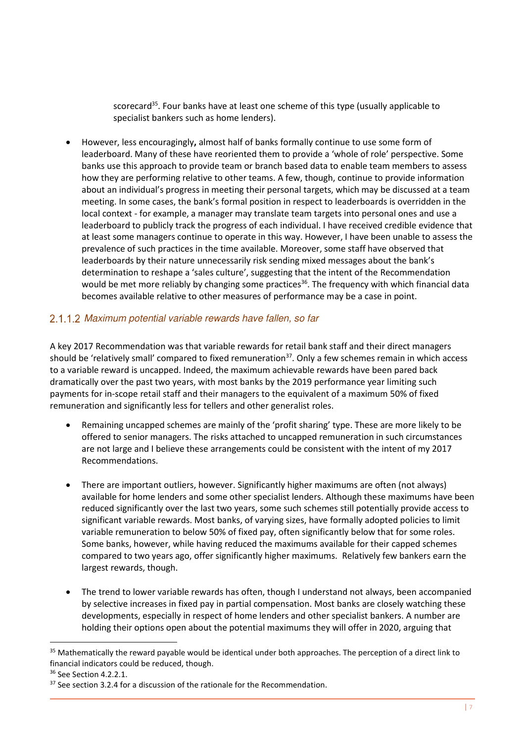scorecard[35]. Four banks have at least one scheme of this type (usually applicable to specialist bankers such as home lenders).

- However, less encouragingly**,** almost half of banks formally continue to use some form of leaderboard. Many of these have reoriented them to provide a 'whole of role' perspective. Some banks use this approach to provide team or branch based data to enable team members to assess how they are performing relative to other teams. A few, though, continue to provide information about an individual's progress in meeting their personal targets, which may be discussed at a team meeting. In some cases, the bank's formal position in respect to leaderboards is overridden in the local context - for example, a manager may translate team targets into personal ones and use a leaderboard to publicly track the progress of each individual. I have received credible evidence that at least some managers continue to operate in this way. However, I have been unable to assess the prevalence of such practices in the time available. Moreover, some staff have observed that leaderboards by their nature unnecessarily risk sending mixed messages about the bank's determination to reshape a 'sales culture', suggesting that the intent of the Recommendation would be met more reliably by changing some practices[36]. The frequency with which financial data becomes available relative to other measures of performance may be a case in point.

#### 2.1.1.2 *Maximum potential variable rewards have fallen, so far*

A key 2017 Recommendation was that variable rewards for retail bank staff and their direct managers should be 'relatively small' compared to fixed remuneration[37]. Only a few schemes remain in which access to a variable reward is uncapped. Indeed, the maximum achievable rewards have been pared back dramatically over the past two years, with most banks by the 2019 performance year limiting such payments for in-scope retail staff and their managers to the equivalent of a maximum 50% of fixed remuneration and significantly less for tellers and other generalist roles.

- Remaining uncapped schemes are mainly of the 'profit sharing' type. These are more likely to be offered to senior managers. The risks attached to uncapped remuneration in such circumstances are not large and I believe these arrangements could be consistent with the intent of my 2017 Recommendations.

- There are important outliers, however. Significantly higher maximums are often (not always) available for home lenders and some other specialist lenders. Although these maximums have been reduced significantly over the last two years, some such schemes still potentially provide access to significant variable rewards. Most banks, of varying sizes, have formally adopted policies to limit variable remuneration to below 50% of fixed pay, often significantly below that for some roles. Some banks, however, while having reduced the maximums available for their capped schemes compared to two years ago, offer significantly higher maximums. Relatively few bankers earn the largest rewards, though.

- The trend to lower variable rewards has often, though I understand not always, been accompanied by selective increases in fixed pay in partial compensation. Most banks are closely watching these developments, especially in respect of home lenders and other specialist bankers. A number are holding their options open about the potential maximums they will offer in 2020, arguing that

---

[35] Mathematically the reward payable would be identical under both approaches. The perception of a direct link to financial indicators could be reduced, though.

[36] See Section 4.2.2.1.

[37] See section 3.2.4 for a discussion of the rationale for the Recommendation.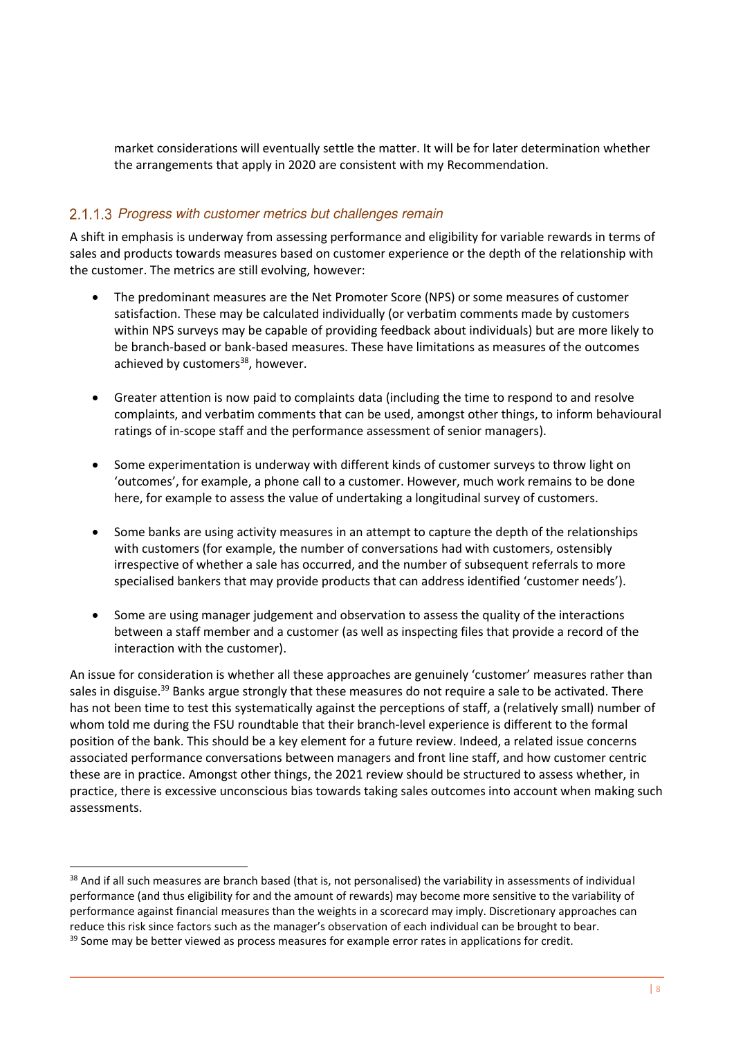market considerations will eventually settle the matter. It will be for later determination whether the arrangements that apply in 2020 are consistent with my Recommendation.

### 2.1.1.3 *Progress with customer metrics but challenges remain*

A shift in emphasis is underway from assessing performance and eligibility for variable rewards in terms of sales and products towards measures based on customer experience or the depth of the relationship with the customer. The metrics are still evolving, however:

- The predominant measures are the Net Promoter Score (NPS) or some measures of customer satisfaction. These may be calculated individually (or verbatim comments made by customers within NPS surveys may be capable of providing feedback about individuals) but are more likely to be branch-based or bank-based measures. These have limitations as measures of the outcomes achieved by customers[38], however.

- Greater attention is now paid to complaints data (including the time to respond to and resolve complaints, and verbatim comments that can be used, amongst other things, to inform behavioural ratings of in-scope staff and the performance assessment of senior managers).

- Some experimentation is underway with different kinds of customer surveys to throw light on 'outcomes', for example, a phone call to a customer. However, much work remains to be done here, for example to assess the value of undertaking a longitudinal survey of customers.

- Some banks are using activity measures in an attempt to capture the depth of the relationships with customers (for example, the number of conversations had with customers, ostensibly irrespective of whether a sale has occurred, and the number of subsequent referrals to more specialised bankers that may provide products that can address identified 'customer needs').

- Some are using manager judgement and observation to assess the quality of the interactions between a staff member and a customer (as well as inspecting files that provide a record of the interaction with the customer).

An issue for consideration is whether all these approaches are genuinely 'customer' measures rather than sales in disguise.[39] Banks argue strongly that these measures do not require a sale to be activated. There has not been time to test this systematically against the perceptions of staff, a (relatively small) number of whom told me during the FSU roundtable that their branch-level experience is different to the formal position of the bank. This should be a key element for a future review. Indeed, a related issue concerns associated performance conversations between managers and front line staff, and how customer centric these are in practice. Amongst other things, the 2021 review should be structured to assess whether, in practice, there is excessive unconscious bias towards taking sales outcomes into account when making such assessments.

---

[38] And if all such measures are branch based (that is, not personalised) the variability in assessments of individual performance (and thus eligibility for and the amount of rewards) may become more sensitive to the variability of performance against financial measures than the weights in a scorecard may imply. Discretionary approaches can reduce this risk since factors such as the manager's observation of each individual can be brought to bear.

[39] Some may be better viewed as process measures for example error rates in applications for credit.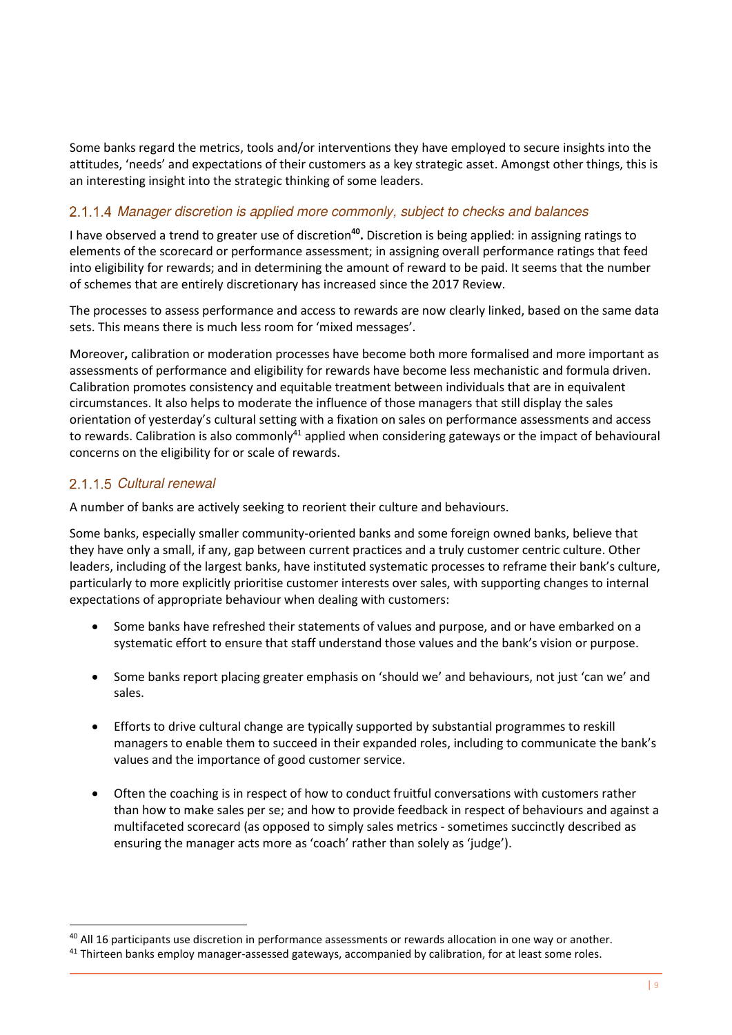Some banks regard the metrics, tools and/or interventions they have employed to secure insights into the attitudes, 'needs' and expectations of their customers as a key strategic asset. Amongst other things, this is an interesting insight into the strategic thinking of some leaders.

#### 2.1.1.4 *Manager discretion is applied more commonly, subject to checks and balances*

I have observed a trend to greater use of discretion[40]**.** Discretion is being applied: in assigning ratings to elements of the scorecard or performance assessment; in assigning overall performance ratings that feed into eligibility for rewards; and in determining the amount of reward to be paid. It seems that the number of schemes that are entirely discretionary has increased since the 2017 Review.

The processes to assess performance and access to rewards are now clearly linked, based on the same data sets. This means there is much less room for 'mixed messages'.

Moreover**,** calibration or moderation processes have become both more formalised and more important as assessments of performance and eligibility for rewards have become less mechanistic and formula driven. Calibration promotes consistency and equitable treatment between individuals that are in equivalent circumstances. It also helps to moderate the influence of those managers that still display the sales orientation of yesterday's cultural setting with a fixation on sales on performance assessments and access to rewards. Calibration is also commonly[41] applied when considering gateways or the impact of behavioural concerns on the eligibility for or scale of rewards.

#### 2.1.1.5 *Cultural renewal*

A number of banks are actively seeking to reorient their culture and behaviours.

Some banks, especially smaller community-oriented banks and some foreign owned banks, believe that they have only a small, if any, gap between current practices and a truly customer centric culture. Other leaders, including of the largest banks, have instituted systematic processes to reframe their bank's culture, particularly to more explicitly prioritise customer interests over sales, with supporting changes to internal expectations of appropriate behaviour when dealing with customers:

- Some banks have refreshed their statements of values and purpose, and or have embarked on a systematic effort to ensure that staff understand those values and the bank's vision or purpose.
- Some banks report placing greater emphasis on 'should we' and behaviours, not just 'can we' and sales.
- Efforts to drive cultural change are typically supported by substantial programmes to reskill managers to enable them to succeed in their expanded roles, including to communicate the bank's values and the importance of good customer service.
- Often the coaching is in respect of how to conduct fruitful conversations with customers rather than how to make sales per se; and how to provide feedback in respect of behaviours and against a multifaceted scorecard (as opposed to simply sales metrics - sometimes succinctly described as ensuring the manager acts more as 'coach' rather than solely as 'judge').

---

[40] All 16 participants use discretion in performance assessments or rewards allocation in one way or another.

[41] Thirteen banks employ manager-assessed gateways, accompanied by calibration, for at least some roles.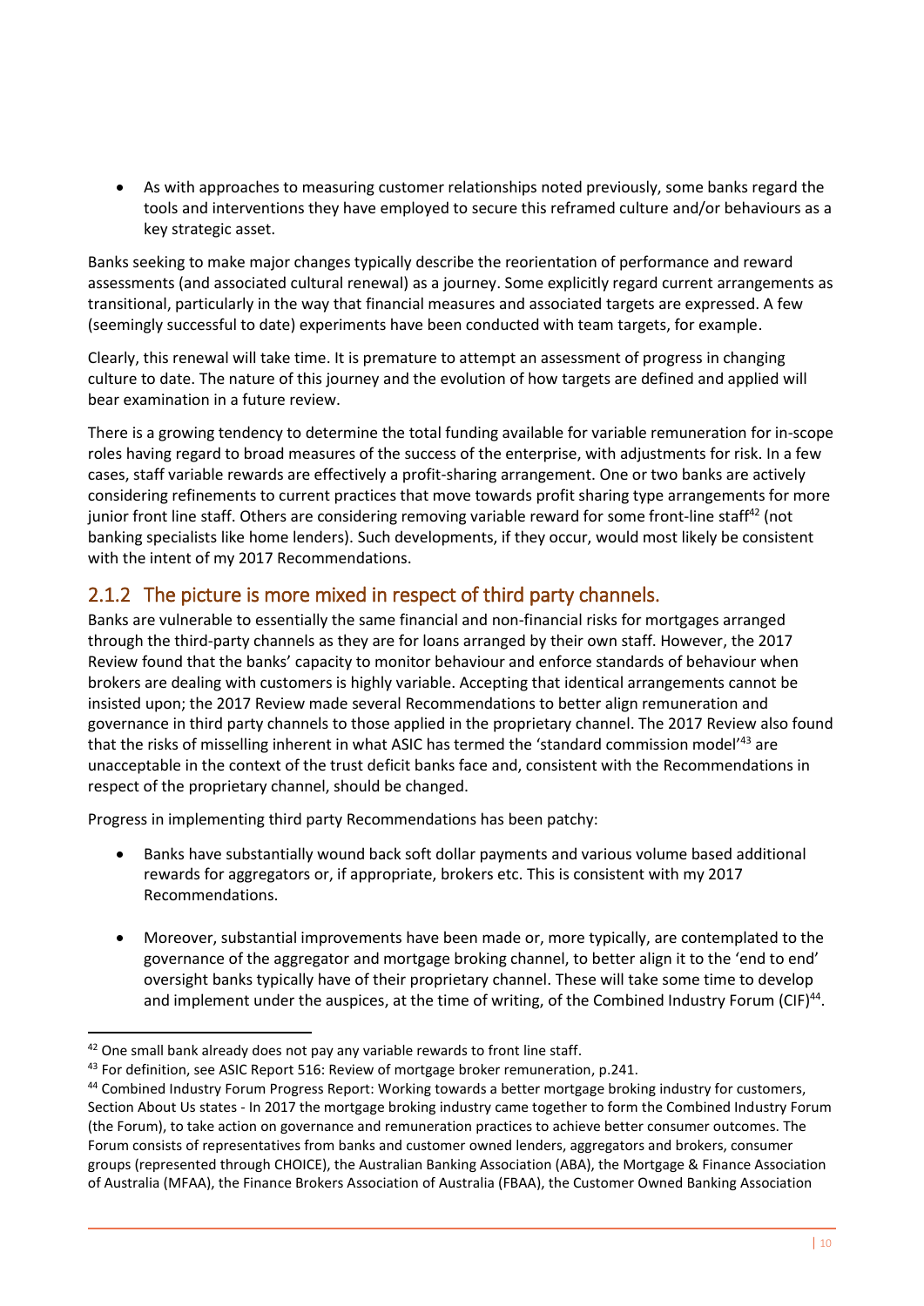- As with approaches to measuring customer relationships noted previously, some banks regard the tools and interventions they have employed to secure this reframed culture and/or behaviours as a key strategic asset.

Banks seeking to make major changes typically describe the reorientation of performance and reward assessments (and associated cultural renewal) as a journey. Some explicitly regard current arrangements as transitional, particularly in the way that financial measures and associated targets are expressed. A few (seemingly successful to date) experiments have been conducted with team targets, for example.

Clearly, this renewal will take time. It is premature to attempt an assessment of progress in changing culture to date. The nature of this journey and the evolution of how targets are defined and applied will bear examination in a future review.

There is a growing tendency to determine the total funding available for variable remuneration for in-scope roles having regard to broad measures of the success of the enterprise, with adjustments for risk. In a few cases, staff variable rewards are effectively a profit-sharing arrangement. One or two banks are actively considering refinements to current practices that move towards profit sharing type arrangements for more junior front line staff. Others are considering removing variable reward for some front-line staff[42] (not banking specialists like home lenders). Such developments, if they occur, would most likely be consistent with the intent of my 2017 Recommendations.

### 2.1.2 The picture is more mixed in respect of third party channels.

Banks are vulnerable to essentially the same financial and non-financial risks for mortgages arranged through the third-party channels as they are for loans arranged by their own staff. However, the 2017 Review found that the banks' capacity to monitor behaviour and enforce standards of behaviour when brokers are dealing with customers is highly variable. Accepting that identical arrangements cannot be insisted upon; the 2017 Review made several Recommendations to better align remuneration and governance in third party channels to those applied in the proprietary channel. The 2017 Review also found that the risks of misselling inherent in what ASIC has termed the 'standard commission model'[43] are unacceptable in the context of the trust deficit banks face and, consistent with the Recommendations in respect of the proprietary channel, should be changed.

Progress in implementing third party Recommendations has been patchy:

- Banks have substantially wound back soft dollar payments and various volume based additional rewards for aggregators or, if appropriate, brokers etc. This is consistent with my 2017 Recommendations.

- Moreover, substantial improvements have been made or, more typically, are contemplated to the governance of the aggregator and mortgage broking channel, to better align it to the 'end to end' oversight banks typically have of their proprietary channel. These will take some time to develop and implement under the auspices, at the time of writing, of the Combined Industry Forum (CIF)[44].

---

[42] One small bank already does not pay any variable rewards to front line staff.

[43] For definition, see ASIC Report 516: Review of mortgage broker remuneration, p.241.

[44] Combined Industry Forum Progress Report: Working towards a better mortgage broking industry for customers, Section About Us states - In 2017 the mortgage broking industry came together to form the Combined Industry Forum (the Forum), to take action on governance and remuneration practices to achieve better consumer outcomes. The Forum consists of representatives from banks and customer owned lenders, aggregators and brokers, consumer groups (represented through CHOICE), the Australian Banking Association (ABA), the Mortgage & Finance Association of Australia (MFAA), the Finance Brokers Association of Australia (FBAA), the Customer Owned Banking Association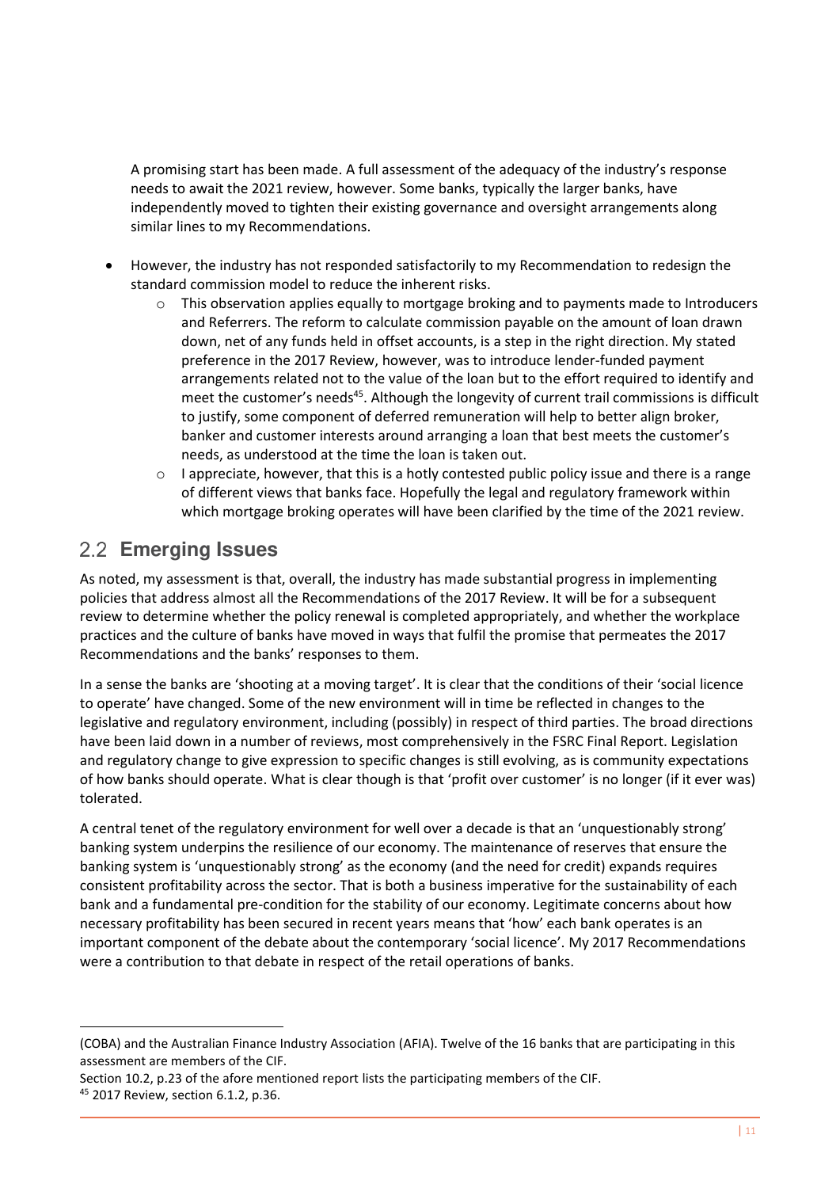A promising start has been made. A full assessment of the adequacy of the industry's response needs to await the 2021 review, however. Some banks, typically the larger banks, have independently moved to tighten their existing governance and oversight arrangements along similar lines to my Recommendations.

- However, the industry has not responded satisfactorily to my Recommendation to redesign the standard commission model to reduce the inherent risks.
  - This observation applies equally to mortgage broking and to payments made to Introducers and Referrers. The reform to calculate commission payable on the amount of loan drawn down, net of any funds held in offset accounts, is a step in the right direction. My stated preference in the 2017 Review, however, was to introduce lender-funded payment arrangements related not to the value of the loan but to the effort required to identify and meet the customer's needs[45]. Although the longevity of current trail commissions is difficult to justify, some component of deferred remuneration will help to better align broker, banker and customer interests around arranging a loan that best meets the customer's needs, as understood at the time the loan is taken out.
  - I appreciate, however, that this is a hotly contested public policy issue and there is a range of different views that banks face. Hopefully the legal and regulatory framework within which mortgage broking operates will have been clarified by the time of the 2021 review.

## 2.2 Emerging Issues

As noted, my assessment is that, overall, the industry has made substantial progress in implementing policies that address almost all the Recommendations of the 2017 Review. It will be for a subsequent review to determine whether the policy renewal is completed appropriately, and whether the workplace practices and the culture of banks have moved in ways that fulfil the promise that permeates the 2017 Recommendations and the banks' responses to them.

In a sense the banks are 'shooting at a moving target'. It is clear that the conditions of their 'social licence to operate' have changed. Some of the new environment will in time be reflected in changes to the legislative and regulatory environment, including (possibly) in respect of third parties. The broad directions have been laid down in a number of reviews, most comprehensively in the FSRC Final Report. Legislation and regulatory change to give expression to specific changes is still evolving, as is community expectations of how banks should operate. What is clear though is that 'profit over customer' is no longer (if it ever was) tolerated.

A central tenet of the regulatory environment for well over a decade is that an 'unquestionably strong' banking system underpins the resilience of our economy. The maintenance of reserves that ensure the banking system is 'unquestionably strong' as the economy (and the need for credit) expands requires consistent profitability across the sector. That is both a business imperative for the sustainability of each bank and a fundamental pre-condition for the stability of our economy. Legitimate concerns about how necessary profitability has been secured in recent years means that 'how' each bank operates is an important component of the debate about the contemporary 'social licence'. My 2017 Recommendations were a contribution to that debate in respect of the retail operations of banks.

---

(COBA) and the Australian Finance Industry Association (AFIA). Twelve of the 16 banks that are participating in this assessment are members of the CIF.

Section 10.2, p.23 of the afore mentioned report lists the participating members of the CIF.

[45] 2017 Review, section 6.1.2, p.36.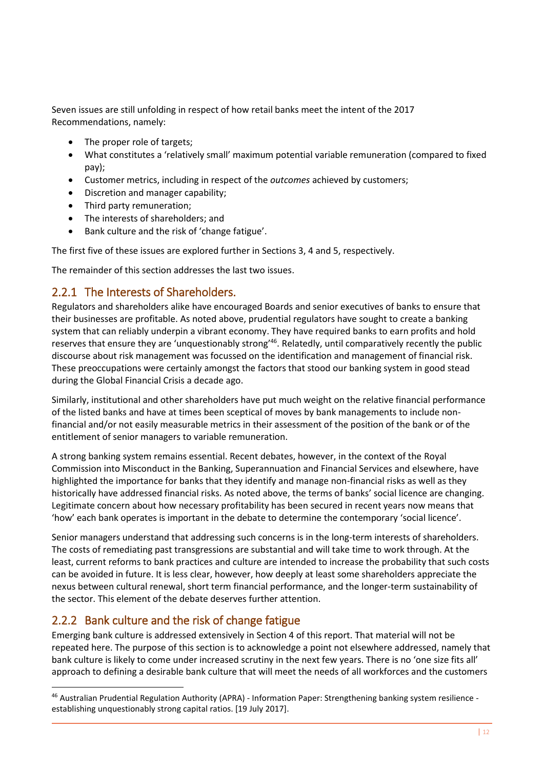Seven issues are still unfolding in respect of how retail banks meet the intent of the 2017 Recommendations, namely:

- The proper role of targets;
- What constitutes a 'relatively small' maximum potential variable remuneration (compared to fixed pay);
- Customer metrics, including in respect of the *outcomes* achieved by customers;
- Discretion and manager capability;
- Third party remuneration;
- The interests of shareholders; and
- Bank culture and the risk of 'change fatigue'.

The first five of these issues are explored further in Sections 3, 4 and 5, respectively.

The remainder of this section addresses the last two issues.

### 2.2.1 The Interests of Shareholders.

Regulators and shareholders alike have encouraged Boards and senior executives of banks to ensure that their businesses are profitable. As noted above, prudential regulators have sought to create a banking system that can reliably underpin a vibrant economy. They have required banks to earn profits and hold reserves that ensure they are 'unquestionably strong'[46]. Relatedly, until comparatively recently the public discourse about risk management was focussed on the identification and management of financial risk. These preoccupations were certainly amongst the factors that stood our banking system in good stead during the Global Financial Crisis a decade ago.

Similarly, institutional and other shareholders have put much weight on the relative financial performance of the listed banks and have at times been sceptical of moves by bank managements to include non-financial and/or not easily measurable metrics in their assessment of the position of the bank or of the entitlement of senior managers to variable remuneration.

A strong banking system remains essential. Recent debates, however, in the context of the Royal Commission into Misconduct in the Banking, Superannuation and Financial Services and elsewhere, have highlighted the importance for banks that they identify and manage non-financial risks as well as they historically have addressed financial risks. As noted above, the terms of banks' social licence are changing. Legitimate concern about how necessary profitability has been secured in recent years now means that 'how' each bank operates is important in the debate to determine the contemporary 'social licence'.

Senior managers understand that addressing such concerns is in the long-term interests of shareholders. The costs of remediating past transgressions are substantial and will take time to work through. At the least, current reforms to bank practices and culture are intended to increase the probability that such costs can be avoided in future. It is less clear, however, how deeply at least some shareholders appreciate the nexus between cultural renewal, short term financial performance, and the longer-term sustainability of the sector. This element of the debate deserves further attention.

### 2.2.2 Bank culture and the risk of change fatigue

Emerging bank culture is addressed extensively in Section 4 of this report. That material will not be repeated here. The purpose of this section is to acknowledge a point not elsewhere addressed, namely that bank culture is likely to come under increased scrutiny in the next few years. There is no 'one size fits all' approach to defining a desirable bank culture that will meet the needs of all workforces and the customers

---

[46] Australian Prudential Regulation Authority (APRA) - Information Paper: Strengthening banking system resilience - establishing unquestionably strong capital ratios. [19 July 2017].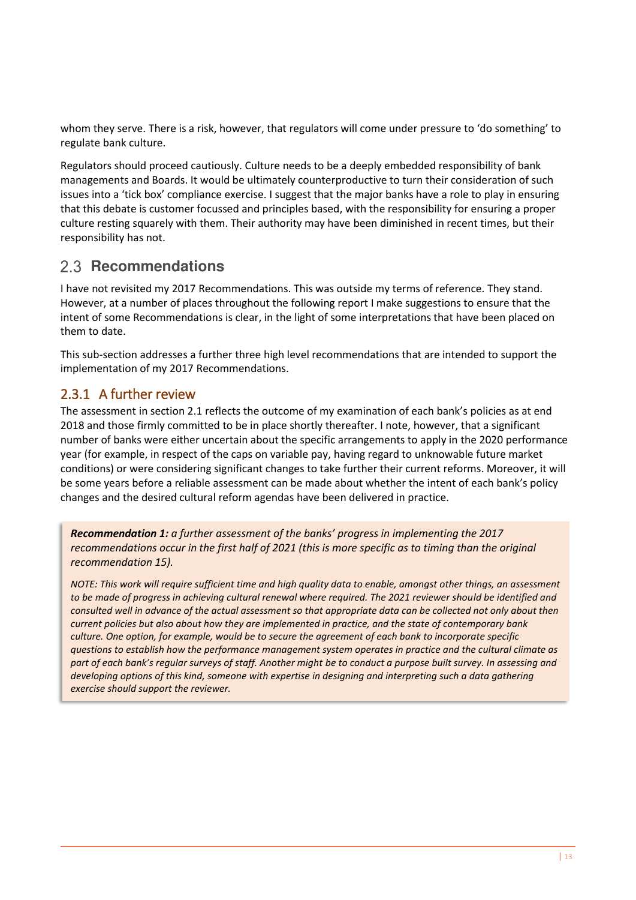whom they serve. There is a risk, however, that regulators will come under pressure to 'do something' to regulate bank culture.

Regulators should proceed cautiously. Culture needs to be a deeply embedded responsibility of bank managements and Boards. It would be ultimately counterproductive to turn their consideration of such issues into a 'tick box' compliance exercise. I suggest that the major banks have a role to play in ensuring that this debate is customer focussed and principles based, with the responsibility for ensuring a proper culture resting squarely with them. Their authority may have been diminished in recent times, but their responsibility has not.

## 2.3 Recommendations

I have not revisited my 2017 Recommendations. This was outside my terms of reference. They stand. However, at a number of places throughout the following report I make suggestions to ensure that the intent of some Recommendations is clear, in the light of some interpretations that have been placed on them to date.

This sub-section addresses a further three high level recommendations that are intended to support the implementation of my 2017 Recommendations.

### 2.3.1 A further review

The assessment in section 2.1 reflects the outcome of my examination of each bank's policies as at end 2018 and those firmly committed to be in place shortly thereafter. I note, however, that a significant number of banks were either uncertain about the specific arrangements to apply in the 2020 performance year (for example, in respect of the caps on variable pay, having regard to unknowable future market conditions) or were considering significant changes to take further their current reforms. Moreover, it will be some years before a reliable assessment can be made about whether the intent of each bank's policy changes and the desired cultural reform agendas have been delivered in practice.

> ***Recommendation 1:*** *a further assessment of the banks' progress in implementing the 2017 recommendations occur in the first half of 2021 (this is more specific as to timing than the original recommendation 15).*
>
> *NOTE: This work will require sufficient time and high quality data to enable, amongst other things, an assessment to be made of progress in achieving cultural renewal where required. The 2021 reviewer should be identified and consulted well in advance of the actual assessment so that appropriate data can be collected not only about then current policies but also about how they are implemented in practice, and the state of contemporary bank culture. One option, for example, would be to secure the agreement of each bank to incorporate specific questions to establish how the performance management system operates in practice and the cultural climate as part of each bank's regular surveys of staff. Another might be to conduct a purpose built survey. In assessing and developing options of this kind, someone with expertise in designing and interpreting such a data gathering exercise should support the reviewer.*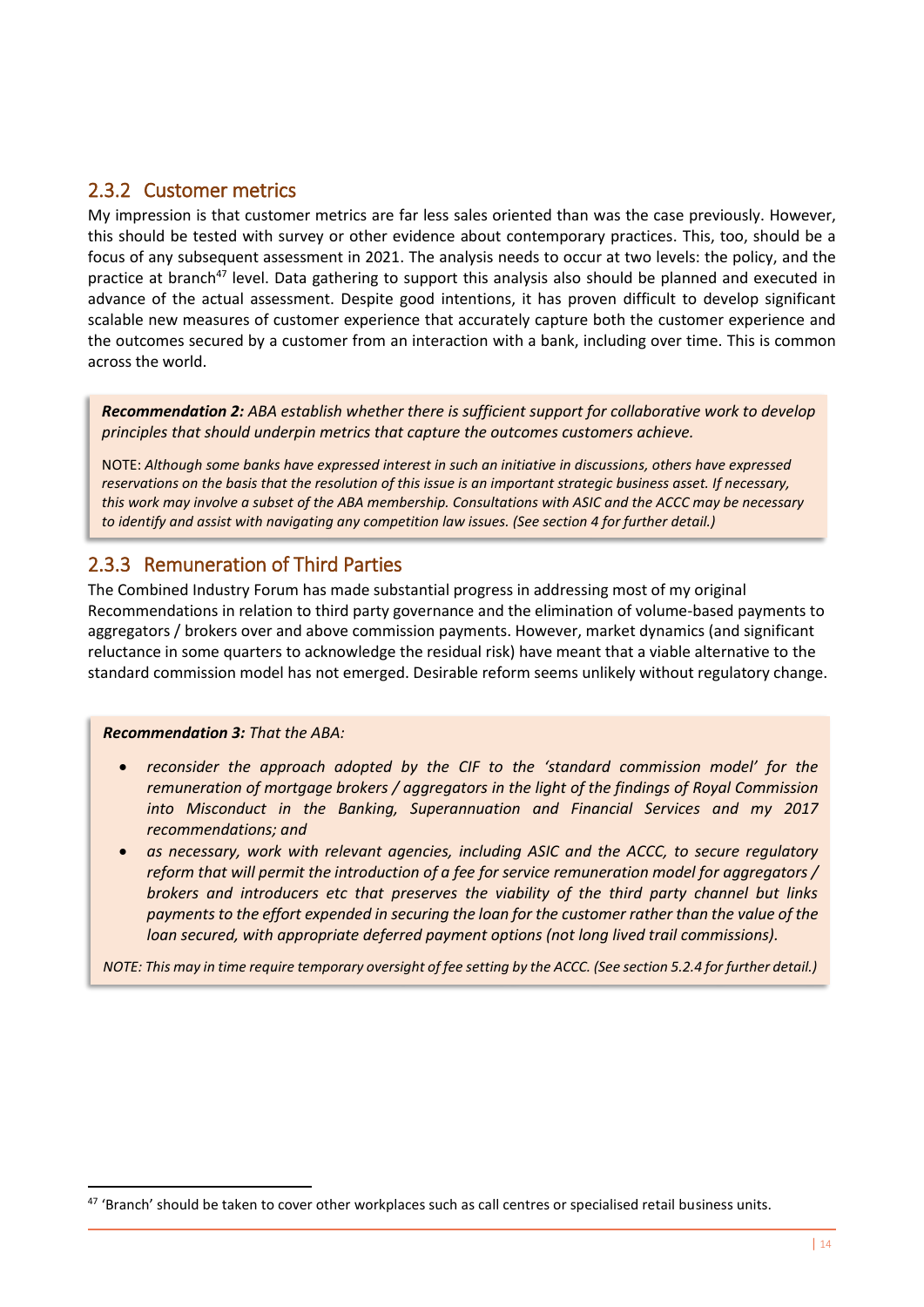### 2.3.2 Customer metrics

My impression is that customer metrics are far less sales oriented than was the case previously. However, this should be tested with survey or other evidence about contemporary practices. This, too, should be a focus of any subsequent assessment in 2021. The analysis needs to occur at two levels: the policy, and the practice at branch[47] level. Data gathering to support this analysis also should be planned and executed in advance of the actual assessment. Despite good intentions, it has proven difficult to develop significant scalable new measures of customer experience that accurately capture both the customer experience and the outcomes secured by a customer from an interaction with a bank, including over time. This is common across the world.

> ***Recommendation 2:*** *ABA establish whether there is sufficient support for collaborative work to develop principles that should underpin metrics that capture the outcomes customers achieve.*
>
> NOTE: *Although some banks have expressed interest in such an initiative in discussions, others have expressed reservations on the basis that the resolution of this issue is an important strategic business asset. If necessary, this work may involve a subset of the ABA membership. Consultations with ASIC and the ACCC may be necessary to identify and assist with navigating any competition law issues. (See section 4 for further detail.)*

### 2.3.3 Remuneration of Third Parties

The Combined Industry Forum has made substantial progress in addressing most of my original Recommendations in relation to third party governance and the elimination of volume-based payments to aggregators / brokers over and above commission payments. However, market dynamics (and significant reluctance in some quarters to acknowledge the residual risk) have meant that a viable alternative to the standard commission model has not emerged. Desirable reform seems unlikely without regulatory change.

> ***Recommendation 3:*** *That the ABA:*
>
> - *reconsider the approach adopted by the CIF to the 'standard commission model' for the remuneration of mortgage brokers / aggregators in the light of the findings of Royal Commission into Misconduct in the Banking, Superannuation and Financial Services and my 2017 recommendations; and*
> - *as necessary, work with relevant agencies, including ASIC and the ACCC, to secure regulatory reform that will permit the introduction of a fee for service remuneration model for aggregators / brokers and introducers etc that preserves the viability of the third party channel but links payments to the effort expended in securing the loan for the customer rather than the value of the loan secured, with appropriate deferred payment options (not long lived trail commissions).*
>
> *NOTE: This may in time require temporary oversight of fee setting by the ACCC. (See section 5.2.4 for further detail.)*

[47] 'Branch' should be taken to cover other workplaces such as call centres or specialised retail business units.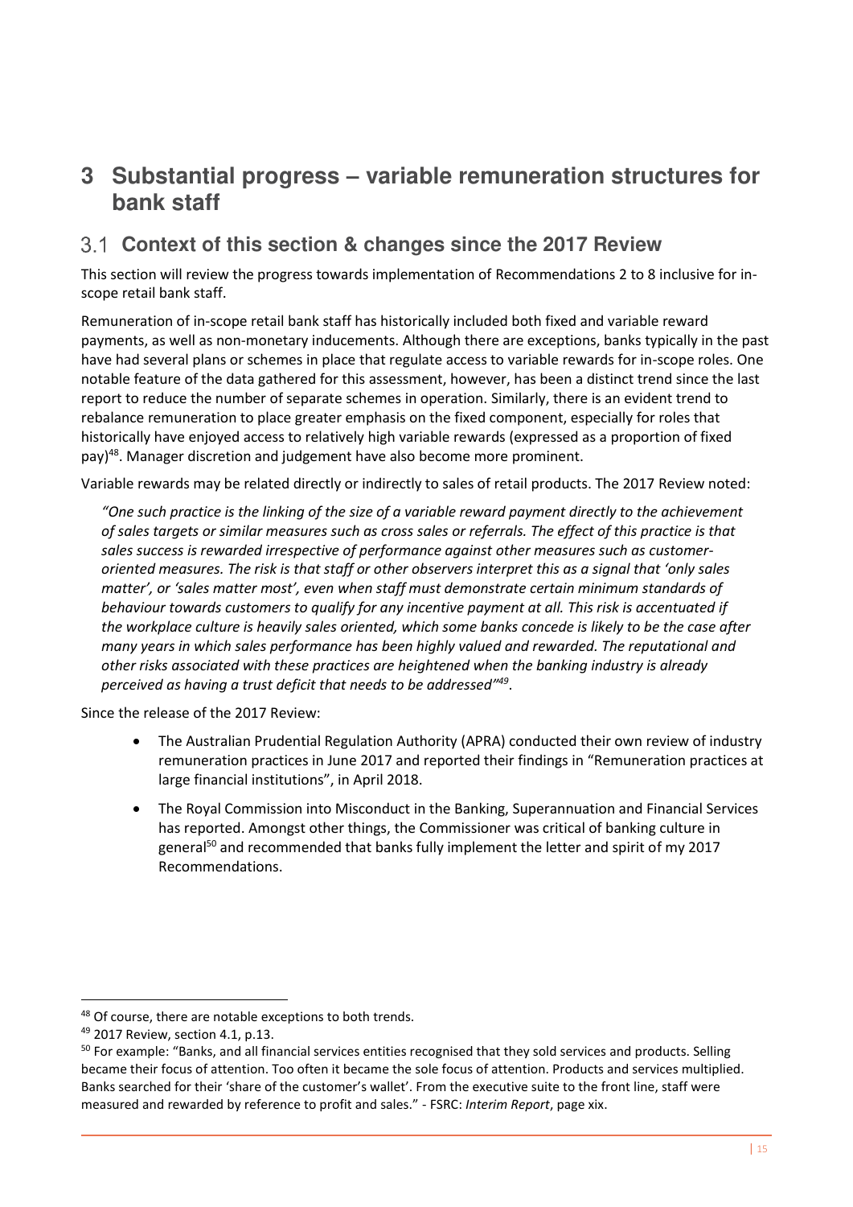# 3 Substantial progress – variable remuneration structures for bank staff

## 3.1 Context of this section & changes since the 2017 Review

This section will review the progress towards implementation of Recommendations 2 to 8 inclusive for in-scope retail bank staff.

Remuneration of in-scope retail bank staff has historically included both fixed and variable reward payments, as well as non-monetary inducements. Although there are exceptions, banks typically in the past have had several plans or schemes in place that regulate access to variable rewards for in-scope roles. One notable feature of the data gathered for this assessment, however, has been a distinct trend since the last report to reduce the number of separate schemes in operation. Similarly, there is an evident trend to rebalance remuneration to place greater emphasis on the fixed component, especially for roles that historically have enjoyed access to relatively high variable rewards (expressed as a proportion of fixed pay)[48]. Manager discretion and judgement have also become more prominent.

Variable rewards may be related directly or indirectly to sales of retail products. The 2017 Review noted:

> *"One such practice is the linking of the size of a variable reward payment directly to the achievement of sales targets or similar measures such as cross sales or referrals. The effect of this practice is that sales success is rewarded irrespective of performance against other measures such as customer-oriented measures. The risk is that staff or other observers interpret this as a signal that 'only sales matter', or 'sales matter most', even when staff must demonstrate certain minimum standards of behaviour towards customers to qualify for any incentive payment at all. This risk is accentuated if the workplace culture is heavily sales oriented, which some banks concede is likely to be the case after many years in which sales performance has been highly valued and rewarded. The reputational and other risks associated with these practices are heightened when the banking industry is already perceived as having a trust deficit that needs to be addressed"*[49].

Since the release of the 2017 Review:

- The Australian Prudential Regulation Authority (APRA) conducted their own review of industry remuneration practices in June 2017 and reported their findings in "Remuneration practices at large financial institutions", in April 2018.
- The Royal Commission into Misconduct in the Banking, Superannuation and Financial Services has reported. Amongst other things, the Commissioner was critical of banking culture in general[50] and recommended that banks fully implement the letter and spirit of my 2017 Recommendations.

---

[48] Of course, there are notable exceptions to both trends.

[49] 2017 Review, section 4.1, p.13.

[50] For example: "Banks, and all financial services entities recognised that they sold services and products. Selling became their focus of attention. Too often it became the sole focus of attention. Products and services multiplied. Banks searched for their 'share of the customer's wallet'. From the executive suite to the front line, staff were measured and rewarded by reference to profit and sales." - FSRC: *Interim Report*, page xix.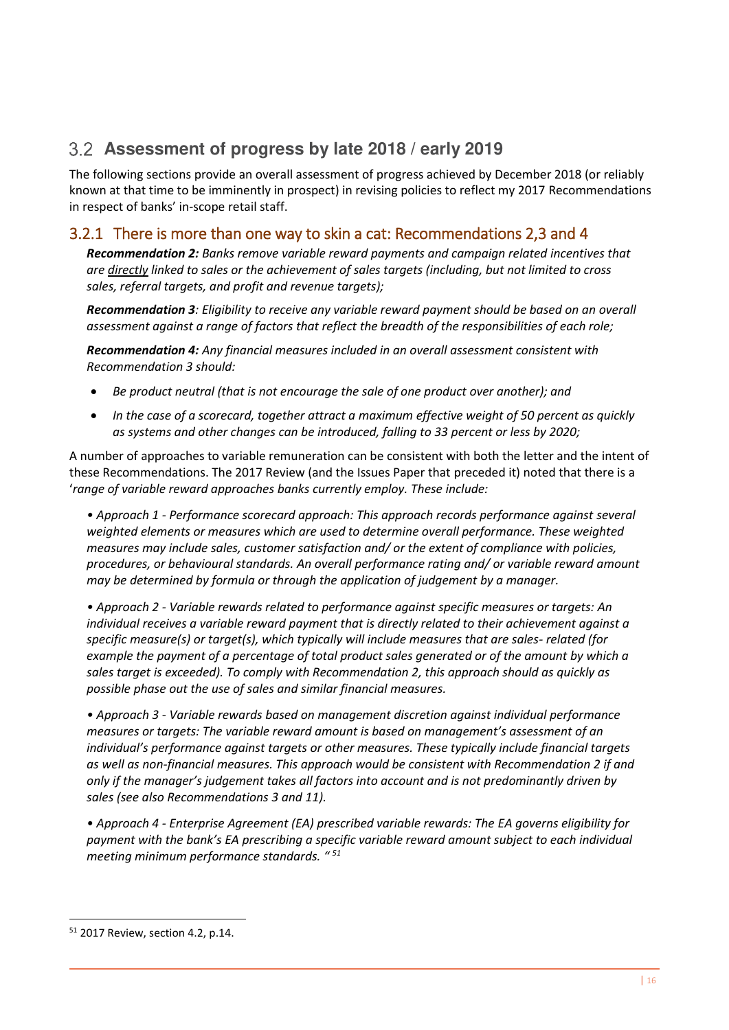## 3.2 Assessment of progress by late 2018 / early 2019

The following sections provide an overall assessment of progress achieved by December 2018 (or reliably known at that time to be imminently in prospect) in revising policies to reflect my 2017 Recommendations in respect of banks' in-scope retail staff.

### 3.2.1 There is more than one way to skin a cat: Recommendations 2,3 and 4

***Recommendation 2:*** *Banks remove variable reward payments and campaign related incentives that are directly linked to sales or the achievement of sales targets (including, but not limited to cross sales, referral targets, and profit and revenue targets);*

***Recommendation 3****: Eligibility to receive any variable reward payment should be based on an overall assessment against a range of factors that reflect the breadth of the responsibilities of each role;*

***Recommendation 4:*** *Any financial measures included in an overall assessment consistent with Recommendation 3 should:*

- *Be product neutral (that is not encourage the sale of one product over another); and*
- *In the case of a scorecard, together attract a maximum effective weight of 50 percent as quickly as systems and other changes can be introduced, falling to 33 percent or less by 2020;*

A number of approaches to variable remuneration can be consistent with both the letter and the intent of these Recommendations. The 2017 Review (and the Issues Paper that preceded it) noted that there is a '*range of variable reward approaches banks currently employ. These include:*

*• Approach 1 - Performance scorecard approach: This approach records performance against several weighted elements or measures which are used to determine overall performance. These weighted measures may include sales, customer satisfaction and/ or the extent of compliance with policies, procedures, or behavioural standards. An overall performance rating and/ or variable reward amount may be determined by formula or through the application of judgement by a manager.*

*• Approach 2 - Variable rewards related to performance against specific measures or targets: An individual receives a variable reward payment that is directly related to their achievement against a specific measure(s) or target(s), which typically will include measures that are sales- related (for example the payment of a percentage of total product sales generated or of the amount by which a sales target is exceeded). To comply with Recommendation 2, this approach should as quickly as possible phase out the use of sales and similar financial measures.*

*• Approach 3 - Variable rewards based on management discretion against individual performance measures or targets: The variable reward amount is based on management's assessment of an individual's performance against targets or other measures. These typically include financial targets as well as non-financial measures. This approach would be consistent with Recommendation 2 if and only if the manager's judgement takes all factors into account and is not predominantly driven by sales (see also Recommendations 3 and 11).*

*• Approach 4 - Enterprise Agreement (EA) prescribed variable rewards: The EA governs eligibility for payment with the bank's EA prescribing a specific variable reward amount subject to each individual meeting minimum performance standards. "* [51]

[51] 2017 Review, section 4.2, p.14.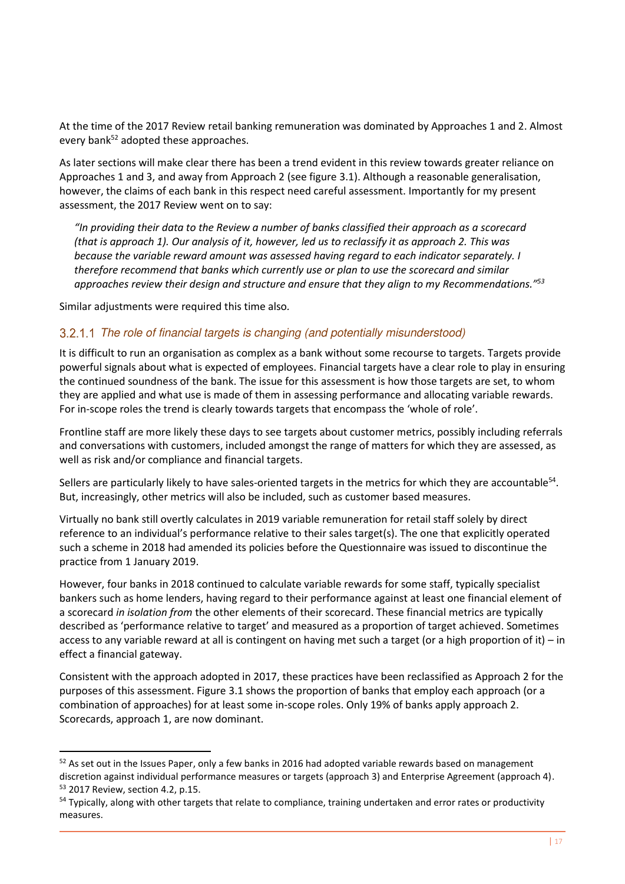At the time of the 2017 Review retail banking remuneration was dominated by Approaches 1 and 2. Almost every bank[52] adopted these approaches.

As later sections will make clear there has been a trend evident in this review towards greater reliance on Approaches 1 and 3, and away from Approach 2 (see figure 3.1). Although a reasonable generalisation, however, the claims of each bank in this respect need careful assessment. Importantly for my present assessment, the 2017 Review went on to say:

> *"In providing their data to the Review a number of banks classified their approach as a scorecard (that is approach 1). Our analysis of it, however, led us to reclassify it as approach 2. This was because the variable reward amount was assessed having regard to each indicator separately. I therefore recommend that banks which currently use or plan to use the scorecard and similar approaches review their design and structure and ensure that they align to my Recommendations."*[53]

Similar adjustments were required this time also.

#### 3.2.1.1 *The role of financial targets is changing (and potentially misunderstood)*

It is difficult to run an organisation as complex as a bank without some recourse to targets. Targets provide powerful signals about what is expected of employees. Financial targets have a clear role to play in ensuring the continued soundness of the bank. The issue for this assessment is how those targets are set, to whom they are applied and what use is made of them in assessing performance and allocating variable rewards. For in-scope roles the trend is clearly towards targets that encompass the 'whole of role'.

Frontline staff are more likely these days to see targets about customer metrics, possibly including referrals and conversations with customers, included amongst the range of matters for which they are assessed, as well as risk and/or compliance and financial targets.

Sellers are particularly likely to have sales-oriented targets in the metrics for which they are accountable[54]. But, increasingly, other metrics will also be included, such as customer based measures.

Virtually no bank still overtly calculates in 2019 variable remuneration for retail staff solely by direct reference to an individual's performance relative to their sales target(s). The one that explicitly operated such a scheme in 2018 had amended its policies before the Questionnaire was issued to discontinue the practice from 1 January 2019.

However, four banks in 2018 continued to calculate variable rewards for some staff, typically specialist bankers such as home lenders, having regard to their performance against at least one financial element of a scorecard *in isolation from* the other elements of their scorecard. These financial metrics are typically described as 'performance relative to target' and measured as a proportion of target achieved. Sometimes access to any variable reward at all is contingent on having met such a target (or a high proportion of it) – in effect a financial gateway.

Consistent with the approach adopted in 2017, these practices have been reclassified as Approach 2 for the purposes of this assessment. Figure 3.1 shows the proportion of banks that employ each approach (or a combination of approaches) for at least some in-scope roles. Only 19% of banks apply approach 2. Scorecards, approach 1, are now dominant.

---

[52] As set out in the Issues Paper, only a few banks in 2016 had adopted variable rewards based on management discretion against individual performance measures or targets (approach 3) and Enterprise Agreement (approach 4).

[53] 2017 Review, section 4.2, p.15.

[54] Typically, along with other targets that relate to compliance, training undertaken and error rates or productivity measures.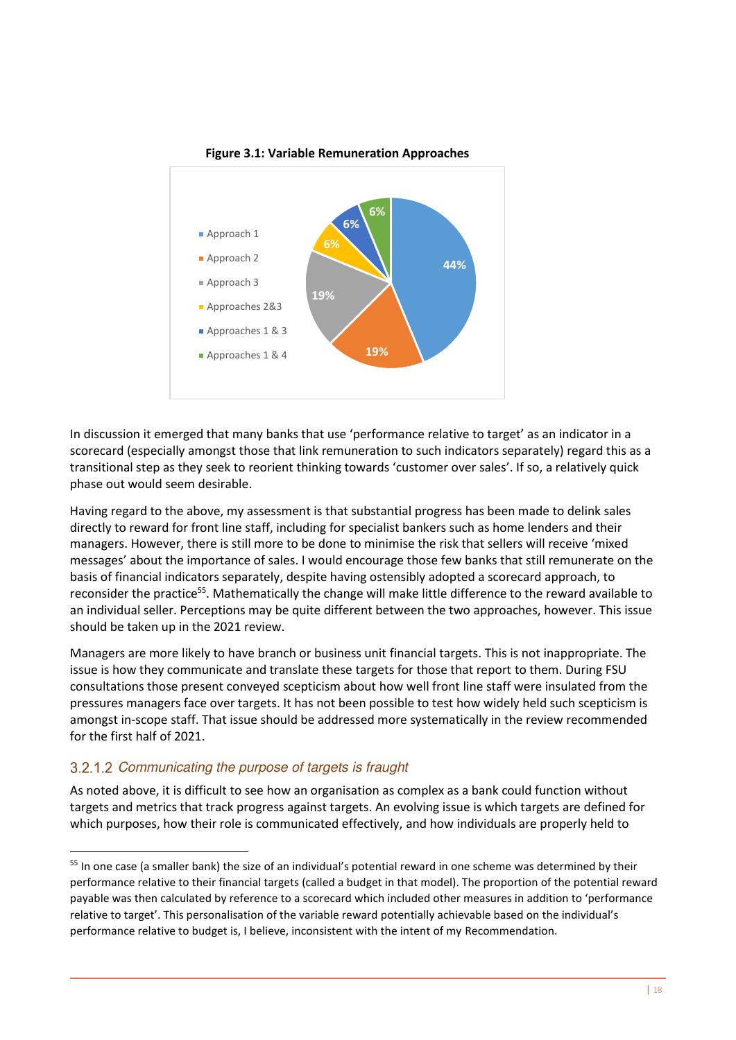**Figure 3.1: Variable Remuneration Approaches**

| Approach | Share |
| --- | --- |
| Approach 1 | 44% |
| Approach 2 | 19% |
| Approach 3 | 19% |
| Approaches 2&3 | 6% |
| Approaches 1 & 3 | 6% |
| Approaches 1 & 4 | 6% |

In discussion it emerged that many banks that use 'performance relative to target' as an indicator in a scorecard (especially amongst those that link remuneration to such indicators separately) regard this as a transitional step as they seek to reorient thinking towards 'customer over sales'. If so, a relatively quick phase out would seem desirable.

Having regard to the above, my assessment is that substantial progress has been made to delink sales directly to reward for front line staff, including for specialist bankers such as home lenders and their managers. However, there is still more to be done to minimise the risk that sellers will receive 'mixed messages' about the importance of sales. I would encourage those few banks that still remunerate on the basis of financial indicators separately, despite having ostensibly adopted a scorecard approach, to reconsider the practice[55]. Mathematically the change will make little difference to the reward available to an individual seller. Perceptions may be quite different between the two approaches, however. This issue should be taken up in the 2021 review.

Managers are more likely to have branch or business unit financial targets. This is not inappropriate. The issue is how they communicate and translate these targets for those that report to them. During FSU consultations those present conveyed scepticism about how well front line staff were insulated from the pressures managers face over targets. It has not been possible to test how widely held such scepticism is amongst in-scope staff. That issue should be addressed more systematically in the review recommended for the first half of 2021.

### 3.2.1.2 *Communicating the purpose of targets is fraught*

As noted above, it is difficult to see how an organisation as complex as a bank could function without targets and metrics that track progress against targets. An evolving issue is which targets are defined for which purposes, how their role is communicated effectively, and how individuals are properly held to

---

[55] In one case (a smaller bank) the size of an individual's potential reward in one scheme was determined by their performance relative to their financial targets (called a budget in that model). The proportion of the potential reward payable was then calculated by reference to a scorecard which included other measures in addition to 'performance relative to target'. This personalisation of the variable reward potentially achievable based on the individual's performance relative to budget is, I believe, inconsistent with the intent of my Recommendation.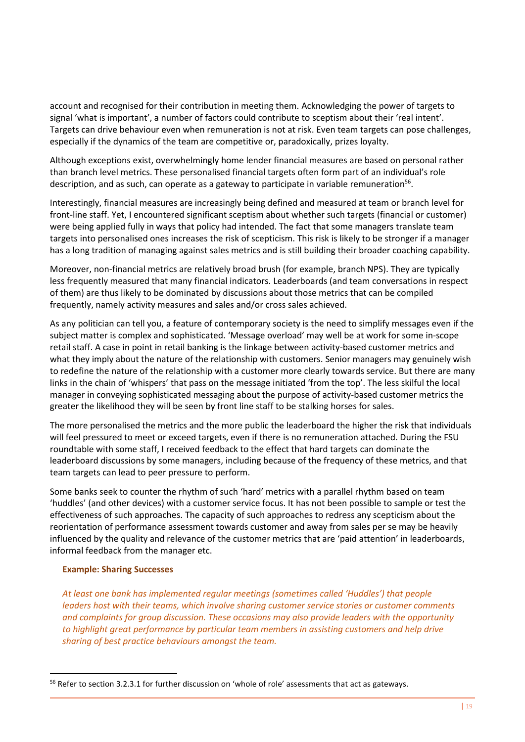account and recognised for their contribution in meeting them. Acknowledging the power of targets to signal 'what is important', a number of factors could contribute to sceptism about their 'real intent'. Targets can drive behaviour even when remuneration is not at risk. Even team targets can pose challenges, especially if the dynamics of the team are competitive or, paradoxically, prizes loyalty.

Although exceptions exist, overwhelmingly home lender financial measures are based on personal rather than branch level metrics. These personalised financial targets often form part of an individual's role description, and as such, can operate as a gateway to participate in variable remuneration[56].

Interestingly, financial measures are increasingly being defined and measured at team or branch level for front-line staff. Yet, I encountered significant sceptism about whether such targets (financial or customer) were being applied fully in ways that policy had intended. The fact that some managers translate team targets into personalised ones increases the risk of scepticism. This risk is likely to be stronger if a manager has a long tradition of managing against sales metrics and is still building their broader coaching capability.

Moreover, non-financial metrics are relatively broad brush (for example, branch NPS). They are typically less frequently measured that many financial indicators. Leaderboards (and team conversations in respect of them) are thus likely to be dominated by discussions about those metrics that can be compiled frequently, namely activity measures and sales and/or cross sales achieved.

As any politician can tell you, a feature of contemporary society is the need to simplify messages even if the subject matter is complex and sophisticated. 'Message overload' may well be at work for some in-scope retail staff. A case in point in retail banking is the linkage between activity-based customer metrics and what they imply about the nature of the relationship with customers. Senior managers may genuinely wish to redefine the nature of the relationship with a customer more clearly towards service. But there are many links in the chain of 'whispers' that pass on the message initiated 'from the top'. The less skilful the local manager in conveying sophisticated messaging about the purpose of activity-based customer metrics the greater the likelihood they will be seen by front line staff to be stalking horses for sales.

The more personalised the metrics and the more public the leaderboard the higher the risk that individuals will feel pressured to meet or exceed targets, even if there is no remuneration attached. During the FSU roundtable with some staff, I received feedback to the effect that hard targets can dominate the leaderboard discussions by some managers, including because of the frequency of these metrics, and that team targets can lead to peer pressure to perform.

Some banks seek to counter the rhythm of such 'hard' metrics with a parallel rhythm based on team 'huddles' (and other devices) with a customer service focus. It has not been possible to sample or test the effectiveness of such approaches. The capacity of such approaches to redress any scepticism about the reorientation of performance assessment towards customer and away from sales per se may be heavily influenced by the quality and relevance of the customer metrics that are 'paid attention' in leaderboards, informal feedback from the manager etc.

**Example: Sharing Successes**

*At least one bank has implemented regular meetings (sometimes called 'Huddles') that people leaders host with their teams, which involve sharing customer service stories or customer comments and complaints for group discussion. These occasions may also provide leaders with the opportunity to highlight great performance by particular team members in assisting customers and help drive sharing of best practice behaviours amongst the team.*

[56] Refer to section 3.2.3.1 for further discussion on 'whole of role' assessments that act as gateways.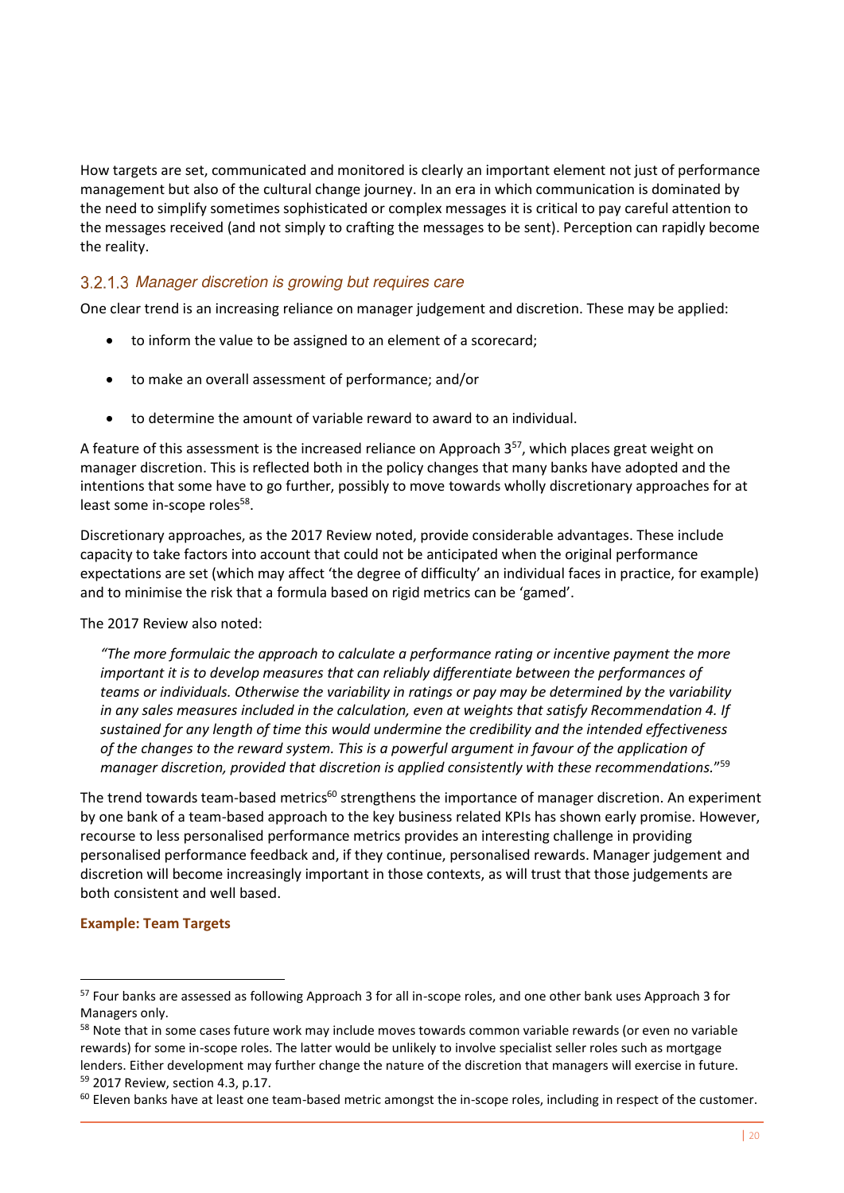How targets are set, communicated and monitored is clearly an important element not just of performance management but also of the cultural change journey. In an era in which communication is dominated by the need to simplify sometimes sophisticated or complex messages it is critical to pay careful attention to the messages received (and not simply to crafting the messages to be sent). Perception can rapidly become the reality.

#### 3.2.1.3 *Manager discretion is growing but requires care*

One clear trend is an increasing reliance on manager judgement and discretion. These may be applied:

- to inform the value to be assigned to an element of a scorecard;
- to make an overall assessment of performance; and/or
- to determine the amount of variable reward to award to an individual.

A feature of this assessment is the increased reliance on Approach 3[57], which places great weight on manager discretion. This is reflected both in the policy changes that many banks have adopted and the intentions that some have to go further, possibly to move towards wholly discretionary approaches for at least some in-scope roles[58].

Discretionary approaches, as the 2017 Review noted, provide considerable advantages. These include capacity to take factors into account that could not be anticipated when the original performance expectations are set (which may affect 'the degree of difficulty' an individual faces in practice, for example) and to minimise the risk that a formula based on rigid metrics can be 'gamed'.

The 2017 Review also noted:

> *"The more formulaic the approach to calculate a performance rating or incentive payment the more important it is to develop measures that can reliably differentiate between the performances of teams or individuals. Otherwise the variability in ratings or pay may be determined by the variability in any sales measures included in the calculation, even at weights that satisfy Recommendation 4. If sustained for any length of time this would undermine the credibility and the intended effectiveness of the changes to the reward system. This is a powerful argument in favour of the application of manager discretion, provided that discretion is applied consistently with these recommendations."*[59]

The trend towards team-based metrics[60] strengthens the importance of manager discretion. An experiment by one bank of a team-based approach to the key business related KPIs has shown early promise. However, recourse to less personalised performance metrics provides an interesting challenge in providing personalised performance feedback and, if they continue, personalised rewards. Manager judgement and discretion will become increasingly important in those contexts, as will trust that those judgements are both consistent and well based.

**Example: Team Targets**

---

[57] Four banks are assessed as following Approach 3 for all in-scope roles, and one other bank uses Approach 3 for Managers only.

[58] Note that in some cases future work may include moves towards common variable rewards (or even no variable rewards) for some in-scope roles. The latter would be unlikely to involve specialist seller roles such as mortgage lenders. Either development may further change the nature of the discretion that managers will exercise in future.

[59] 2017 Review, section 4.3, p.17.

[60] Eleven banks have at least one team-based metric amongst the in-scope roles, including in respect of the customer.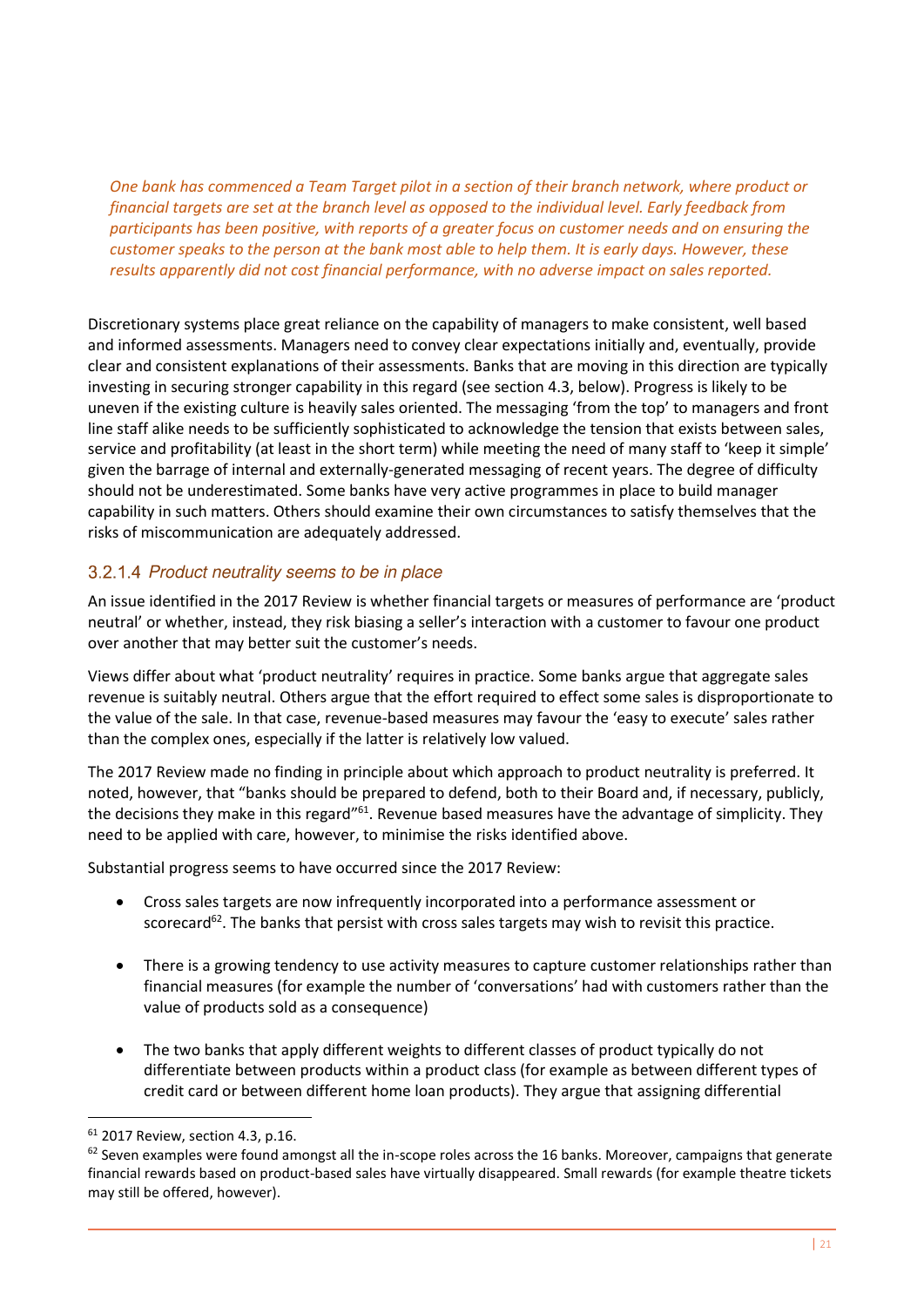*One bank has commenced a Team Target pilot in a section of their branch network, where product or financial targets are set at the branch level as opposed to the individual level. Early feedback from participants has been positive, with reports of a greater focus on customer needs and on ensuring the customer speaks to the person at the bank most able to help them. It is early days. However, these results apparently did not cost financial performance, with no adverse impact on sales reported.*

Discretionary systems place great reliance on the capability of managers to make consistent, well based and informed assessments. Managers need to convey clear expectations initially and, eventually, provide clear and consistent explanations of their assessments. Banks that are moving in this direction are typically investing in securing stronger capability in this regard (see section 4.3, below). Progress is likely to be uneven if the existing culture is heavily sales oriented. The messaging 'from the top' to managers and front line staff alike needs to be sufficiently sophisticated to acknowledge the tension that exists between sales, service and profitability (at least in the short term) while meeting the need of many staff to 'keep it simple' given the barrage of internal and externally-generated messaging of recent years. The degree of difficulty should not be underestimated. Some banks have very active programmes in place to build manager capability in such matters. Others should examine their own circumstances to satisfy themselves that the risks of miscommunication are adequately addressed.

#### 3.2.1.4 *Product neutrality seems to be in place*

An issue identified in the 2017 Review is whether financial targets or measures of performance are 'product neutral' or whether, instead, they risk biasing a seller's interaction with a customer to favour one product over another that may better suit the customer's needs.

Views differ about what 'product neutrality' requires in practice. Some banks argue that aggregate sales revenue is suitably neutral. Others argue that the effort required to effect some sales is disproportionate to the value of the sale. In that case, revenue-based measures may favour the 'easy to execute' sales rather than the complex ones, especially if the latter is relatively low valued.

The 2017 Review made no finding in principle about which approach to product neutrality is preferred. It noted, however, that "banks should be prepared to defend, both to their Board and, if necessary, publicly, the decisions they make in this regard"[61]. Revenue based measures have the advantage of simplicity. They need to be applied with care, however, to minimise the risks identified above.

Substantial progress seems to have occurred since the 2017 Review:

- Cross sales targets are now infrequently incorporated into a performance assessment or scorecard[62]. The banks that persist with cross sales targets may wish to revisit this practice.

- There is a growing tendency to use activity measures to capture customer relationships rather than financial measures (for example the number of 'conversations' had with customers rather than the value of products sold as a consequence)

- The two banks that apply different weights to different classes of product typically do not differentiate between products within a product class (for example as between different types of credit card or between different home loan products). They argue that assigning differential

[61] 2017 Review, section 4.3, p.16.

[62] Seven examples were found amongst all the in-scope roles across the 16 banks. Moreover, campaigns that generate financial rewards based on product-based sales have virtually disappeared. Small rewards (for example theatre tickets may still be offered, however).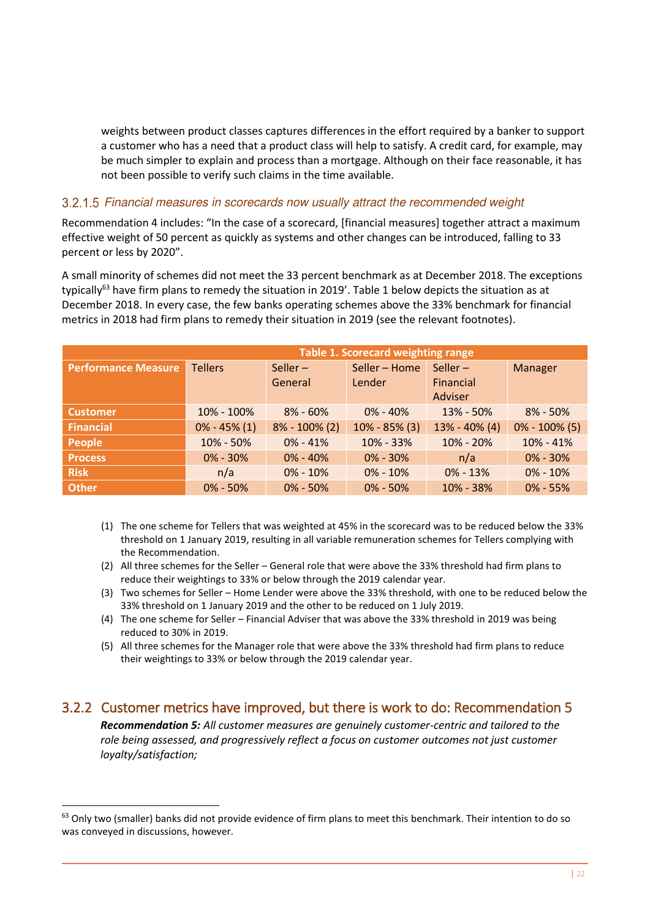weights between product classes captures differences in the effort required by a banker to support a customer who has a need that a product class will help to satisfy. A credit card, for example, may be much simpler to explain and process than a mortgage. Although on their face reasonable, it has not been possible to verify such claims in the time available.

#### 3.2.1.5 *Financial measures in scorecards now usually attract the recommended weight*

Recommendation 4 includes: "In the case of a scorecard, [financial measures] together attract a maximum effective weight of 50 percent as quickly as systems and other changes can be introduced, falling to 33 percent or less by 2020".

A small minority of schemes did not meet the 33 percent benchmark as at December 2018. The exceptions typically[63] have firm plans to remedy the situation in 2019'. Table 1 below depicts the situation as at December 2018. In every case, the few banks operating schemes above the 33% benchmark for financial metrics in 2018 had firm plans to remedy their situation in 2019 (see the relevant footnotes).

| Table 1. Scorecard weighting range | | | | | |
|---|---|---|---|---|---|
| **Performance Measure** | Tellers | Seller – General | Seller – Home Lender | Seller – Financial Adviser | Manager |
| **Customer** | 10% - 100% | 8% - 60% | 0% - 40% | 13% - 50% | 8% - 50% |
| **Financial** | 0% - 45% (1) | 8% - 100% (2) | 10% - 85% (3) | 13% - 40% (4) | 0% - 100% (5) |
| **People** | 10% - 50% | 0% - 41% | 10% - 33% | 10% - 20% | 10% - 41% |
| **Process** | 0% - 30% | 0% - 40% | 0% - 30% | n/a | 0% - 30% |
| **Risk** | n/a | 0% - 10% | 0% - 10% | 0% - 13% | 0% - 10% |
| **Other** | 0% - 50% | 0% - 50% | 0% - 50% | 10% - 38% | 0% - 55% |

(1) The one scheme for Tellers that was weighted at 45% in the scorecard was to be reduced below the 33% threshold on 1 January 2019, resulting in all variable remuneration schemes for Tellers complying with the Recommendation.

(2) All three schemes for the Seller – General role that were above the 33% threshold had firm plans to reduce their weightings to 33% or below through the 2019 calendar year.

(3) Two schemes for Seller – Home Lender were above the 33% threshold, with one to be reduced below the 33% threshold on 1 January 2019 and the other to be reduced on 1 July 2019.

(4) The one scheme for Seller – Financial Adviser that was above the 33% threshold in 2019 was being reduced to 30% in 2019.

(5) All three schemes for the Manager role that were above the 33% threshold had firm plans to reduce their weightings to 33% or below through the 2019 calendar year.

### 3.2.2 Customer metrics have improved, but there is work to do: Recommendation 5

***Recommendation 5:*** *All customer measures are genuinely customer-centric and tailored to the role being assessed, and progressively reflect a focus on customer outcomes not just customer loyalty/satisfaction;*

[63] Only two (smaller) banks did not provide evidence of firm plans to meet this benchmark. Their intention to do so was conveyed in discussions, however.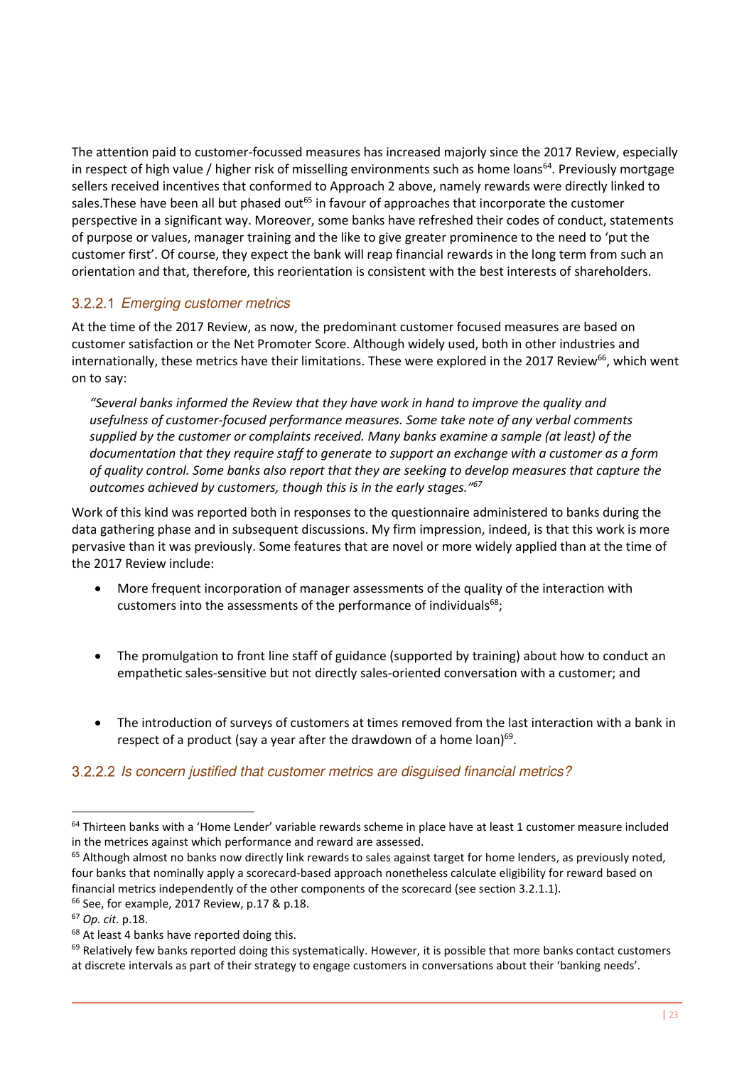The attention paid to customer-focussed measures has increased majorly since the 2017 Review, especially in respect of high value / higher risk of misselling environments such as home loans[64]. Previously mortgage sellers received incentives that conformed to Approach 2 above, namely rewards were directly linked to sales.These have been all but phased out[65] in favour of approaches that incorporate the customer perspective in a significant way. Moreover, some banks have refreshed their codes of conduct, statements of purpose or values, manager training and the like to give greater prominence to the need to 'put the customer first'. Of course, they expect the bank will reap financial rewards in the long term from such an orientation and that, therefore, this reorientation is consistent with the best interests of shareholders.

### 3.2.2.1 *Emerging customer metrics*

At the time of the 2017 Review, as now, the predominant customer focused measures are based on customer satisfaction or the Net Promoter Score. Although widely used, both in other industries and internationally, these metrics have their limitations. These were explored in the 2017 Review[66], which went on to say:

> *"Several banks informed the Review that they have work in hand to improve the quality and usefulness of customer-focused performance measures. Some take note of any verbal comments supplied by the customer or complaints received. Many banks examine a sample (at least) of the documentation that they require staff to generate to support an exchange with a customer as a form of quality control. Some banks also report that they are seeking to develop measures that capture the outcomes achieved by customers, though this is in the early stages."*[67]

Work of this kind was reported both in responses to the questionnaire administered to banks during the data gathering phase and in subsequent discussions. My firm impression, indeed, is that this work is more pervasive than it was previously. Some features that are novel or more widely applied than at the time of the 2017 Review include:

- More frequent incorporation of manager assessments of the quality of the interaction with customers into the assessments of the performance of individuals[68];

- The promulgation to front line staff of guidance (supported by training) about how to conduct an empathetic sales-sensitive but not directly sales-oriented conversation with a customer; and

- The introduction of surveys of customers at times removed from the last interaction with a bank in respect of a product (say a year after the drawdown of a home loan)[69].

### 3.2.2.2 *Is concern justified that customer metrics are disguised financial metrics?*

---

[64] Thirteen banks with a 'Home Lender' variable rewards scheme in place have at least 1 customer measure included in the metrices against which performance and reward are assessed.

[65] Although almost no banks now directly link rewards to sales against target for home lenders, as previously noted, four banks that nominally apply a scorecard-based approach nonetheless calculate eligibility for reward based on financial metrics independently of the other components of the scorecard (see section 3.2.1.1).

[66] See, for example, 2017 Review, p.17 & p.18.

[67] *Op. cit.* p.18.

[68] At least 4 banks have reported doing this.

[69] Relatively few banks reported doing this systematically. However, it is possible that more banks contact customers at discrete intervals as part of their strategy to engage customers in conversations about their 'banking needs'.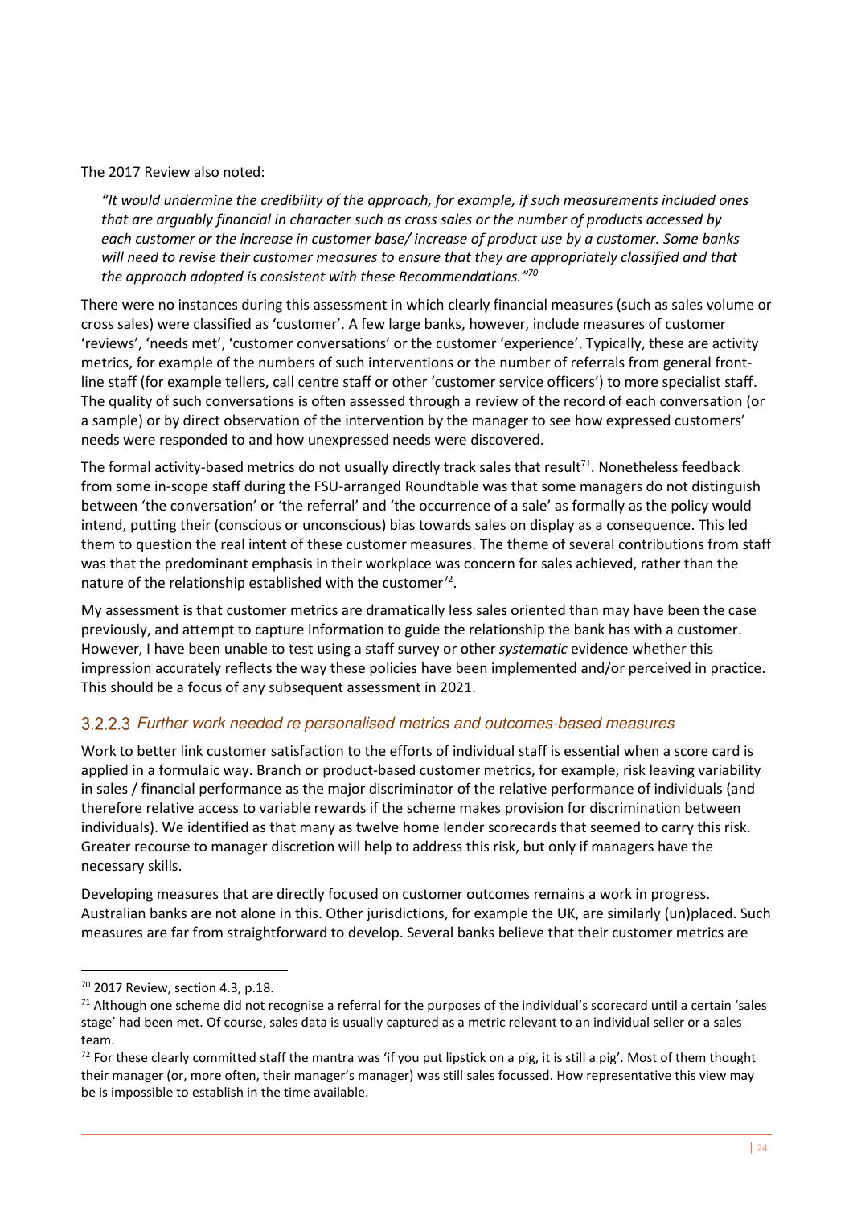The 2017 Review also noted:

> *"It would undermine the credibility of the approach, for example, if such measurements included ones that are arguably financial in character such as cross sales or the number of products accessed by each customer or the increase in customer base/ increase of product use by a customer. Some banks will need to revise their customer measures to ensure that they are appropriately classified and that the approach adopted is consistent with these Recommendations."*[70]

There were no instances during this assessment in which clearly financial measures (such as sales volume or cross sales) were classified as 'customer'. A few large banks, however, include measures of customer 'reviews', 'needs met', 'customer conversations' or the customer 'experience'. Typically, these are activity metrics, for example of the numbers of such interventions or the number of referrals from general front-line staff (for example tellers, call centre staff or other 'customer service officers') to more specialist staff. The quality of such conversations is often assessed through a review of the record of each conversation (or a sample) or by direct observation of the intervention by the manager to see how expressed customers' needs were responded to and how unexpressed needs were discovered.

The formal activity-based metrics do not usually directly track sales that result[71]. Nonetheless feedback from some in-scope staff during the FSU-arranged Roundtable was that some managers do not distinguish between 'the conversation' or 'the referral' and 'the occurrence of a sale' as formally as the policy would intend, putting their (conscious or unconscious) bias towards sales on display as a consequence. This led them to question the real intent of these customer measures. The theme of several contributions from staff was that the predominant emphasis in their workplace was concern for sales achieved, rather than the nature of the relationship established with the customer[72].

My assessment is that customer metrics are dramatically less sales oriented than may have been the case previously, and attempt to capture information to guide the relationship the bank has with a customer. However, I have been unable to test using a staff survey or other *systematic* evidence whether this impression accurately reflects the way these policies have been implemented and/or perceived in practice. This should be a focus of any subsequent assessment in 2021.

#### 3.2.2.3 *Further work needed re personalised metrics and outcomes-based measures*

Work to better link customer satisfaction to the efforts of individual staff is essential when a score card is applied in a formulaic way. Branch or product-based customer metrics, for example, risk leaving variability in sales / financial performance as the major discriminator of the relative performance of individuals (and therefore relative access to variable rewards if the scheme makes provision for discrimination between individuals). We identified as that many as twelve home lender scorecards that seemed to carry this risk. Greater recourse to manager discretion will help to address this risk, but only if managers have the necessary skills.

Developing measures that are directly focused on customer outcomes remains a work in progress. Australian banks are not alone in this. Other jurisdictions, for example the UK, are similarly (un)placed. Such measures are far from straightforward to develop. Several banks believe that their customer metrics are

---

[70] 2017 Review, section 4.3, p.18.

[71] Although one scheme did not recognise a referral for the purposes of the individual's scorecard until a certain 'sales stage' had been met. Of course, sales data is usually captured as a metric relevant to an individual seller or a sales team.

[72] For these clearly committed staff the mantra was 'if you put lipstick on a pig, it is still a pig'. Most of them thought their manager (or, more often, their manager's manager) was still sales focussed. How representative this view may be is impossible to establish in the time available.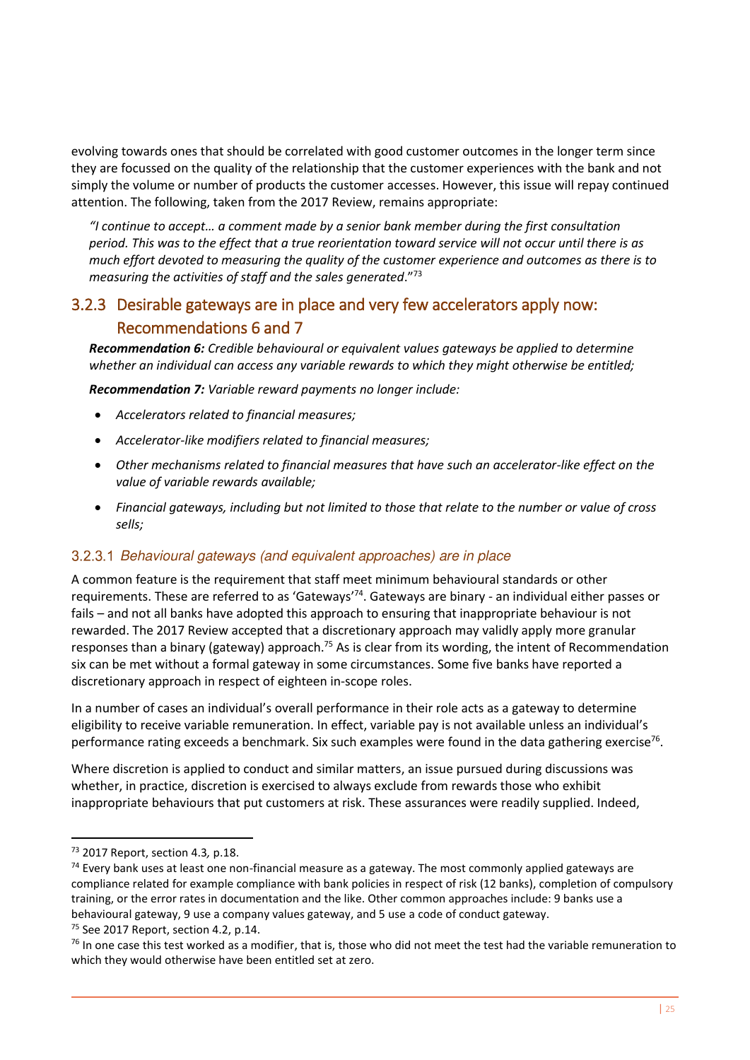evolving towards ones that should be correlated with good customer outcomes in the longer term since they are focussed on the quality of the relationship that the customer experiences with the bank and not simply the volume or number of products the customer accesses. However, this issue will repay continued attention. The following, taken from the 2017 Review, remains appropriate:

> *"I continue to accept… a comment made by a senior bank member during the first consultation period. This was to the effect that a true reorientation toward service will not occur until there is as much effort devoted to measuring the quality of the customer experience and outcomes as there is to measuring the activities of staff and the sales generated*."[73]

### 3.2.3 Desirable gateways are in place and very few accelerators apply now: Recommendations 6 and 7

***Recommendation 6:*** *Credible behavioural or equivalent values gateways be applied to determine whether an individual can access any variable rewards to which they might otherwise be entitled;*

***Recommendation 7:*** *Variable reward payments no longer include:*

- *Accelerators related to financial measures;*
- *Accelerator-like modifiers related to financial measures;*
- *Other mechanisms related to financial measures that have such an accelerator-like effect on the value of variable rewards available;*
- *Financial gateways, including but not limited to those that relate to the number or value of cross sells;*

#### 3.2.3.1 *Behavioural gateways (and equivalent approaches) are in place*

A common feature is the requirement that staff meet minimum behavioural standards or other requirements. These are referred to as 'Gateways'[74]. Gateways are binary - an individual either passes or fails – and not all banks have adopted this approach to ensuring that inappropriate behaviour is not rewarded. The 2017 Review accepted that a discretionary approach may validly apply more granular responses than a binary (gateway) approach.[75] As is clear from its wording, the intent of Recommendation six can be met without a formal gateway in some circumstances. Some five banks have reported a discretionary approach in respect of eighteen in-scope roles.

In a number of cases an individual's overall performance in their role acts as a gateway to determine eligibility to receive variable remuneration. In effect, variable pay is not available unless an individual's performance rating exceeds a benchmark. Six such examples were found in the data gathering exercise[76].

Where discretion is applied to conduct and similar matters, an issue pursued during discussions was whether, in practice, discretion is exercised to always exclude from rewards those who exhibit inappropriate behaviours that put customers at risk. These assurances were readily supplied. Indeed,

---

[73] 2017 Report, section 4.3, p.18.

[74] Every bank uses at least one non-financial measure as a gateway. The most commonly applied gateways are compliance related for example compliance with bank policies in respect of risk (12 banks), completion of compulsory training, or the error rates in documentation and the like. Other common approaches include: 9 banks use a behavioural gateway, 9 use a company values gateway, and 5 use a code of conduct gateway.

[75] See 2017 Report, section 4.2, p.14.

[76] In one case this test worked as a modifier, that is, those who did not meet the test had the variable remuneration to which they would otherwise have been entitled set at zero.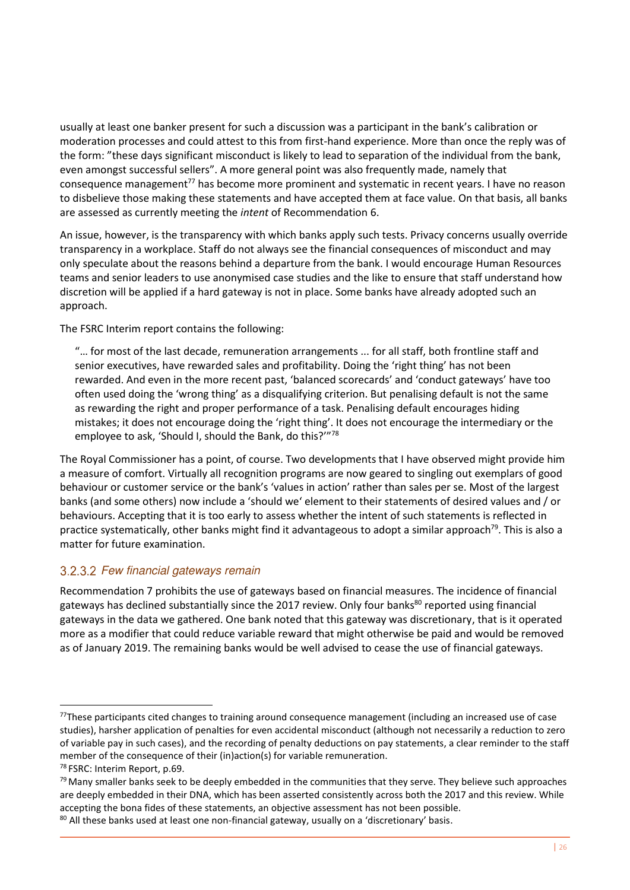usually at least one banker present for such a discussion was a participant in the bank's calibration or moderation processes and could attest to this from first-hand experience. More than once the reply was of the form: "these days significant misconduct is likely to lead to separation of the individual from the bank, even amongst successful sellers". A more general point was also frequently made, namely that consequence management[77] has become more prominent and systematic in recent years. I have no reason to disbelieve those making these statements and have accepted them at face value. On that basis, all banks are assessed as currently meeting the *intent* of Recommendation 6.

An issue, however, is the transparency with which banks apply such tests. Privacy concerns usually override transparency in a workplace. Staff do not always see the financial consequences of misconduct and may only speculate about the reasons behind a departure from the bank. I would encourage Human Resources teams and senior leaders to use anonymised case studies and the like to ensure that staff understand how discretion will be applied if a hard gateway is not in place. Some banks have already adopted such an approach.

The FSRC Interim report contains the following:

> "… for most of the last decade, remuneration arrangements ... for all staff, both frontline staff and senior executives, have rewarded sales and profitability. Doing the 'right thing' has not been rewarded. And even in the more recent past, 'balanced scorecards' and 'conduct gateways' have too often used doing the 'wrong thing' as a disqualifying criterion. But penalising default is not the same as rewarding the right and proper performance of a task. Penalising default encourages hiding mistakes; it does not encourage doing the 'right thing'. It does not encourage the intermediary or the employee to ask, 'Should I, should the Bank, do this?'"[78]

The Royal Commissioner has a point, of course. Two developments that I have observed might provide him a measure of comfort. Virtually all recognition programs are now geared to singling out exemplars of good behaviour or customer service or the bank's 'values in action' rather than sales per se. Most of the largest banks (and some others) now include a 'should we' element to their statements of desired values and / or behaviours. Accepting that it is too early to assess whether the intent of such statements is reflected in practice systematically, other banks might find it advantageous to adopt a similar approach[79]. This is also a matter for future examination.

#### 3.2.3.2 *Few financial gateways remain*

Recommendation 7 prohibits the use of gateways based on financial measures. The incidence of financial gateways has declined substantially since the 2017 review. Only four banks[80] reported using financial gateways in the data we gathered. One bank noted that this gateway was discretionary, that is it operated more as a modifier that could reduce variable reward that might otherwise be paid and would be removed as of January 2019. The remaining banks would be well advised to cease the use of financial gateways.

---

[77] These participants cited changes to training around consequence management (including an increased use of case studies), harsher application of penalties for even accidental misconduct (although not necessarily a reduction to zero of variable pay in such cases), and the recording of penalty deductions on pay statements, a clear reminder to the staff member of the consequence of their (in)action(s) for variable remuneration.

[78] FSRC: Interim Report, p.69.

[79] Many smaller banks seek to be deeply embedded in the communities that they serve. They believe such approaches are deeply embedded in their DNA, which has been asserted consistently across both the 2017 and this review. While accepting the bona fides of these statements, an objective assessment has not been possible.

[80] All these banks used at least one non-financial gateway, usually on a 'discretionary' basis.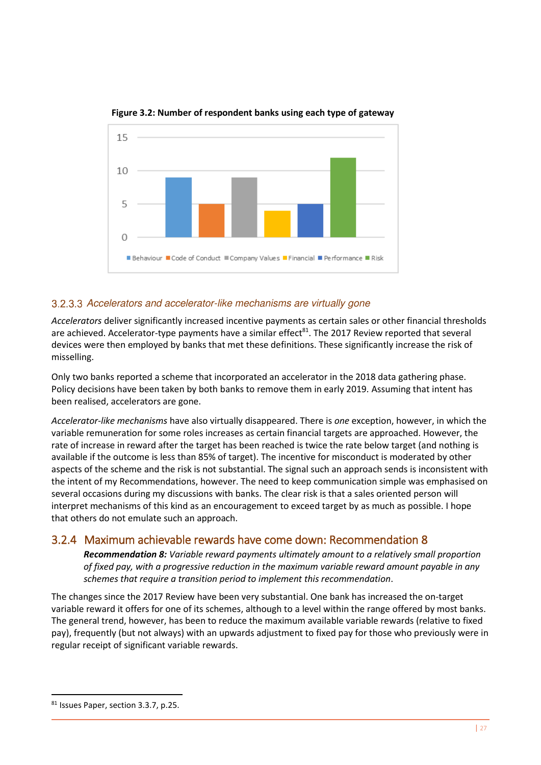**Figure 3.2: Number of respondent banks using each type of gateway**

| Gateway type | Number of banks |
| --- | --- |
| Behaviour | 9 |
| Code of Conduct | 5 |
| Company Values | 9 |
| Financial | 4 |
| Performance | 5 |
| Risk | 12 |

#### 3.2.3.3 *Accelerators and accelerator-like mechanisms are virtually gone*

*Accelerators* deliver significantly increased incentive payments as certain sales or other financial thresholds are achieved. Accelerator-type payments have a similar effect[81]. The 2017 Review reported that several devices were then employed by banks that met these definitions. These significantly increase the risk of misselling.

Only two banks reported a scheme that incorporated an accelerator in the 2018 data gathering phase. Policy decisions have been taken by both banks to remove them in early 2019. Assuming that intent has been realised, accelerators are gone.

*Accelerator-like mechanisms* have also virtually disappeared. There is *one* exception, however, in which the variable remuneration for some roles increases as certain financial targets are approached. However, the rate of increase in reward after the target has been reached is twice the rate below target (and nothing is available if the outcome is less than 85% of target). The incentive for misconduct is moderated by other aspects of the scheme and the risk is not substantial. The signal such an approach sends is inconsistent with the intent of my Recommendations, however. The need to keep communication simple was emphasised on several occasions during my discussions with banks. The clear risk is that a sales oriented person will interpret mechanisms of this kind as an encouragement to exceed target by as much as possible. I hope that others do not emulate such an approach.

### 3.2.4 Maximum achievable rewards have come down: Recommendation 8

> ***Recommendation 8:*** *Variable reward payments ultimately amount to a relatively small proportion of fixed pay, with a progressive reduction in the maximum variable reward amount payable in any schemes that require a transition period to implement this recommendation*.

The changes since the 2017 Review have been very substantial. One bank has increased the on-target variable reward it offers for one of its schemes, although to a level within the range offered by most banks. The general trend, however, has been to reduce the maximum available variable rewards (relative to fixed pay), frequently (but not always) with an upwards adjustment to fixed pay for those who previously were in regular receipt of significant variable rewards.

---

[81] Issues Paper, section 3.3.7, p.25.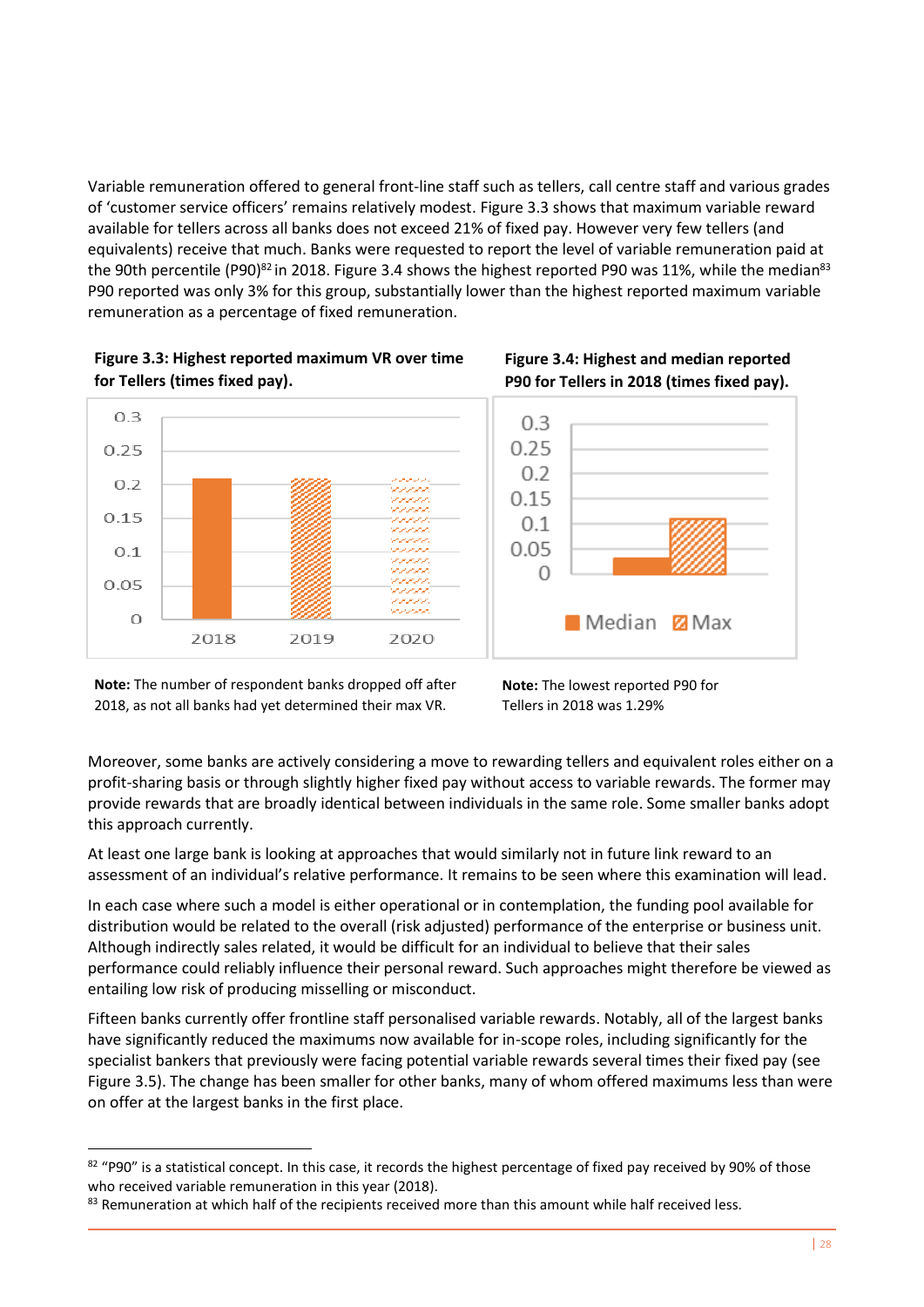Variable remuneration offered to general front-line staff such as tellers, call centre staff and various grades of 'customer service officers' remains relatively modest. Figure 3.3 shows that maximum variable reward available for tellers across all banks does not exceed 21% of fixed pay. However very few tellers (and equivalents) receive that much. Banks were requested to report the level of variable remuneration paid at the 90th percentile (P90)[82] in 2018. Figure 3.4 shows the highest reported P90 was 11%, while the median[83] P90 reported was only 3% for this group, substantially lower than the highest reported maximum variable remuneration as a percentage of fixed remuneration.

**Figure 3.3: Highest reported maximum VR over time for Tellers (times fixed pay).**

**Note:** The number of respondent banks dropped off after 2018, as not all banks had yet determined their max VR.

**Figure 3.4: Highest and median reported P90 for Tellers in 2018 (times fixed pay).**

**Note:** The lowest reported P90 for Tellers in 2018 was 1.29%

Moreover, some banks are actively considering a move to rewarding tellers and equivalent roles either on a profit-sharing basis or through slightly higher fixed pay without access to variable rewards. The former may provide rewards that are broadly identical between individuals in the same role. Some smaller banks adopt this approach currently.

At least one large bank is looking at approaches that would similarly not in future link reward to an assessment of an individual's relative performance. It remains to be seen where this examination will lead.

In each case where such a model is either operational or in contemplation, the funding pool available for distribution would be related to the overall (risk adjusted) performance of the enterprise or business unit. Although indirectly sales related, it would be difficult for an individual to believe that their sales performance could reliably influence their personal reward. Such approaches might therefore be viewed as entailing low risk of producing misselling or misconduct.

Fifteen banks currently offer frontline staff personalised variable rewards. Notably, all of the largest banks have significantly reduced the maximums now available for in-scope roles, including significantly for the specialist bankers that previously were facing potential variable rewards several times their fixed pay (see Figure 3.5). The change has been smaller for other banks, many of whom offered maximums less than were on offer at the largest banks in the first place.

---

[82] "P90" is a statistical concept. In this case, it records the highest percentage of fixed pay received by 90% of those who received variable remuneration in this year (2018).

[83] Remuneration at which half of the recipients received more than this amount while half received less.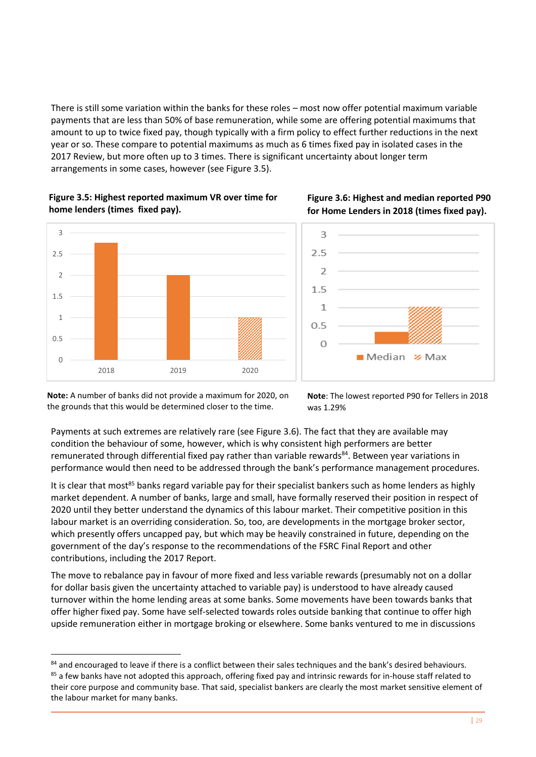There is still some variation within the banks for these roles – most now offer potential maximum variable payments that are less than 50% of base remuneration, while some are offering potential maximums that amount to up to twice fixed pay, though typically with a firm policy to effect further reductions in the next year or so. These compare to potential maximums as much as 6 times fixed pay in isolated cases in the 2017 Review, but more often up to 3 times. There is significant uncertainty about longer term arrangements in some cases, however (see Figure 3.5).

**Figure 3.5: Highest reported maximum VR over time for home lenders (times fixed pay).**

**Note:** A number of banks did not provide a maximum for 2020, on the grounds that this would be determined closer to the time.

**Figure 3.6: Highest and median reported P90 for Home Lenders in 2018 (times fixed pay).**

**Note**: The lowest reported P90 for Tellers in 2018 was 1.29%

Payments at such extremes are relatively rare (see Figure 3.6). The fact that they are available may condition the behaviour of some, however, which is why consistent high performers are better remunerated through differential fixed pay rather than variable rewards[84]. Between year variations in performance would then need to be addressed through the bank's performance management procedures.

It is clear that most[85] banks regard variable pay for their specialist bankers such as home lenders as highly market dependent. A number of banks, large and small, have formally reserved their position in respect of 2020 until they better understand the dynamics of this labour market. Their competitive position in this labour market is an overriding consideration. So, too, are developments in the mortgage broker sector, which presently offers uncapped pay, but which may be heavily constrained in future, depending on the government of the day's response to the recommendations of the FSRC Final Report and other contributions, including the 2017 Report.

The move to rebalance pay in favour of more fixed and less variable rewards (presumably not on a dollar for dollar basis given the uncertainty attached to variable pay) is understood to have already caused turnover within the home lending areas at some banks. Some movements have been towards banks that offer higher fixed pay. Some have self-selected towards roles outside banking that continue to offer high upside remuneration either in mortgage broking or elsewhere. Some banks ventured to me in discussions

[84] and encouraged to leave if there is a conflict between their sales techniques and the bank's desired behaviours.

[85] a few banks have not adopted this approach, offering fixed pay and intrinsic rewards for in-house staff related to their core purpose and community base. That said, specialist bankers are clearly the most market sensitive element of the labour market for many banks.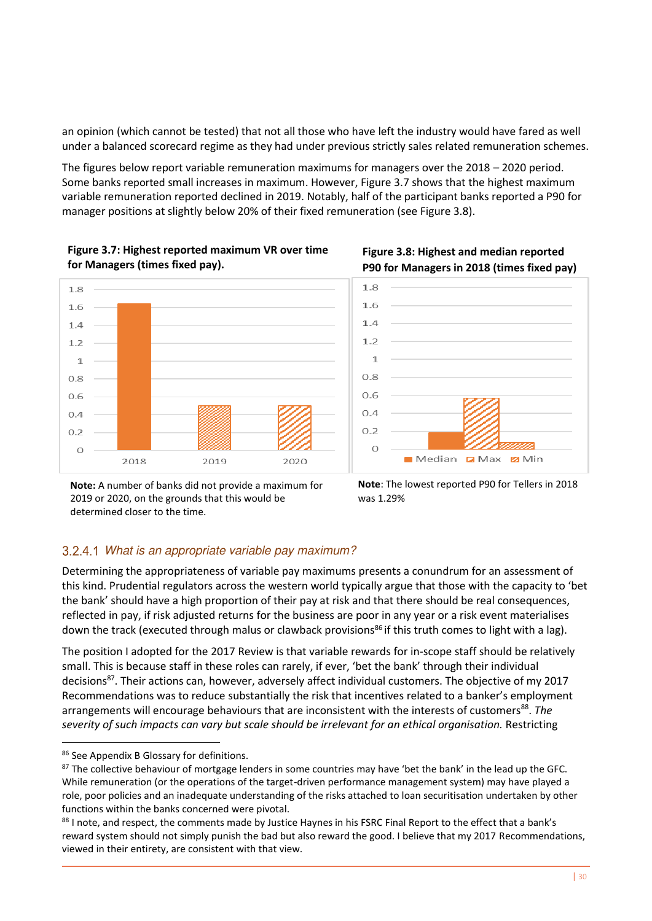an opinion (which cannot be tested) that not all those who have left the industry would have fared as well under a balanced scorecard regime as they had under previous strictly sales related remuneration schemes.

The figures below report variable remuneration maximums for managers over the 2018 – 2020 period. Some banks reported small increases in maximum. However, Figure 3.7 shows that the highest maximum variable remuneration reported declined in 2019. Notably, half of the participant banks reported a P90 for manager positions at slightly below 20% of their fixed remuneration (see Figure 3.8).

**Figure 3.7: Highest reported maximum VR over time for Managers (times fixed pay).**

**Note:** A number of banks did not provide a maximum for 2019 or 2020, on the grounds that this would be determined closer to the time.

**Figure 3.8: Highest and median reported P90 for Managers in 2018 (times fixed pay)**

**Note**: The lowest reported P90 for Tellers in 2018 was 1.29%

### 3.2.4.1 *What is an appropriate variable pay maximum?*

Determining the appropriateness of variable pay maximums presents a conundrum for an assessment of this kind. Prudential regulators across the western world typically argue that those with the capacity to 'bet the bank' should have a high proportion of their pay at risk and that there should be real consequences, reflected in pay, if risk adjusted returns for the business are poor in any year or a risk event materialises down the track (executed through malus or clawback provisions[86] if this truth comes to light with a lag).

The position I adopted for the 2017 Review is that variable rewards for in-scope staff should be relatively small. This is because staff in these roles can rarely, if ever, 'bet the bank' through their individual decisions[87]. Their actions can, however, adversely affect individual customers. The objective of my 2017 Recommendations was to reduce substantially the risk that incentives related to a banker's employment arrangements will encourage behaviours that are inconsistent with the interests of customers[88]. *The severity of such impacts can vary but scale should be irrelevant for an ethical organisation.* Restricting

[86] See Appendix B Glossary for definitions.

[87] The collective behaviour of mortgage lenders in some countries may have 'bet the bank' in the lead up the GFC. While remuneration (or the operations of the target-driven performance management system) may have played a role, poor policies and an inadequate understanding of the risks attached to loan securitisation undertaken by other functions within the banks concerned were pivotal.

[88] I note, and respect, the comments made by Justice Haynes in his FSRC Final Report to the effect that a bank's reward system should not simply punish the bad but also reward the good. I believe that my 2017 Recommendations, viewed in their entirety, are consistent with that view.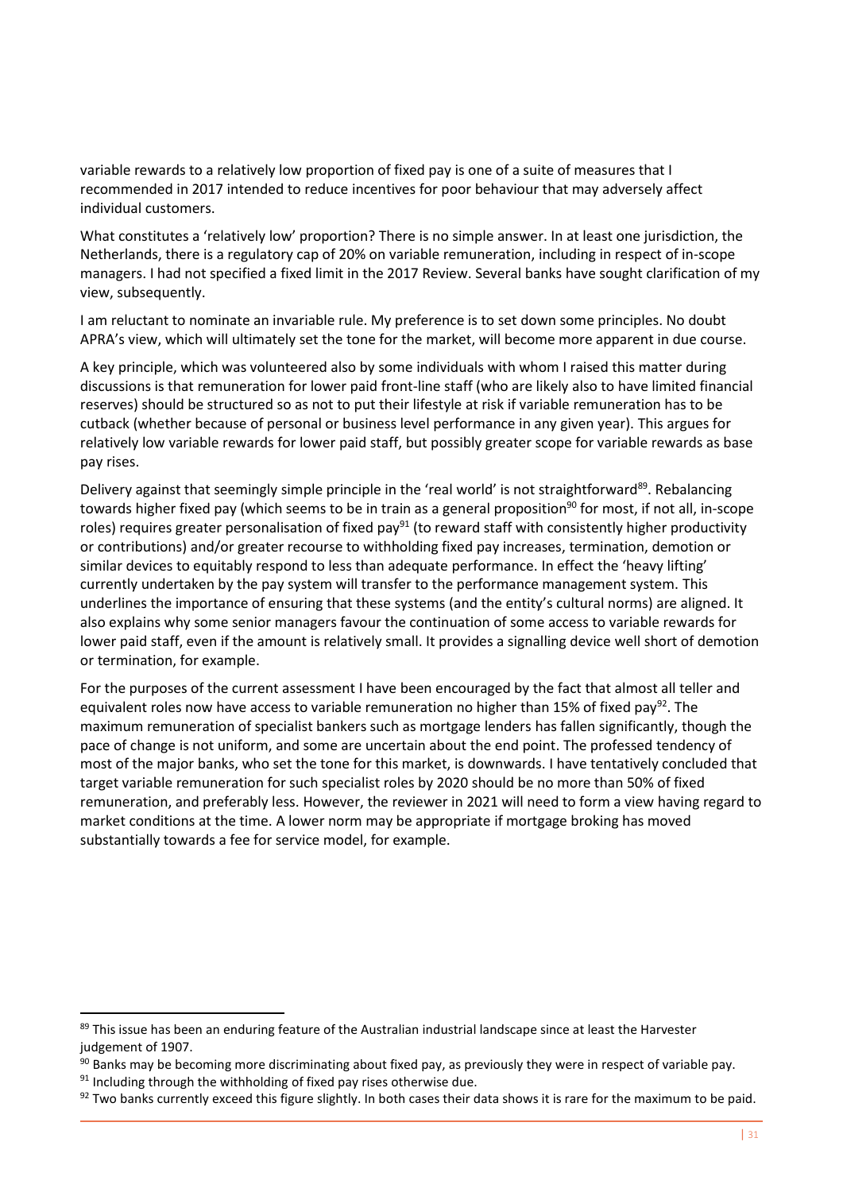variable rewards to a relatively low proportion of fixed pay is one of a suite of measures that I recommended in 2017 intended to reduce incentives for poor behaviour that may adversely affect individual customers.

What constitutes a 'relatively low' proportion? There is no simple answer. In at least one jurisdiction, the Netherlands, there is a regulatory cap of 20% on variable remuneration, including in respect of in-scope managers. I had not specified a fixed limit in the 2017 Review. Several banks have sought clarification of my view, subsequently.

I am reluctant to nominate an invariable rule. My preference is to set down some principles. No doubt APRA's view, which will ultimately set the tone for the market, will become more apparent in due course.

A key principle, which was volunteered also by some individuals with whom I raised this matter during discussions is that remuneration for lower paid front-line staff (who are likely also to have limited financial reserves) should be structured so as not to put their lifestyle at risk if variable remuneration has to be cutback (whether because of personal or business level performance in any given year). This argues for relatively low variable rewards for lower paid staff, but possibly greater scope for variable rewards as base pay rises.

Delivery against that seemingly simple principle in the 'real world' is not straightforward[89]. Rebalancing towards higher fixed pay (which seems to be in train as a general proposition[90] for most, if not all, in-scope roles) requires greater personalisation of fixed pay[91] (to reward staff with consistently higher productivity or contributions) and/or greater recourse to withholding fixed pay increases, termination, demotion or similar devices to equitably respond to less than adequate performance. In effect the 'heavy lifting' currently undertaken by the pay system will transfer to the performance management system. This underlines the importance of ensuring that these systems (and the entity's cultural norms) are aligned. It also explains why some senior managers favour the continuation of some access to variable rewards for lower paid staff, even if the amount is relatively small. It provides a signalling device well short of demotion or termination, for example.

For the purposes of the current assessment I have been encouraged by the fact that almost all teller and equivalent roles now have access to variable remuneration no higher than 15% of fixed pay[92]. The maximum remuneration of specialist bankers such as mortgage lenders has fallen significantly, though the pace of change is not uniform, and some are uncertain about the end point. The professed tendency of most of the major banks, who set the tone for this market, is downwards. I have tentatively concluded that target variable remuneration for such specialist roles by 2020 should be no more than 50% of fixed remuneration, and preferably less. However, the reviewer in 2021 will need to form a view having regard to market conditions at the time. A lower norm may be appropriate if mortgage broking has moved substantially towards a fee for service model, for example.

---

[89] This issue has been an enduring feature of the Australian industrial landscape since at least the Harvester judgement of 1907.

[90] Banks may be becoming more discriminating about fixed pay, as previously they were in respect of variable pay.

[91] Including through the withholding of fixed pay rises otherwise due.

[92] Two banks currently exceed this figure slightly. In both cases their data shows it is rare for the maximum to be paid.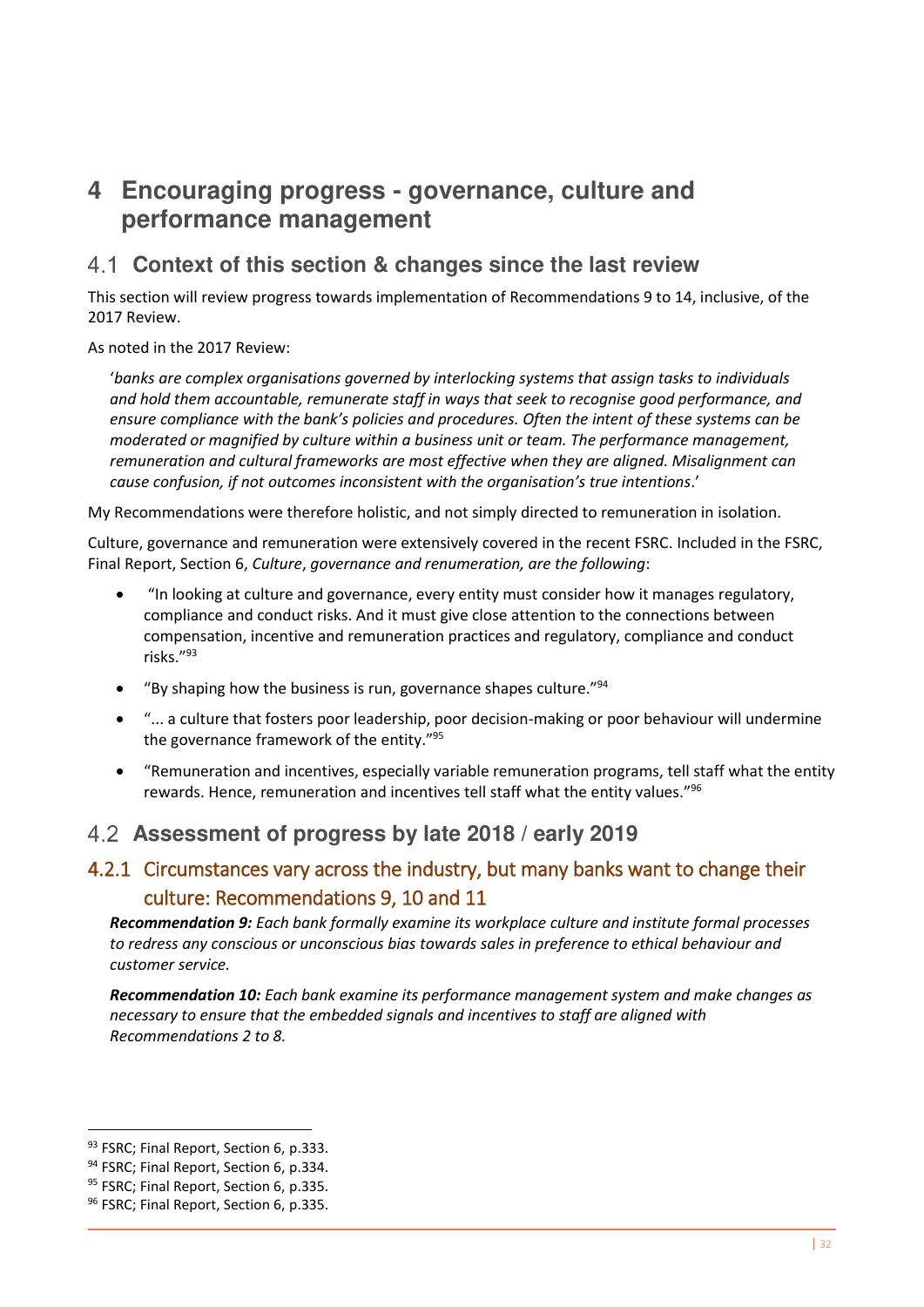# 4 Encouraging progress - governance, culture and performance management

## 4.1 Context of this section & changes since the last review

This section will review progress towards implementation of Recommendations 9 to 14, inclusive, of the 2017 Review.

As noted in the 2017 Review:

> '*banks are complex organisations governed by interlocking systems that assign tasks to individuals and hold them accountable, remunerate staff in ways that seek to recognise good performance, and ensure compliance with the bank's policies and procedures. Often the intent of these systems can be moderated or magnified by culture within a business unit or team. The performance management, remuneration and cultural frameworks are most effective when they are aligned. Misalignment can cause confusion, if not outcomes inconsistent with the organisation's true intentions*.'

My Recommendations were therefore holistic, and not simply directed to remuneration in isolation.

Culture, governance and remuneration were extensively covered in the recent FSRC. Included in the FSRC, Final Report, Section 6, *Culture*, *governance and renumeration, are the following*:

- "In looking at culture and governance, every entity must consider how it manages regulatory, compliance and conduct risks. And it must give close attention to the connections between compensation, incentive and remuneration practices and regulatory, compliance and conduct risks."[93]
- "By shaping how the business is run, governance shapes culture."[94]
- "... a culture that fosters poor leadership, poor decision-making or poor behaviour will undermine the governance framework of the entity."[95]
- "Remuneration and incentives, especially variable remuneration programs, tell staff what the entity rewards. Hence, remuneration and incentives tell staff what the entity values."[96]

## 4.2 Assessment of progress by late 2018 / early 2019

### 4.2.1 Circumstances vary across the industry, but many banks want to change their culture: Recommendations 9, 10 and 11

***Recommendation 9:*** *Each bank formally examine its workplace culture and institute formal processes to redress any conscious or unconscious bias towards sales in preference to ethical behaviour and customer service.*

***Recommendation 10:*** *Each bank examine its performance management system and make changes as necessary to ensure that the embedded signals and incentives to staff are aligned with Recommendations 2 to 8.*

[93] FSRC; Final Report, Section 6, p.333.
[94] FSRC; Final Report, Section 6, p.334.
[95] FSRC; Final Report, Section 6, p.335.
[96] FSRC; Final Report, Section 6, p.335.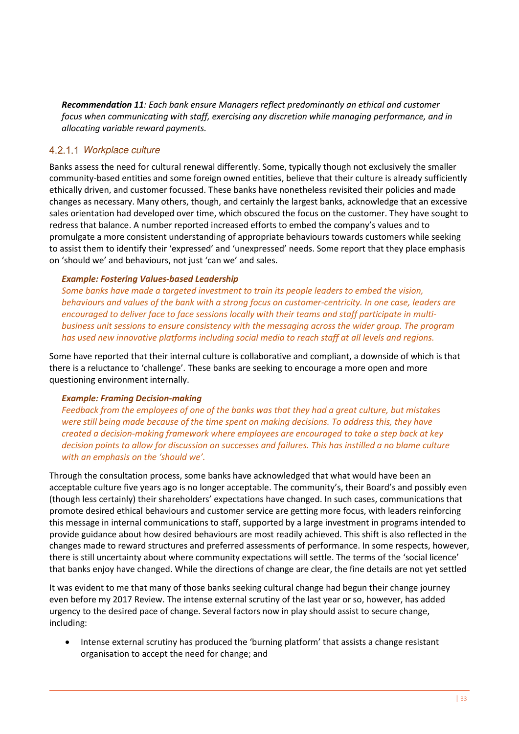***Recommendation 11****: Each bank ensure Managers reflect predominantly an ethical and customer focus when communicating with staff, exercising any discretion while managing performance, and in allocating variable reward payments.*

#### 4.2.1.1 *Workplace culture*

Banks assess the need for cultural renewal differently. Some, typically though not exclusively the smaller community-based entities and some foreign owned entities, believe that their culture is already sufficiently ethically driven, and customer focussed. These banks have nonetheless revisited their policies and made changes as necessary. Many others, though, and certainly the largest banks, acknowledge that an excessive sales orientation had developed over time, which obscured the focus on the customer. They have sought to redress that balance. A number reported increased efforts to embed the company's values and to promulgate a more consistent understanding of appropriate behaviours towards customers while seeking to assist them to identify their 'expressed' and 'unexpressed' needs. Some report that they place emphasis on 'should we' and behaviours, not just 'can we' and sales.

> ***Example: Fostering Values-based Leadership***
> *Some banks have made a targeted investment to train its people leaders to embed the vision, behaviours and values of the bank with a strong focus on customer-centricity. In one case, leaders are encouraged to deliver face to face sessions locally with their teams and staff participate in multi-business unit sessions to ensure consistency with the messaging across the wider group. The program has used new innovative platforms including social media to reach staff at all levels and regions.*

Some have reported that their internal culture is collaborative and compliant, a downside of which is that there is a reluctance to 'challenge'. These banks are seeking to encourage a more open and more questioning environment internally.

> ***Example: Framing Decision-making***
> *Feedback from the employees of one of the banks was that they had a great culture, but mistakes were still being made because of the time spent on making decisions. To address this, they have created a decision-making framework where employees are encouraged to take a step back at key decision points to allow for discussion on successes and failures. This has instilled a no blame culture with an emphasis on the 'should we'.*

Through the consultation process, some banks have acknowledged that what would have been an acceptable culture five years ago is no longer acceptable. The community's, their Board's and possibly even (though less certainly) their shareholders' expectations have changed. In such cases, communications that promote desired ethical behaviours and customer service are getting more focus, with leaders reinforcing this message in internal communications to staff, supported by a large investment in programs intended to provide guidance about how desired behaviours are most readily achieved. This shift is also reflected in the changes made to reward structures and preferred assessments of performance. In some respects, however, there is still uncertainty about where community expectations will settle. The terms of the 'social licence' that banks enjoy have changed. While the directions of change are clear, the fine details are not yet settled

It was evident to me that many of those banks seeking cultural change had begun their change journey even before my 2017 Review. The intense external scrutiny of the last year or so, however, has added urgency to the desired pace of change. Several factors now in play should assist to secure change, including:

- Intense external scrutiny has produced the 'burning platform' that assists a change resistant organisation to accept the need for change; and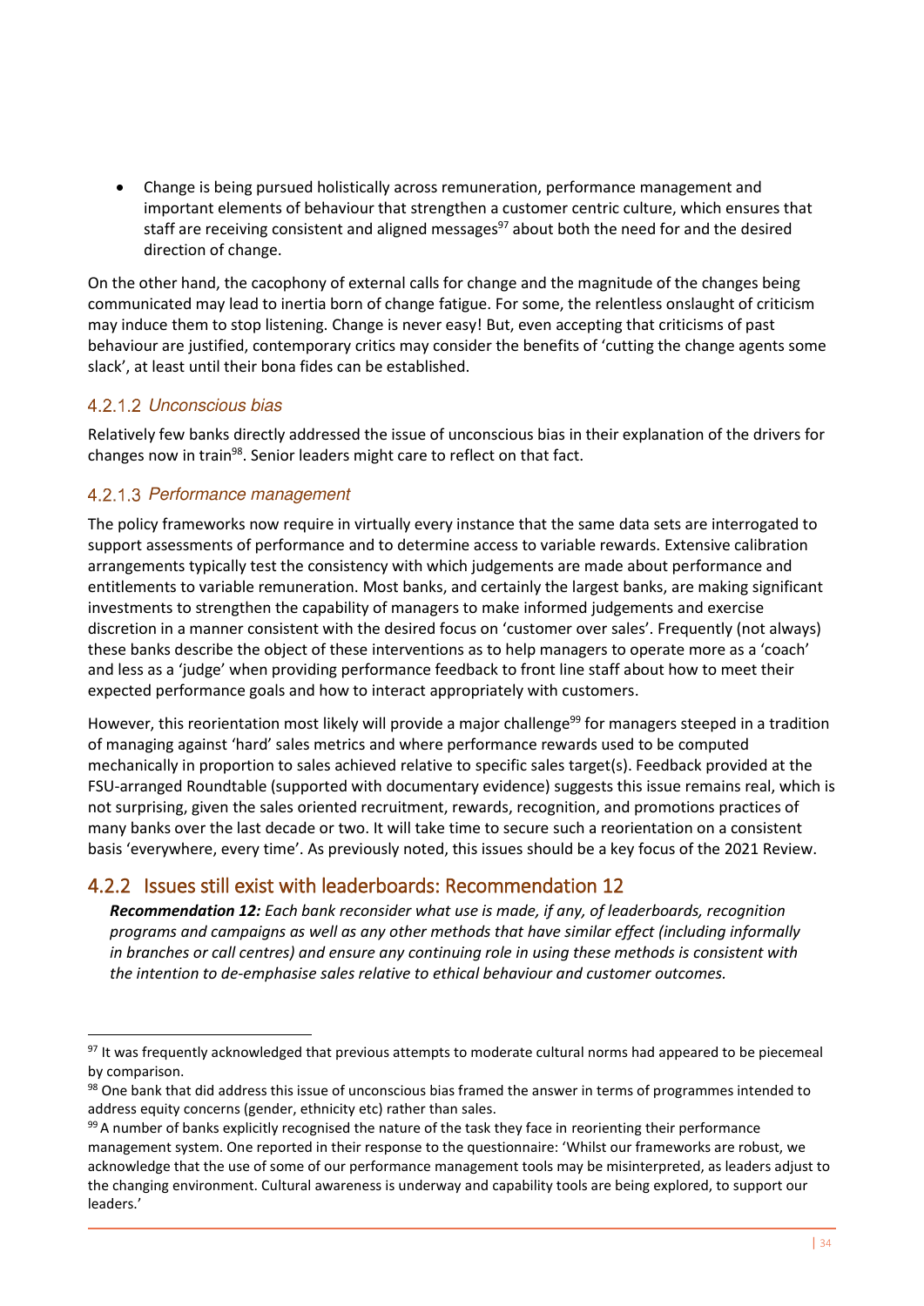- Change is being pursued holistically across remuneration, performance management and important elements of behaviour that strengthen a customer centric culture, which ensures that staff are receiving consistent and aligned messages[97] about both the need for and the desired direction of change.

On the other hand, the cacophony of external calls for change and the magnitude of the changes being communicated may lead to inertia born of change fatigue. For some, the relentless onslaught of criticism may induce them to stop listening. Change is never easy! But, even accepting that criticisms of past behaviour are justified, contemporary critics may consider the benefits of 'cutting the change agents some slack', at least until their bona fides can be established.

#### 4.2.1.2 *Unconscious bias*

Relatively few banks directly addressed the issue of unconscious bias in their explanation of the drivers for changes now in train[98]. Senior leaders might care to reflect on that fact.

#### 4.2.1.3 *Performance management*

The policy frameworks now require in virtually every instance that the same data sets are interrogated to support assessments of performance and to determine access to variable rewards. Extensive calibration arrangements typically test the consistency with which judgements are made about performance and entitlements to variable remuneration. Most banks, and certainly the largest banks, are making significant investments to strengthen the capability of managers to make informed judgements and exercise discretion in a manner consistent with the desired focus on 'customer over sales'. Frequently (not always) these banks describe the object of these interventions as to help managers to operate more as a 'coach' and less as a 'judge' when providing performance feedback to front line staff about how to meet their expected performance goals and how to interact appropriately with customers.

However, this reorientation most likely will provide a major challenge[99] for managers steeped in a tradition of managing against 'hard' sales metrics and where performance rewards used to be computed mechanically in proportion to sales achieved relative to specific sales target(s). Feedback provided at the FSU-arranged Roundtable (supported with documentary evidence) suggests this issue remains real, which is not surprising, given the sales oriented recruitment, rewards, recognition, and promotions practices of many banks over the last decade or two. It will take time to secure such a reorientation on a consistent basis 'everywhere, every time'. As previously noted, this issues should be a key focus of the 2021 Review.

### 4.2.2 Issues still exist with leaderboards: Recommendation 12

> ***Recommendation 12:*** *Each bank reconsider what use is made, if any, of leaderboards, recognition programs and campaigns as well as any other methods that have similar effect (including informally in branches or call centres) and ensure any continuing role in using these methods is consistent with the intention to de-emphasise sales relative to ethical behaviour and customer outcomes.*

---

[97] It was frequently acknowledged that previous attempts to moderate cultural norms had appeared to be piecemeal by comparison.

[98] One bank that did address this issue of unconscious bias framed the answer in terms of programmes intended to address equity concerns (gender, ethnicity etc) rather than sales.

[99] A number of banks explicitly recognised the nature of the task they face in reorienting their performance management system. One reported in their response to the questionnaire: 'Whilst our frameworks are robust, we acknowledge that the use of some of our performance management tools may be misinterpreted, as leaders adjust to the changing environment. Cultural awareness is underway and capability tools are being explored, to support our leaders.'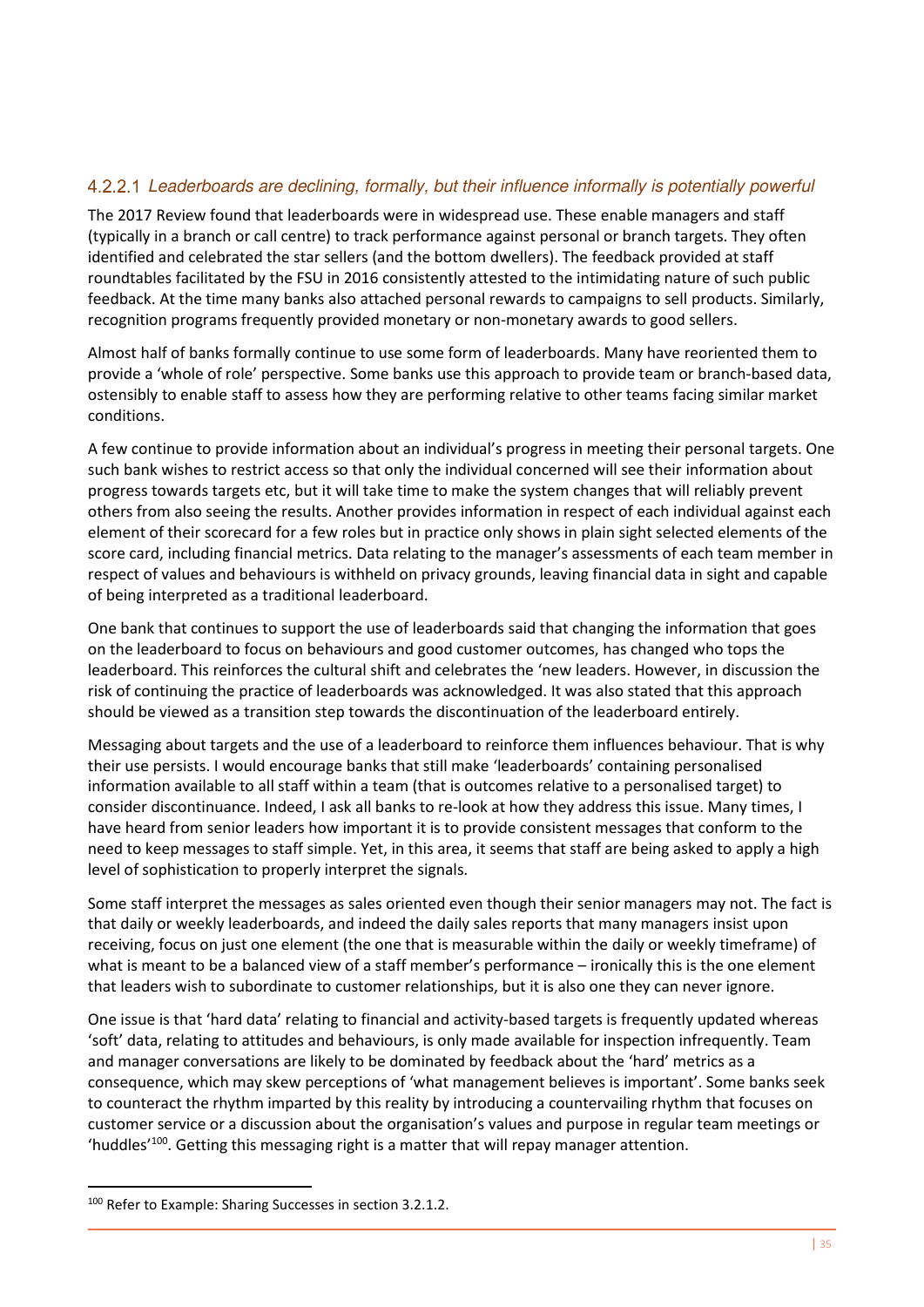#### 4.2.2.1 *Leaderboards are declining, formally, but their influence informally is potentially powerful*

The 2017 Review found that leaderboards were in widespread use. These enable managers and staff (typically in a branch or call centre) to track performance against personal or branch targets. They often identified and celebrated the star sellers (and the bottom dwellers). The feedback provided at staff roundtables facilitated by the FSU in 2016 consistently attested to the intimidating nature of such public feedback. At the time many banks also attached personal rewards to campaigns to sell products. Similarly, recognition programs frequently provided monetary or non-monetary awards to good sellers.

Almost half of banks formally continue to use some form of leaderboards. Many have reoriented them to provide a 'whole of role' perspective. Some banks use this approach to provide team or branch-based data, ostensibly to enable staff to assess how they are performing relative to other teams facing similar market conditions.

A few continue to provide information about an individual's progress in meeting their personal targets. One such bank wishes to restrict access so that only the individual concerned will see their information about progress towards targets etc, but it will take time to make the system changes that will reliably prevent others from also seeing the results. Another provides information in respect of each individual against each element of their scorecard for a few roles but in practice only shows in plain sight selected elements of the score card, including financial metrics. Data relating to the manager's assessments of each team member in respect of values and behaviours is withheld on privacy grounds, leaving financial data in sight and capable of being interpreted as a traditional leaderboard.

One bank that continues to support the use of leaderboards said that changing the information that goes on the leaderboard to focus on behaviours and good customer outcomes, has changed who tops the leaderboard. This reinforces the cultural shift and celebrates the 'new leaders. However, in discussion the risk of continuing the practice of leaderboards was acknowledged. It was also stated that this approach should be viewed as a transition step towards the discontinuation of the leaderboard entirely.

Messaging about targets and the use of a leaderboard to reinforce them influences behaviour. That is why their use persists. I would encourage banks that still make 'leaderboards' containing personalised information available to all staff within a team (that is outcomes relative to a personalised target) to consider discontinuance. Indeed, I ask all banks to re-look at how they address this issue. Many times, I have heard from senior leaders how important it is to provide consistent messages that conform to the need to keep messages to staff simple. Yet, in this area, it seems that staff are being asked to apply a high level of sophistication to properly interpret the signals.

Some staff interpret the messages as sales oriented even though their senior managers may not. The fact is that daily or weekly leaderboards, and indeed the daily sales reports that many managers insist upon receiving, focus on just one element (the one that is measurable within the daily or weekly timeframe) of what is meant to be a balanced view of a staff member's performance – ironically this is the one element that leaders wish to subordinate to customer relationships, but it is also one they can never ignore.

One issue is that 'hard data' relating to financial and activity-based targets is frequently updated whereas 'soft' data, relating to attitudes and behaviours, is only made available for inspection infrequently. Team and manager conversations are likely to be dominated by feedback about the 'hard' metrics as a consequence, which may skew perceptions of 'what management believes is important'. Some banks seek to counteract the rhythm imparted by this reality by introducing a countervailing rhythm that focuses on customer service or a discussion about the organisation's values and purpose in regular team meetings or 'huddles'[100]. Getting this messaging right is a matter that will repay manager attention.

---

[100] Refer to Example: Sharing Successes in section 3.2.1.2.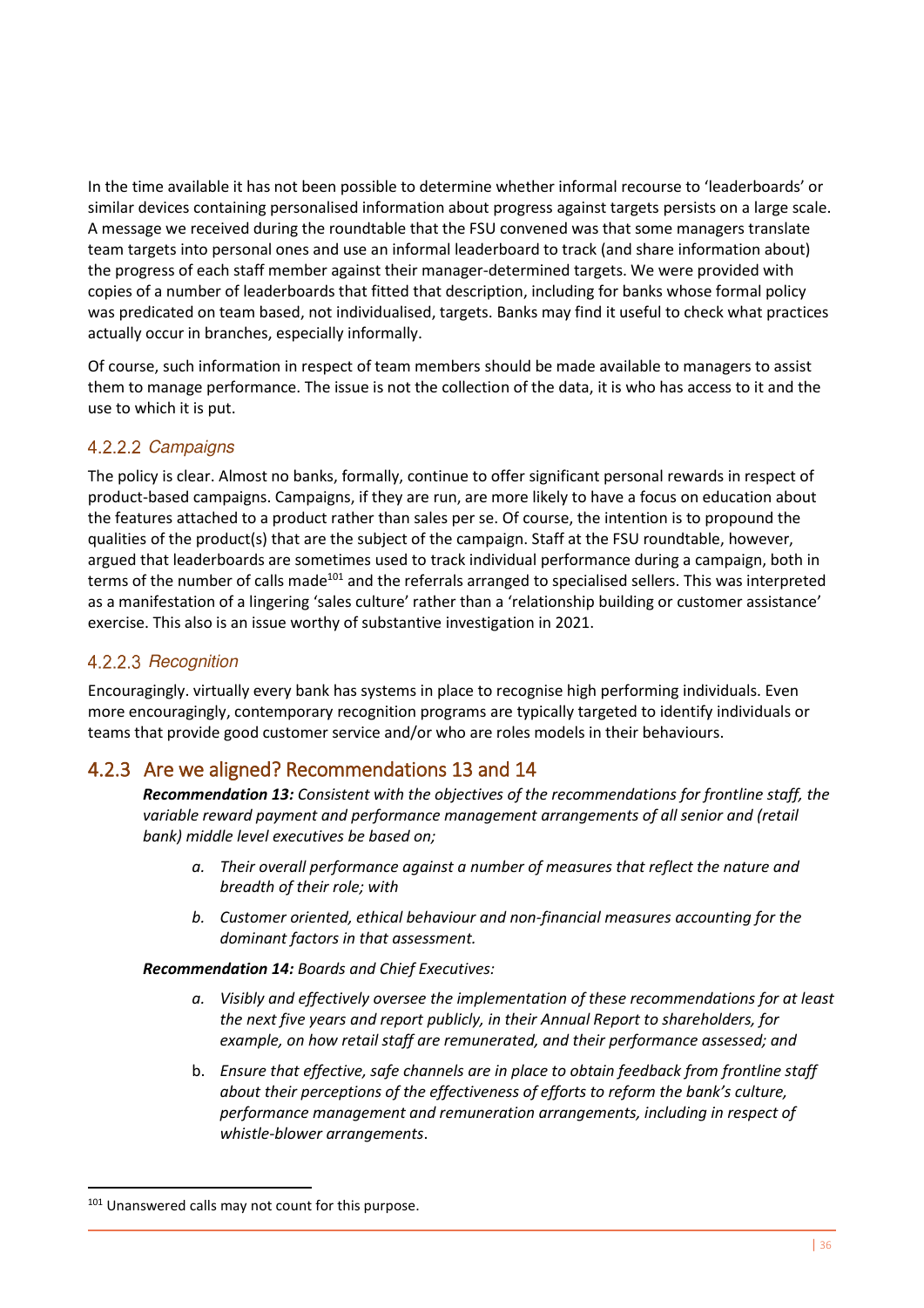In the time available it has not been possible to determine whether informal recourse to 'leaderboards' or similar devices containing personalised information about progress against targets persists on a large scale. A message we received during the roundtable that the FSU convened was that some managers translate team targets into personal ones and use an informal leaderboard to track (and share information about) the progress of each staff member against their manager-determined targets. We were provided with copies of a number of leaderboards that fitted that description, including for banks whose formal policy was predicated on team based, not individualised, targets. Banks may find it useful to check what practices actually occur in branches, especially informally.

Of course, such information in respect of team members should be made available to managers to assist them to manage performance. The issue is not the collection of the data, it is who has access to it and the use to which it is put.

#### 4.2.2.2 *Campaigns*

The policy is clear. Almost no banks, formally, continue to offer significant personal rewards in respect of product-based campaigns. Campaigns, if they are run, are more likely to have a focus on education about the features attached to a product rather than sales per se. Of course, the intention is to propound the qualities of the product(s) that are the subject of the campaign. Staff at the FSU roundtable, however, argued that leaderboards are sometimes used to track individual performance during a campaign, both in terms of the number of calls made[101] and the referrals arranged to specialised sellers. This was interpreted as a manifestation of a lingering 'sales culture' rather than a 'relationship building or customer assistance' exercise. This also is an issue worthy of substantive investigation in 2021.

#### 4.2.2.3 *Recognition*

Encouragingly. virtually every bank has systems in place to recognise high performing individuals. Even more encouragingly, contemporary recognition programs are typically targeted to identify individuals or teams that provide good customer service and/or who are roles models in their behaviours.

### 4.2.3 Are we aligned? Recommendations 13 and 14

***Recommendation 13:*** *Consistent with the objectives of the recommendations for frontline staff, the variable reward payment and performance management arrangements of all senior and (retail bank) middle level executives be based on;*

- a. *Their overall performance against a number of measures that reflect the nature and breadth of their role; with*
- b. *Customer oriented, ethical behaviour and non-financial measures accounting for the dominant factors in that assessment.*

***Recommendation 14:*** *Boards and Chief Executives:*

- a. *Visibly and effectively oversee the implementation of these recommendations for at least the next five years and report publicly, in their Annual Report to shareholders, for example, on how retail staff are remunerated, and their performance assessed; and*
- b. *Ensure that effective, safe channels are in place to obtain feedback from frontline staff about their perceptions of the effectiveness of efforts to reform the bank's culture, performance management and remuneration arrangements, including in respect of whistle-blower arrangements*.

[101] Unanswered calls may not count for this purpose.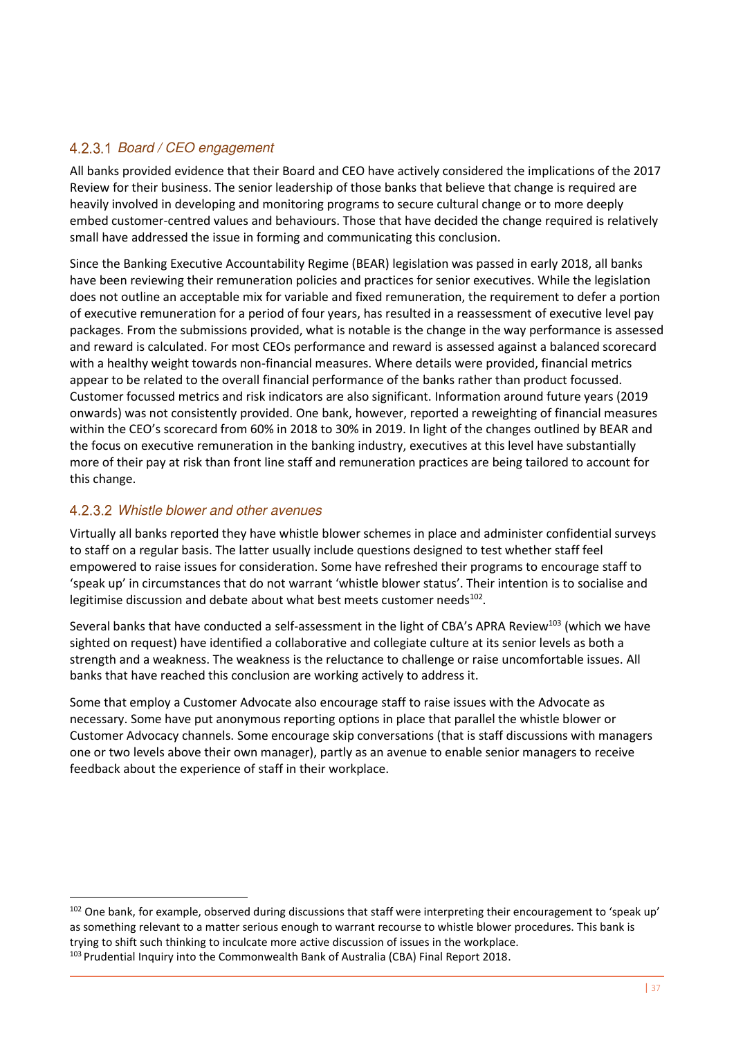#### 4.2.3.1 *Board / CEO engagement*

All banks provided evidence that their Board and CEO have actively considered the implications of the 2017 Review for their business. The senior leadership of those banks that believe that change is required are heavily involved in developing and monitoring programs to secure cultural change or to more deeply embed customer-centred values and behaviours. Those that have decided the change required is relatively small have addressed the issue in forming and communicating this conclusion.

Since the Banking Executive Accountability Regime (BEAR) legislation was passed in early 2018, all banks have been reviewing their remuneration policies and practices for senior executives. While the legislation does not outline an acceptable mix for variable and fixed remuneration, the requirement to defer a portion of executive remuneration for a period of four years, has resulted in a reassessment of executive level pay packages. From the submissions provided, what is notable is the change in the way performance is assessed and reward is calculated. For most CEOs performance and reward is assessed against a balanced scorecard with a healthy weight towards non-financial measures. Where details were provided, financial metrics appear to be related to the overall financial performance of the banks rather than product focussed. Customer focussed metrics and risk indicators are also significant. Information around future years (2019 onwards) was not consistently provided. One bank, however, reported a reweighting of financial measures within the CEO's scorecard from 60% in 2018 to 30% in 2019. In light of the changes outlined by BEAR and the focus on executive remuneration in the banking industry, executives at this level have substantially more of their pay at risk than front line staff and remuneration practices are being tailored to account for this change.

#### 4.2.3.2 *Whistle blower and other avenues*

Virtually all banks reported they have whistle blower schemes in place and administer confidential surveys to staff on a regular basis. The latter usually include questions designed to test whether staff feel empowered to raise issues for consideration. Some have refreshed their programs to encourage staff to 'speak up' in circumstances that do not warrant 'whistle blower status'. Their intention is to socialise and legitimise discussion and debate about what best meets customer needs[102].

Several banks that have conducted a self-assessment in the light of CBA's APRA Review[103] (which we have sighted on request) have identified a collaborative and collegiate culture at its senior levels as both a strength and a weakness. The weakness is the reluctance to challenge or raise uncomfortable issues. All banks that have reached this conclusion are working actively to address it.

Some that employ a Customer Advocate also encourage staff to raise issues with the Advocate as necessary. Some have put anonymous reporting options in place that parallel the whistle blower or Customer Advocacy channels. Some encourage skip conversations (that is staff discussions with managers one or two levels above their own manager), partly as an avenue to enable senior managers to receive feedback about the experience of staff in their workplace.

---

[102] One bank, for example, observed during discussions that staff were interpreting their encouragement to 'speak up' as something relevant to a matter serious enough to warrant recourse to whistle blower procedures. This bank is trying to shift such thinking to inculcate more active discussion of issues in the workplace.

[103] Prudential Inquiry into the Commonwealth Bank of Australia (CBA) Final Report 2018.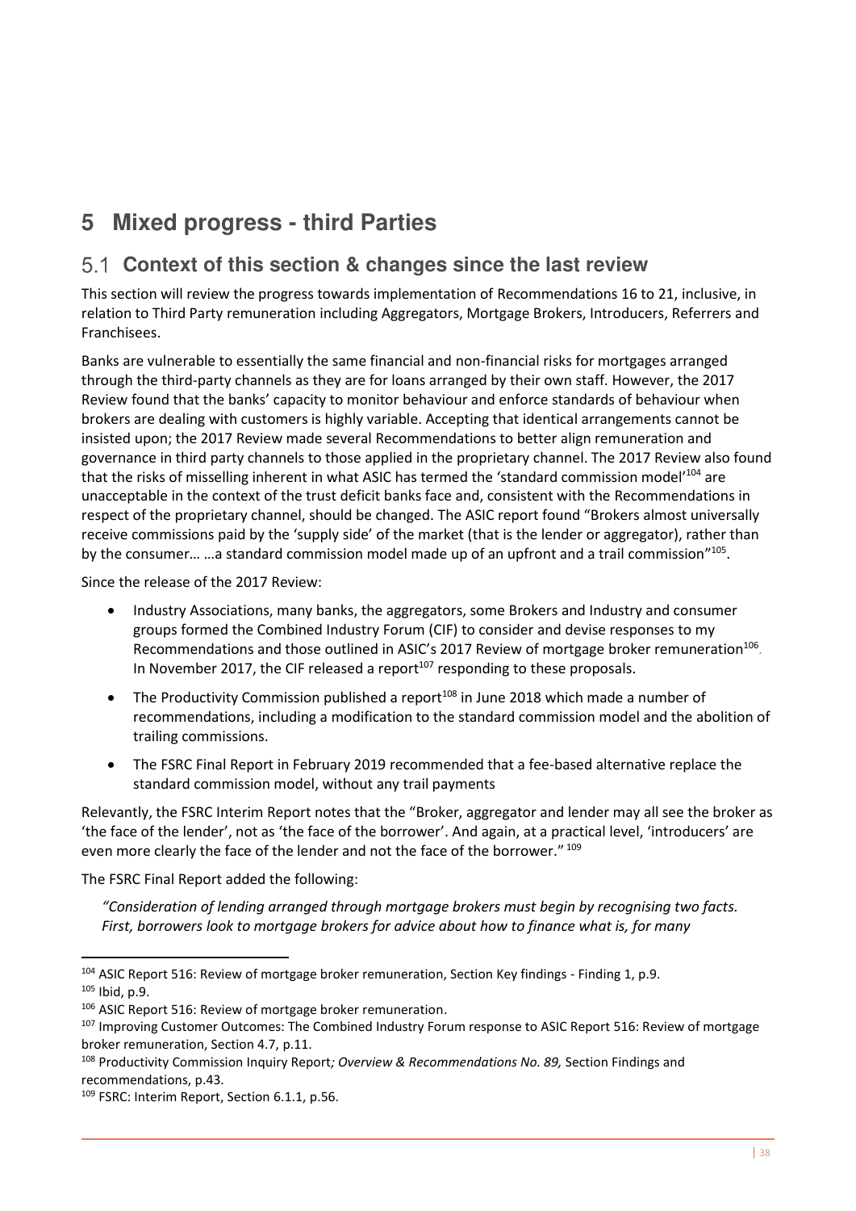# 5 Mixed progress - third Parties

## 5.1 Context of this section & changes since the last review

This section will review the progress towards implementation of Recommendations 16 to 21, inclusive, in relation to Third Party remuneration including Aggregators, Mortgage Brokers, Introducers, Referrers and Franchisees.

Banks are vulnerable to essentially the same financial and non-financial risks for mortgages arranged through the third-party channels as they are for loans arranged by their own staff. However, the 2017 Review found that the banks' capacity to monitor behaviour and enforce standards of behaviour when brokers are dealing with customers is highly variable. Accepting that identical arrangements cannot be insisted upon; the 2017 Review made several Recommendations to better align remuneration and governance in third party channels to those applied in the proprietary channel. The 2017 Review also found that the risks of misselling inherent in what ASIC has termed the 'standard commission model'[104] are unacceptable in the context of the trust deficit banks face and, consistent with the Recommendations in respect of the proprietary channel, should be changed. The ASIC report found "Brokers almost universally receive commissions paid by the 'supply side' of the market (that is the lender or aggregator), rather than by the consumer… …a standard commission model made up of an upfront and a trail commission"[105].

Since the release of the 2017 Review:

- Industry Associations, many banks, the aggregators, some Brokers and Industry and consumer groups formed the Combined Industry Forum (CIF) to consider and devise responses to my Recommendations and those outlined in ASIC's 2017 Review of mortgage broker remuneration[106]. In November 2017, the CIF released a report[107] responding to these proposals.
- The Productivity Commission published a report[108] in June 2018 which made a number of recommendations, including a modification to the standard commission model and the abolition of trailing commissions.
- The FSRC Final Report in February 2019 recommended that a fee-based alternative replace the standard commission model, without any trail payments

Relevantly, the FSRC Interim Report notes that the "Broker, aggregator and lender may all see the broker as 'the face of the lender', not as 'the face of the borrower'. And again, at a practical level, 'introducers' are even more clearly the face of the lender and not the face of the borrower." [109]

The FSRC Final Report added the following:

*"Consideration of lending arranged through mortgage brokers must begin by recognising two facts. First, borrowers look to mortgage brokers for advice about how to finance what is, for many*

---

[104] ASIC Report 516: Review of mortgage broker remuneration, Section Key findings - Finding 1, p.9.

[105] Ibid, p.9.

[106] ASIC Report 516: Review of mortgage broker remuneration.

[107] Improving Customer Outcomes: The Combined Industry Forum response to ASIC Report 516: Review of mortgage broker remuneration, Section 4.7, p.11.

[108] Productivity Commission Inquiry Report*; Overview & Recommendations No. 89,* Section Findings and recommendations, p.43.

[109] FSRC: Interim Report, Section 6.1.1, p.56.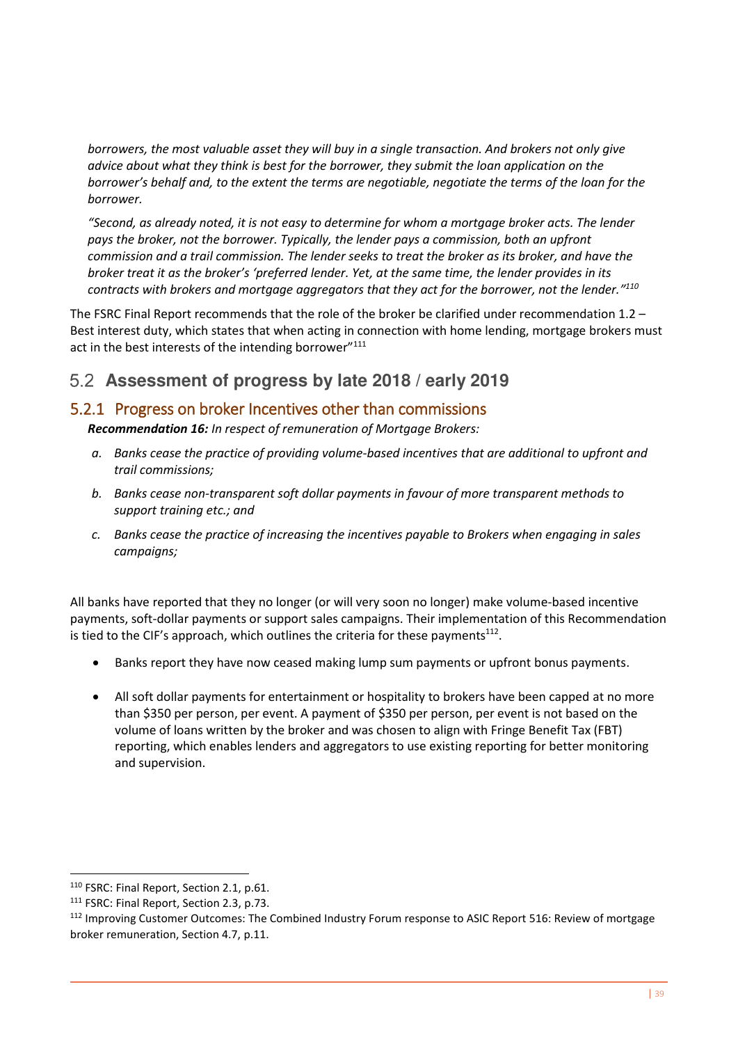*borrowers, the most valuable asset they will buy in a single transaction. And brokers not only give advice about what they think is best for the borrower, they submit the loan application on the borrower's behalf and, to the extent the terms are negotiable, negotiate the terms of the loan for the borrower.*

*"Second, as already noted, it is not easy to determine for whom a mortgage broker acts. The lender pays the broker, not the borrower. Typically, the lender pays a commission, both an upfront commission and a trail commission. The lender seeks to treat the broker as its broker, and have the broker treat it as the broker's 'preferred lender. Yet, at the same time, the lender provides in its contracts with brokers and mortgage aggregators that they act for the borrower, not the lender."*[110]

The FSRC Final Report recommends that the role of the broker be clarified under recommendation 1.2 – Best interest duty, which states that when acting in connection with home lending, mortgage brokers must act in the best interests of the intending borrower"[111]

## 5.2 Assessment of progress by late 2018 / early 2019

### 5.2.1 Progress on broker Incentives other than commissions

***Recommendation 16:*** *In respect of remuneration of Mortgage Brokers:*

- *a. Banks cease the practice of providing volume-based incentives that are additional to upfront and trail commissions;*
- *b. Banks cease non-transparent soft dollar payments in favour of more transparent methods to support training etc.; and*
- *c. Banks cease the practice of increasing the incentives payable to Brokers when engaging in sales campaigns;*

All banks have reported that they no longer (or will very soon no longer) make volume-based incentive payments, soft-dollar payments or support sales campaigns. Their implementation of this Recommendation is tied to the CIF's approach, which outlines the criteria for these payments[112].

- Banks report they have now ceased making lump sum payments or upfront bonus payments.
- All soft dollar payments for entertainment or hospitality to brokers have been capped at no more than $350 per person, per event. A payment of $350 per person, per event is not based on the volume of loans written by the broker and was chosen to align with Fringe Benefit Tax (FBT) reporting, which enables lenders and aggregators to use existing reporting for better monitoring and supervision.

---

[110] FSRC: Final Report, Section 2.1, p.61.

[111] FSRC: Final Report, Section 2.3, p.73.

[112] Improving Customer Outcomes: The Combined Industry Forum response to ASIC Report 516: Review of mortgage broker remuneration, Section 4.7, p.11.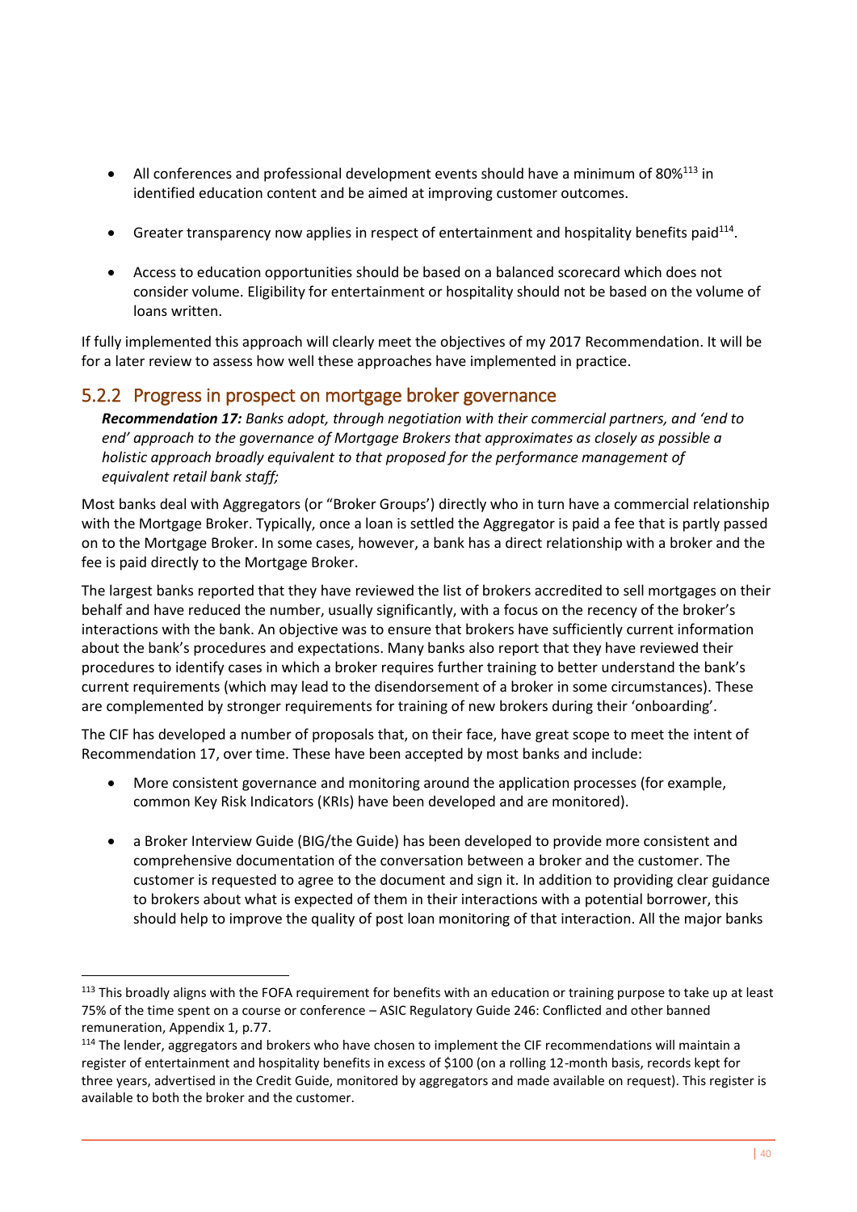- All conferences and professional development events should have a minimum of 80%[113] in identified education content and be aimed at improving customer outcomes.

- Greater transparency now applies in respect of entertainment and hospitality benefits paid[114].

- Access to education opportunities should be based on a balanced scorecard which does not consider volume. Eligibility for entertainment or hospitality should not be based on the volume of loans written.

If fully implemented this approach will clearly meet the objectives of my 2017 Recommendation. It will be for a later review to assess how well these approaches have implemented in practice.

### 5.2.2 Progress in prospect on mortgage broker governance

***Recommendation 17:*** *Banks adopt, through negotiation with their commercial partners, and 'end to end' approach to the governance of Mortgage Brokers that approximates as closely as possible a holistic approach broadly equivalent to that proposed for the performance management of equivalent retail bank staff;*

Most banks deal with Aggregators (or "Broker Groups') directly who in turn have a commercial relationship with the Mortgage Broker. Typically, once a loan is settled the Aggregator is paid a fee that is partly passed on to the Mortgage Broker. In some cases, however, a bank has a direct relationship with a broker and the fee is paid directly to the Mortgage Broker.

The largest banks reported that they have reviewed the list of brokers accredited to sell mortgages on their behalf and have reduced the number, usually significantly, with a focus on the recency of the broker's interactions with the bank. An objective was to ensure that brokers have sufficiently current information about the bank's procedures and expectations. Many banks also report that they have reviewed their procedures to identify cases in which a broker requires further training to better understand the bank's current requirements (which may lead to the disendorsement of a broker in some circumstances). These are complemented by stronger requirements for training of new brokers during their 'onboarding'.

The CIF has developed a number of proposals that, on their face, have great scope to meet the intent of Recommendation 17, over time. These have been accepted by most banks and include:

- More consistent governance and monitoring around the application processes (for example, common Key Risk Indicators (KRIs) have been developed and are monitored).

- a Broker Interview Guide (BIG/the Guide) has been developed to provide more consistent and comprehensive documentation of the conversation between a broker and the customer. The customer is requested to agree to the document and sign it. In addition to providing clear guidance to brokers about what is expected of them in their interactions with a potential borrower, this should help to improve the quality of post loan monitoring of that interaction. All the major banks

---

[113] This broadly aligns with the FOFA requirement for benefits with an education or training purpose to take up at least 75% of the time spent on a course or conference – ASIC Regulatory Guide 246: Conflicted and other banned remuneration, Appendix 1, p.77.

[114] The lender, aggregators and brokers who have chosen to implement the CIF recommendations will maintain a register of entertainment and hospitality benefits in excess of $100 (on a rolling 12-month basis, records kept for three years, advertised in the Credit Guide, monitored by aggregators and made available on request). This register is available to both the broker and the customer.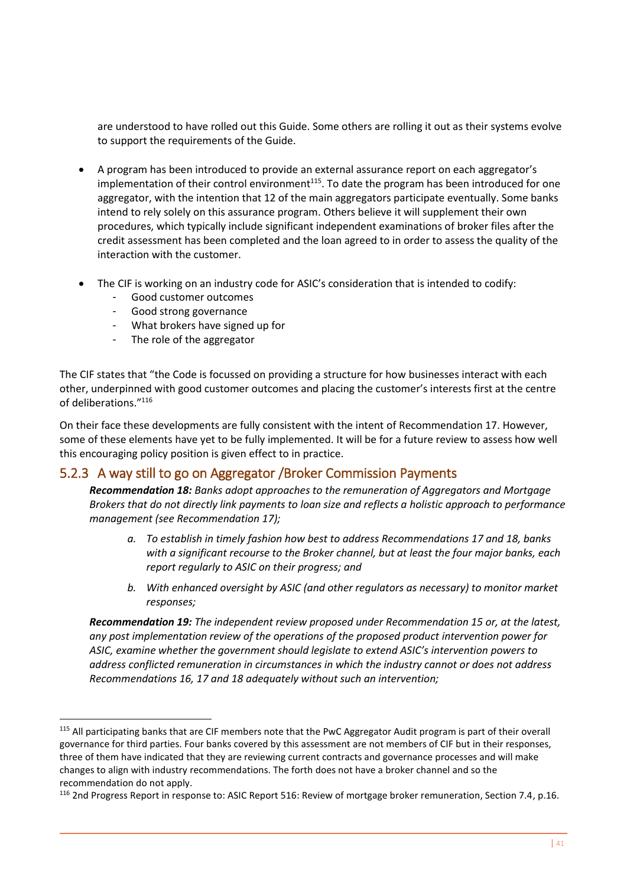are understood to have rolled out this Guide. Some others are rolling it out as their systems evolve to support the requirements of the Guide.

- A program has been introduced to provide an external assurance report on each aggregator's implementation of their control environment[115]. To date the program has been introduced for one aggregator, with the intention that 12 of the main aggregators participate eventually. Some banks intend to rely solely on this assurance program. Others believe it will supplement their own procedures, which typically include significant independent examinations of broker files after the credit assessment has been completed and the loan agreed to in order to assess the quality of the interaction with the customer.

- The CIF is working on an industry code for ASIC's consideration that is intended to codify:
  - Good customer outcomes
  - Good strong governance
  - What brokers have signed up for
  - The role of the aggregator

The CIF states that "the Code is focussed on providing a structure for how businesses interact with each other, underpinned with good customer outcomes and placing the customer's interests first at the centre of deliberations."[116]

On their face these developments are fully consistent with the intent of Recommendation 17. However, some of these elements have yet to be fully implemented. It will be for a future review to assess how well this encouraging policy position is given effect to in practice.

### 5.2.3 A way still to go on Aggregator /Broker Commission Payments

***Recommendation 18:*** *Banks adopt approaches to the remuneration of Aggregators and Mortgage Brokers that do not directly link payments to loan size and reflects a holistic approach to performance management (see Recommendation 17);*

> *a. To establish in timely fashion how best to address Recommendations 17 and 18, banks with a significant recourse to the Broker channel, but at least the four major banks, each report regularly to ASIC on their progress; and*
>
> *b. With enhanced oversight by ASIC (and other regulators as necessary) to monitor market responses;*

***Recommendation 19:*** *The independent review proposed under Recommendation 15 or, at the latest, any post implementation review of the operations of the proposed product intervention power for ASIC, examine whether the government should legislate to extend ASIC's intervention powers to address conflicted remuneration in circumstances in which the industry cannot or does not address Recommendations 16, 17 and 18 adequately without such an intervention;*

---

[115] All participating banks that are CIF members note that the PwC Aggregator Audit program is part of their overall governance for third parties. Four banks covered by this assessment are not members of CIF but in their responses, three of them have indicated that they are reviewing current contracts and governance processes and will make changes to align with industry recommendations. The forth does not have a broker channel and so the recommendation do not apply.

[116] 2nd Progress Report in response to: ASIC Report 516: Review of mortgage broker remuneration, Section 7.4, p.16.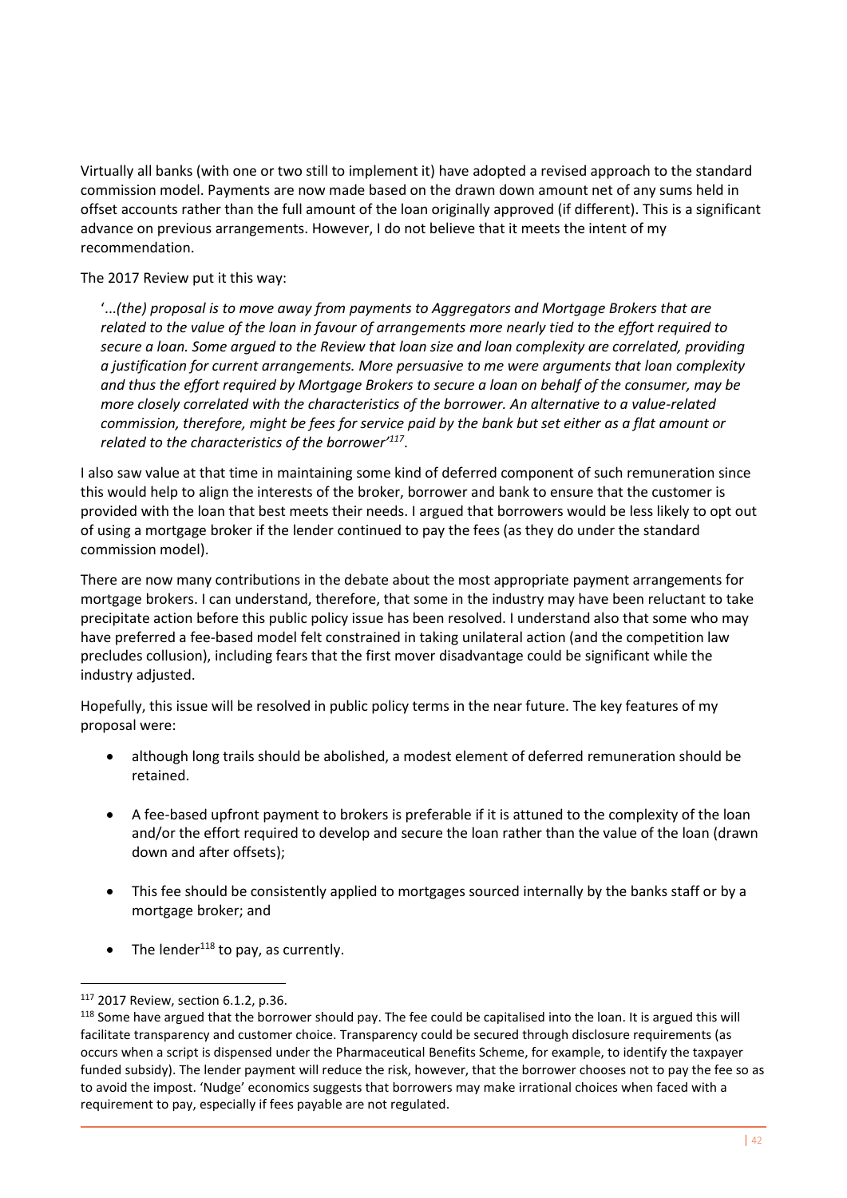Virtually all banks (with one or two still to implement it) have adopted a revised approach to the standard commission model. Payments are now made based on the drawn down amount net of any sums held in offset accounts rather than the full amount of the loan originally approved (if different). This is a significant advance on previous arrangements. However, I do not believe that it meets the intent of my recommendation.

The 2017 Review put it this way:

> '...*(the) proposal is to move away from payments to Aggregators and Mortgage Brokers that are related to the value of the loan in favour of arrangements more nearly tied to the effort required to secure a loan. Some argued to the Review that loan size and loan complexity are correlated, providing a justification for current arrangements. More persuasive to me were arguments that loan complexity and thus the effort required by Mortgage Brokers to secure a loan on behalf of the consumer, may be more closely correlated with the characteristics of the borrower. An alternative to a value-related commission, therefore, might be fees for service paid by the bank but set either as a flat amount or related to the characteristics of the borrower'*[117].

I also saw value at that time in maintaining some kind of deferred component of such remuneration since this would help to align the interests of the broker, borrower and bank to ensure that the customer is provided with the loan that best meets their needs. I argued that borrowers would be less likely to opt out of using a mortgage broker if the lender continued to pay the fees (as they do under the standard commission model).

There are now many contributions in the debate about the most appropriate payment arrangements for mortgage brokers. I can understand, therefore, that some in the industry may have been reluctant to take precipitate action before this public policy issue has been resolved. I understand also that some who may have preferred a fee-based model felt constrained in taking unilateral action (and the competition law precludes collusion), including fears that the first mover disadvantage could be significant while the industry adjusted.

Hopefully, this issue will be resolved in public policy terms in the near future. The key features of my proposal were:

- although long trails should be abolished, a modest element of deferred remuneration should be retained.
- A fee-based upfront payment to brokers is preferable if it is attuned to the complexity of the loan and/or the effort required to develop and secure the loan rather than the value of the loan (drawn down and after offsets);
- This fee should be consistently applied to mortgages sourced internally by the banks staff or by a mortgage broker; and
- The lender[118] to pay, as currently.

[117] 2017 Review, section 6.1.2, p.36.

[118] Some have argued that the borrower should pay. The fee could be capitalised into the loan. It is argued this will facilitate transparency and customer choice. Transparency could be secured through disclosure requirements (as occurs when a script is dispensed under the Pharmaceutical Benefits Scheme, for example, to identify the taxpayer funded subsidy). The lender payment will reduce the risk, however, that the borrower chooses not to pay the fee so as to avoid the impost. 'Nudge' economics suggests that borrowers may make irrational choices when faced with a requirement to pay, especially if fees payable are not regulated.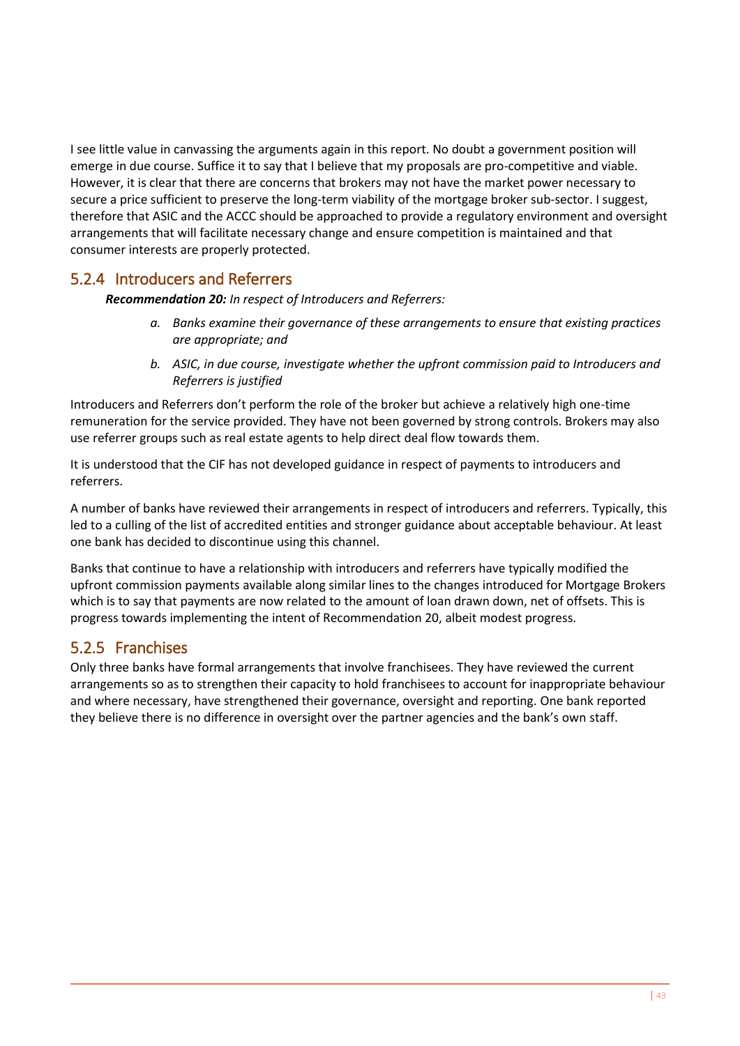I see little value in canvassing the arguments again in this report. No doubt a government position will emerge in due course. Suffice it to say that I believe that my proposals are pro-competitive and viable. However, it is clear that there are concerns that brokers may not have the market power necessary to secure a price sufficient to preserve the long-term viability of the mortgage broker sub-sector. I suggest, therefore that ASIC and the ACCC should be approached to provide a regulatory environment and oversight arrangements that will facilitate necessary change and ensure competition is maintained and that consumer interests are properly protected.

### 5.2.4 Introducers and Referrers

***Recommendation 20:*** *In respect of Introducers and Referrers:*

- *a. Banks examine their governance of these arrangements to ensure that existing practices are appropriate; and*
- *b. ASIC, in due course, investigate whether the upfront commission paid to Introducers and Referrers is justified*

Introducers and Referrers don't perform the role of the broker but achieve a relatively high one-time remuneration for the service provided. They have not been governed by strong controls. Brokers may also use referrer groups such as real estate agents to help direct deal flow towards them.

It is understood that the CIF has not developed guidance in respect of payments to introducers and referrers.

A number of banks have reviewed their arrangements in respect of introducers and referrers. Typically, this led to a culling of the list of accredited entities and stronger guidance about acceptable behaviour. At least one bank has decided to discontinue using this channel.

Banks that continue to have a relationship with introducers and referrers have typically modified the upfront commission payments available along similar lines to the changes introduced for Mortgage Brokers which is to say that payments are now related to the amount of loan drawn down, net of offsets. This is progress towards implementing the intent of Recommendation 20, albeit modest progress.

### 5.2.5 Franchises

Only three banks have formal arrangements that involve franchisees. They have reviewed the current arrangements so as to strengthen their capacity to hold franchisees to account for inappropriate behaviour and where necessary, have strengthened their governance, oversight and reporting. One bank reported they believe there is no difference in oversight over the partner agencies and the bank's own staff.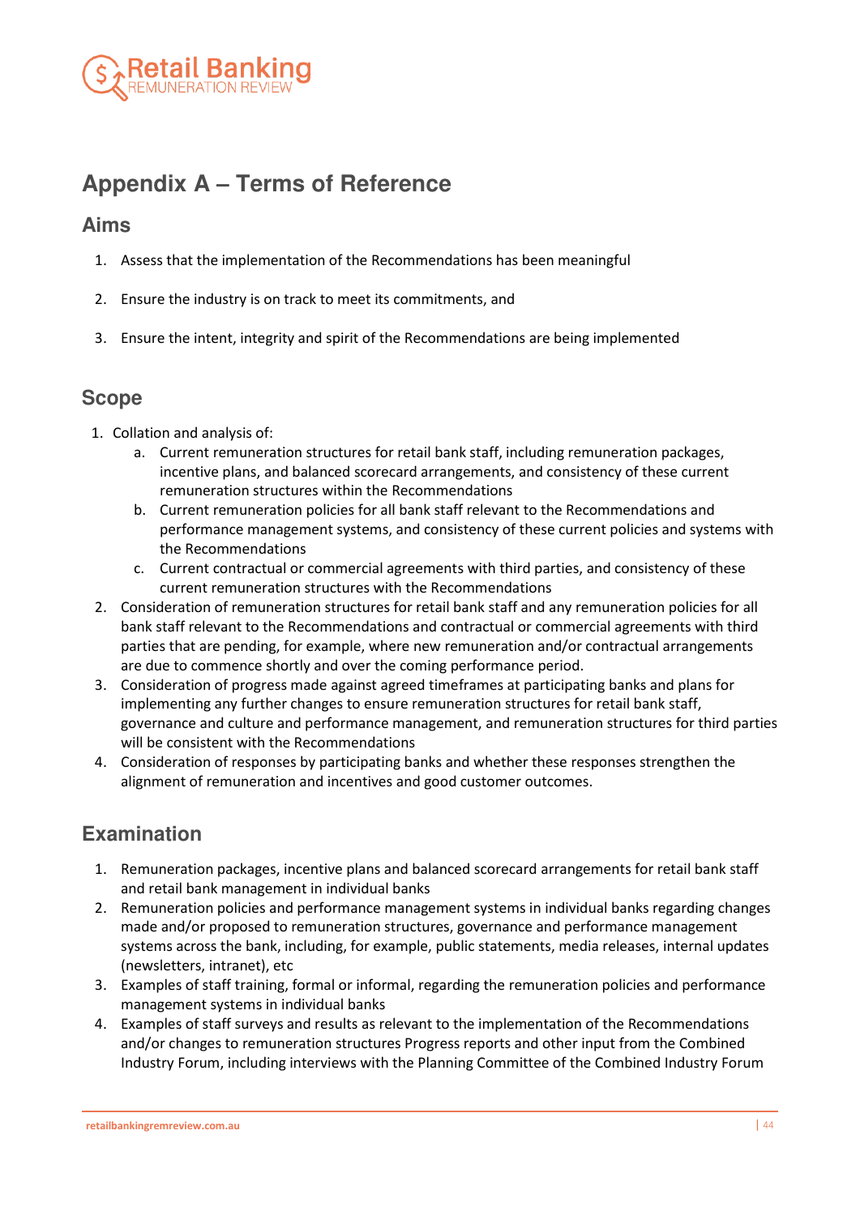# Appendix A – Terms of Reference

## Aims

1. Assess that the implementation of the Recommendations has been meaningful
2. Ensure the industry is on track to meet its commitments, and
3. Ensure the intent, integrity and spirit of the Recommendations are being implemented

## Scope

1. Collation and analysis of:
    a. Current remuneration structures for retail bank staff, including remuneration packages, incentive plans, and balanced scorecard arrangements, and consistency of these current remuneration structures within the Recommendations
    b. Current remuneration policies for all bank staff relevant to the Recommendations and performance management systems, and consistency of these current policies and systems with the Recommendations
    c. Current contractual or commercial agreements with third parties, and consistency of these current remuneration structures with the Recommendations
2. Consideration of remuneration structures for retail bank staff and any remuneration policies for all bank staff relevant to the Recommendations and contractual or commercial agreements with third parties that are pending, for example, where new remuneration and/or contractual arrangements are due to commence shortly and over the coming performance period.
3. Consideration of progress made against agreed timeframes at participating banks and plans for implementing any further changes to ensure remuneration structures for retail bank staff, governance and culture and performance management, and remuneration structures for third parties will be consistent with the Recommendations
4. Consideration of responses by participating banks and whether these responses strengthen the alignment of remuneration and incentives and good customer outcomes.

## Examination

1. Remuneration packages, incentive plans and balanced scorecard arrangements for retail bank staff and retail bank management in individual banks
2. Remuneration policies and performance management systems in individual banks regarding changes made and/or proposed to remuneration structures, governance and performance management systems across the bank, including, for example, public statements, media releases, internal updates (newsletters, intranet), etc
3. Examples of staff training, formal or informal, regarding the remuneration policies and performance management systems in individual banks
4. Examples of staff surveys and results as relevant to the implementation of the Recommendations and/or changes to remuneration structures Progress reports and other input from the Combined Industry Forum, including interviews with the Planning Committee of the Combined Industry Forum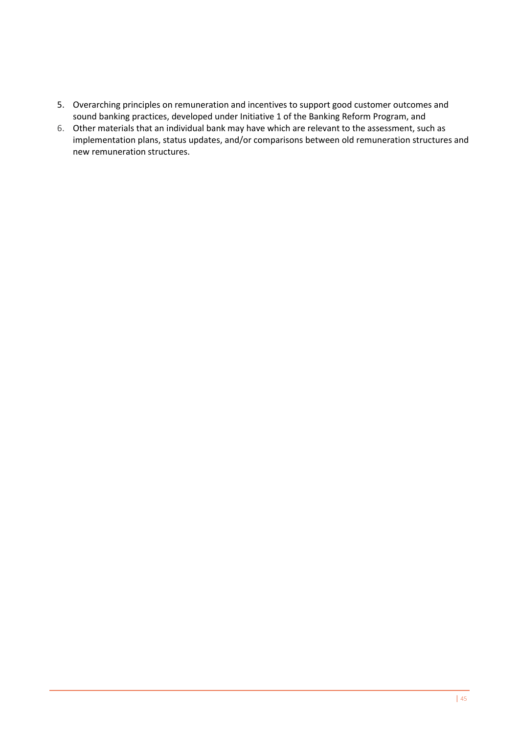5. Overarching principles on remuneration and incentives to support good customer outcomes and sound banking practices, developed under Initiative 1 of the Banking Reform Program, and
6. Other materials that an individual bank may have which are relevant to the assessment, such as implementation plans, status updates, and/or comparisons between old remuneration structures and new remuneration structures.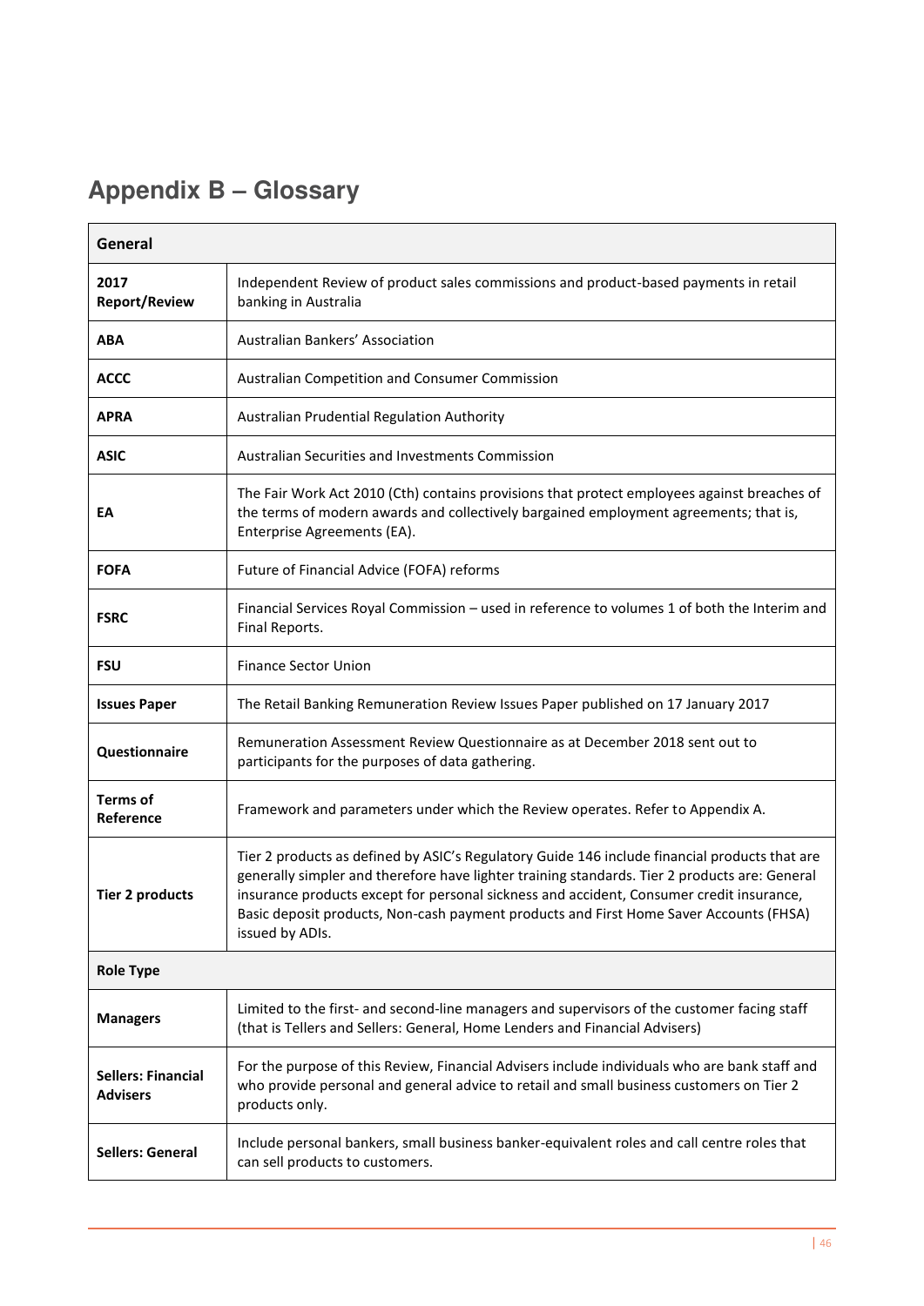## Appendix B – Glossary

| General | |
|---|---|
| **2017 Report/Review** | Independent Review of product sales commissions and product-based payments in retail banking in Australia |
| **ABA** | Australian Bankers' Association |
| **ACCC** | Australian Competition and Consumer Commission |
| **APRA** | Australian Prudential Regulation Authority |
| **ASIC** | Australian Securities and Investments Commission |
| **EA** | The Fair Work Act 2010 (Cth) contains provisions that protect employees against breaches of the terms of modern awards and collectively bargained employment agreements; that is, Enterprise Agreements (EA). |
| **FOFA** | Future of Financial Advice (FOFA) reforms |
| **FSRC** | Financial Services Royal Commission – used in reference to volumes 1 of both the Interim and Final Reports. |
| **FSU** | Finance Sector Union |
| **Issues Paper** | The Retail Banking Remuneration Review Issues Paper published on 17 January 2017 |
| **Questionnaire** | Remuneration Assessment Review Questionnaire as at December 2018 sent out to participants for the purposes of data gathering. |
| **Terms of Reference** | Framework and parameters under which the Review operates. Refer to Appendix A. |
| **Tier 2 products** | Tier 2 products as defined by ASIC's Regulatory Guide 146 include financial products that are generally simpler and therefore have lighter training standards. Tier 2 products are: General insurance products except for personal sickness and accident, Consumer credit insurance, Basic deposit products, Non-cash payment products and First Home Saver Accounts (FHSA) issued by ADIs. |
| **Role Type** | |
| **Managers** | Limited to the first- and second-line managers and supervisors of the customer facing staff (that is Tellers and Sellers: General, Home Lenders and Financial Advisers) |
| **Sellers: Financial Advisers** | For the purpose of this Review, Financial Advisers include individuals who are bank staff and who provide personal and general advice to retail and small business customers on Tier 2 products only. |
| **Sellers: General** | Include personal bankers, small business banker-equivalent roles and call centre roles that can sell products to customers. |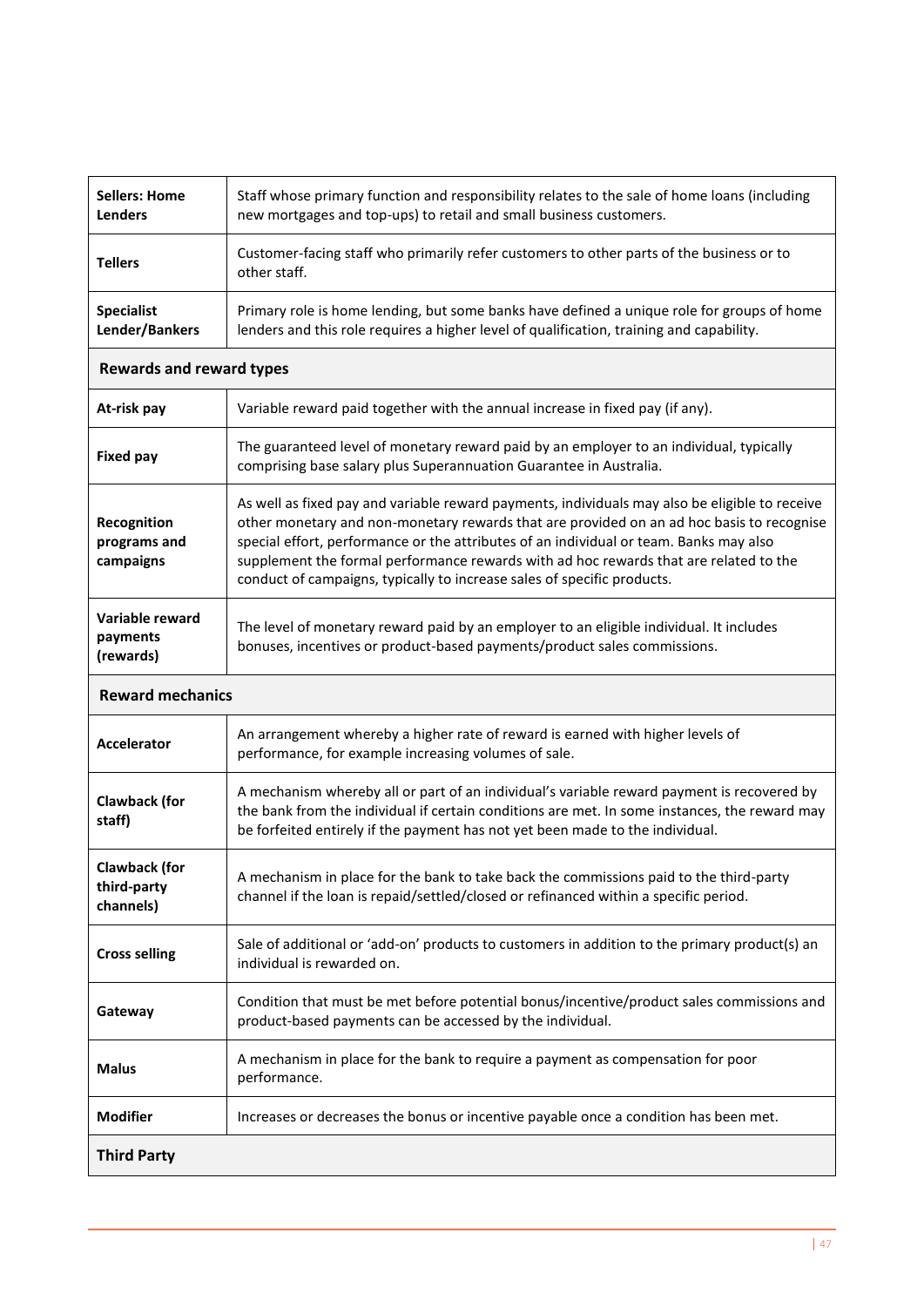| | |
|---|---|
| **Sellers: Home Lenders** | Staff whose primary function and responsibility relates to the sale of home loans (including new mortgages and top-ups) to retail and small business customers. |
| **Tellers** | Customer-facing staff who primarily refer customers to other parts of the business or to other staff. |
| **Specialist Lender/Bankers** | Primary role is home lending, but some banks have defined a unique role for groups of home lenders and this role requires a higher level of qualification, training and capability. |
| **Rewards and reward types** | |
| **At-risk pay** | Variable reward paid together with the annual increase in fixed pay (if any). |
| **Fixed pay** | The guaranteed level of monetary reward paid by an employer to an individual, typically comprising base salary plus Superannuation Guarantee in Australia. |
| **Recognition programs and campaigns** | As well as fixed pay and variable reward payments, individuals may also be eligible to receive other monetary and non-monetary rewards that are provided on an ad hoc basis to recognise special effort, performance or the attributes of an individual or team. Banks may also supplement the formal performance rewards with ad hoc rewards that are related to the conduct of campaigns, typically to increase sales of specific products. |
| **Variable reward payments (rewards)** | The level of monetary reward paid by an employer to an eligible individual. It includes bonuses, incentives or product-based payments/product sales commissions. |
| **Reward mechanics** | |
| **Accelerator** | An arrangement whereby a higher rate of reward is earned with higher levels of performance, for example increasing volumes of sale. |
| **Clawback (for staff)** | A mechanism whereby all or part of an individual's variable reward payment is recovered by the bank from the individual if certain conditions are met. In some instances, the reward may be forfeited entirely if the payment has not yet been made to the individual. |
| **Clawback (for third-party channels)** | A mechanism in place for the bank to take back the commissions paid to the third-party channel if the loan is repaid/settled/closed or refinanced within a specific period. |
| **Cross selling** | Sale of additional or 'add-on' products to customers in addition to the primary product(s) an individual is rewarded on. |
| **Gateway** | Condition that must be met before potential bonus/incentive/product sales commissions and product-based payments can be accessed by the individual. |
| **Malus** | A mechanism in place for the bank to require a payment as compensation for poor performance. |
| **Modifier** | Increases or decreases the bonus or incentive payable once a condition has been met. |
| **Third Party** | |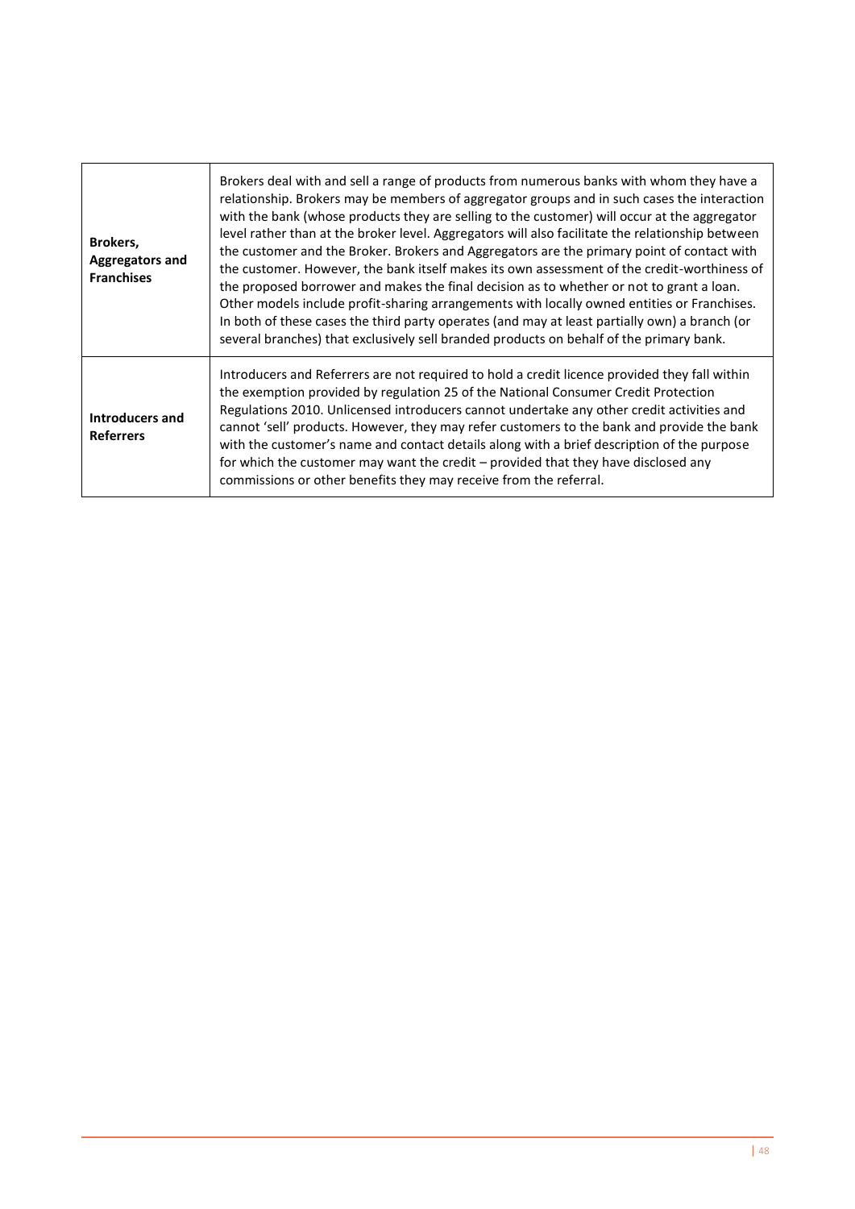| | |
|---|---|
| **Brokers, Aggregators and Franchises** | Brokers deal with and sell a range of products from numerous banks with whom they have a relationship. Brokers may be members of aggregator groups and in such cases the interaction with the bank (whose products they are selling to the customer) will occur at the aggregator level rather than at the broker level. Aggregators will also facilitate the relationship between the customer and the Broker. Brokers and Aggregators are the primary point of contact with the customer. However, the bank itself makes its own assessment of the credit-worthiness of the proposed borrower and makes the final decision as to whether or not to grant a loan. Other models include profit-sharing arrangements with locally owned entities or Franchises. In both of these cases the third party operates (and may at least partially own) a branch (or several branches) that exclusively sell branded products on behalf of the primary bank. |
| **Introducers and Referrers** | Introducers and Referrers are not required to hold a credit licence provided they fall within the exemption provided by regulation 25 of the National Consumer Credit Protection Regulations 2010. Unlicensed introducers cannot undertake any other credit activities and cannot 'sell' products. However, they may refer customers to the bank and provide the bank with the customer's name and contact details along with a brief description of the purpose for which the customer may want the credit – provided that they have disclosed any commissions or other benefits they may receive from the referral. |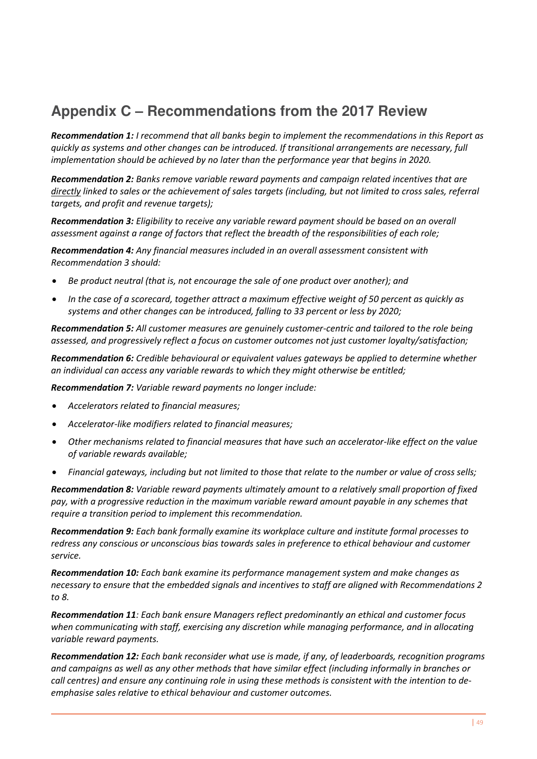## Appendix C – Recommendations from the 2017 Review

***Recommendation 1:*** *I recommend that all banks begin to implement the recommendations in this Report as quickly as systems and other changes can be introduced. If transitional arrangements are necessary, full implementation should be achieved by no later than the performance year that begins in 2020.*

***Recommendation 2:*** *Banks remove variable reward payments and campaign related incentives that are directly linked to sales or the achievement of sales targets (including, but not limited to cross sales, referral targets, and profit and revenue targets);*

***Recommendation 3:*** *Eligibility to receive any variable reward payment should be based on an overall assessment against a range of factors that reflect the breadth of the responsibilities of each role;*

***Recommendation 4:*** *Any financial measures included in an overall assessment consistent with Recommendation 3 should:*

- *Be product neutral (that is, not encourage the sale of one product over another); and*
- *In the case of a scorecard, together attract a maximum effective weight of 50 percent as quickly as systems and other changes can be introduced, falling to 33 percent or less by 2020;*

***Recommendation 5:*** *All customer measures are genuinely customer-centric and tailored to the role being assessed, and progressively reflect a focus on customer outcomes not just customer loyalty/satisfaction;*

***Recommendation 6:*** *Credible behavioural or equivalent values gateways be applied to determine whether an individual can access any variable rewards to which they might otherwise be entitled;*

***Recommendation 7:*** *Variable reward payments no longer include:*

- *Accelerators related to financial measures;*
- *Accelerator-like modifiers related to financial measures;*
- *Other mechanisms related to financial measures that have such an accelerator-like effect on the value of variable rewards available;*
- *Financial gateways, including but not limited to those that relate to the number or value of cross sells;*

***Recommendation 8:*** *Variable reward payments ultimately amount to a relatively small proportion of fixed pay, with a progressive reduction in the maximum variable reward amount payable in any schemes that require a transition period to implement this recommendation.*

***Recommendation 9:*** *Each bank formally examine its workplace culture and institute formal processes to redress any conscious or unconscious bias towards sales in preference to ethical behaviour and customer service.*

***Recommendation 10:*** *Each bank examine its performance management system and make changes as necessary to ensure that the embedded signals and incentives to staff are aligned with Recommendations 2 to 8.*

***Recommendation 11****: Each bank ensure Managers reflect predominantly an ethical and customer focus when communicating with staff, exercising any discretion while managing performance, and in allocating variable reward payments.*

***Recommendation 12:*** *Each bank reconsider what use is made, if any, of leaderboards, recognition programs and campaigns as well as any other methods that have similar effect (including informally in branches or call centres) and ensure any continuing role in using these methods is consistent with the intention to de-emphasise sales relative to ethical behaviour and customer outcomes.*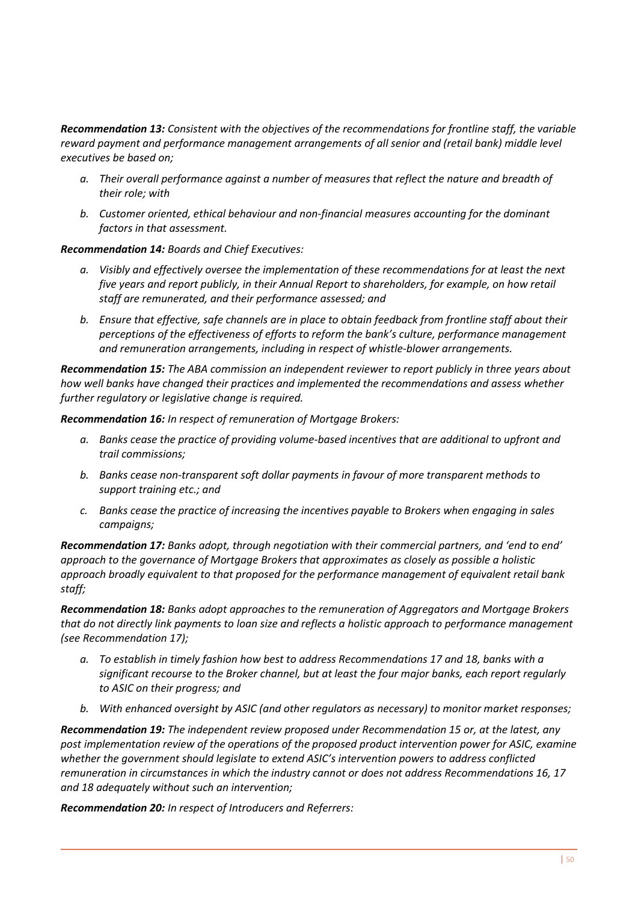***Recommendation 13:*** *Consistent with the objectives of the recommendations for frontline staff, the variable reward payment and performance management arrangements of all senior and (retail bank) middle level executives be based on;*

- *a. Their overall performance against a number of measures that reflect the nature and breadth of their role; with*
- *b. Customer oriented, ethical behaviour and non-financial measures accounting for the dominant factors in that assessment.*

***Recommendation 14:*** *Boards and Chief Executives:*

- *a. Visibly and effectively oversee the implementation of these recommendations for at least the next five years and report publicly, in their Annual Report to shareholders, for example, on how retail staff are remunerated, and their performance assessed; and*
- *b. Ensure that effective, safe channels are in place to obtain feedback from frontline staff about their perceptions of the effectiveness of efforts to reform the bank's culture, performance management and remuneration arrangements, including in respect of whistle-blower arrangements.*

***Recommendation 15:*** *The ABA commission an independent reviewer to report publicly in three years about how well banks have changed their practices and implemented the recommendations and assess whether further regulatory or legislative change is required.*

***Recommendation 16:*** *In respect of remuneration of Mortgage Brokers:*

- *a. Banks cease the practice of providing volume-based incentives that are additional to upfront and trail commissions;*
- *b. Banks cease non-transparent soft dollar payments in favour of more transparent methods to support training etc.; and*
- *c. Banks cease the practice of increasing the incentives payable to Brokers when engaging in sales campaigns;*

***Recommendation 17:*** *Banks adopt, through negotiation with their commercial partners, and 'end to end' approach to the governance of Mortgage Brokers that approximates as closely as possible a holistic approach broadly equivalent to that proposed for the performance management of equivalent retail bank staff;*

***Recommendation 18:*** *Banks adopt approaches to the remuneration of Aggregators and Mortgage Brokers that do not directly link payments to loan size and reflects a holistic approach to performance management (see Recommendation 17);*

- *a. To establish in timely fashion how best to address Recommendations 17 and 18, banks with a significant recourse to the Broker channel, but at least the four major banks, each report regularly to ASIC on their progress; and*
- *b. With enhanced oversight by ASIC (and other regulators as necessary) to monitor market responses;*

***Recommendation 19:*** *The independent review proposed under Recommendation 15 or, at the latest, any post implementation review of the operations of the proposed product intervention power for ASIC, examine whether the government should legislate to extend ASIC's intervention powers to address conflicted remuneration in circumstances in which the industry cannot or does not address Recommendations 16, 17 and 18 adequately without such an intervention;*

***Recommendation 20:*** *In respect of Introducers and Referrers:*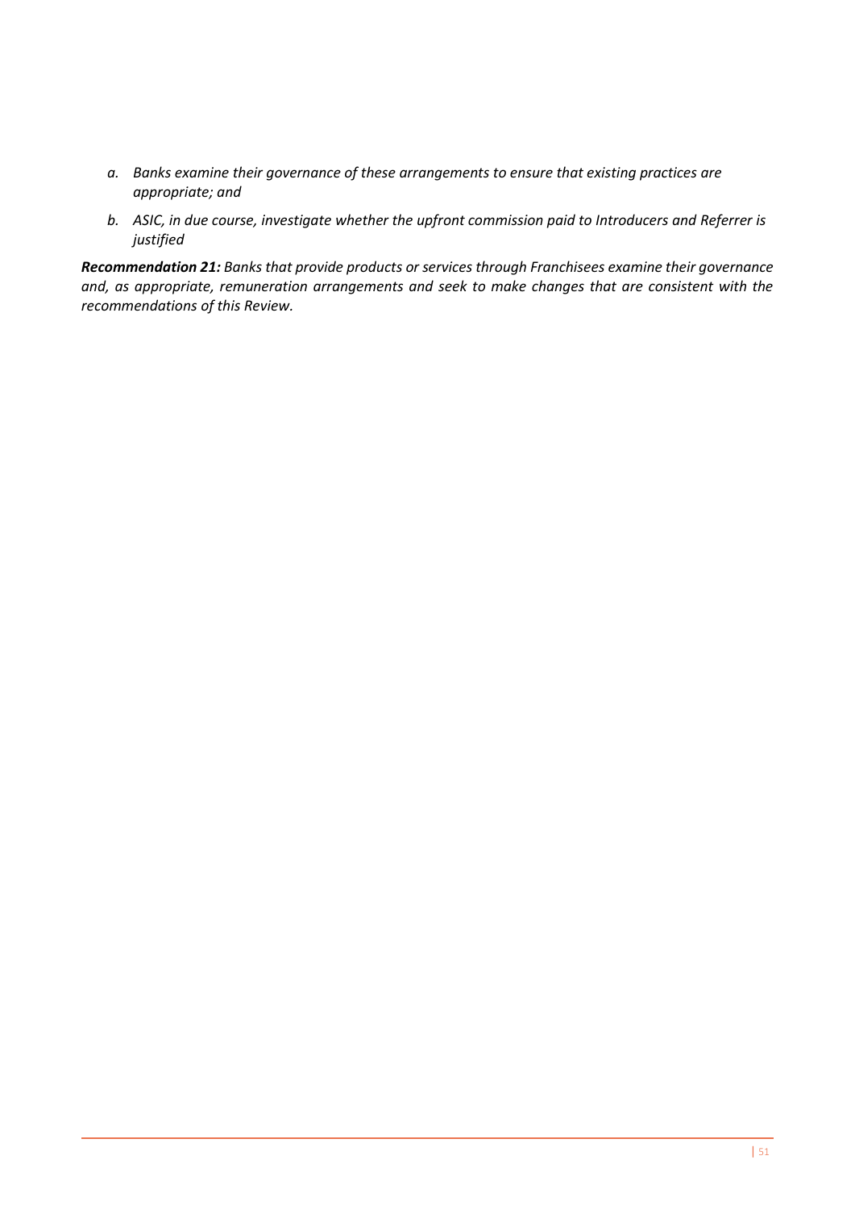*a. Banks examine their governance of these arrangements to ensure that existing practices are appropriate; and*

*b. ASIC, in due course, investigate whether the upfront commission paid to Introducers and Referrer is justified*

***Recommendation 21:*** *Banks that provide products or services through Franchisees examine their governance and, as appropriate, remuneration arrangements and seek to make changes that are consistent with the recommendations of this Review.*